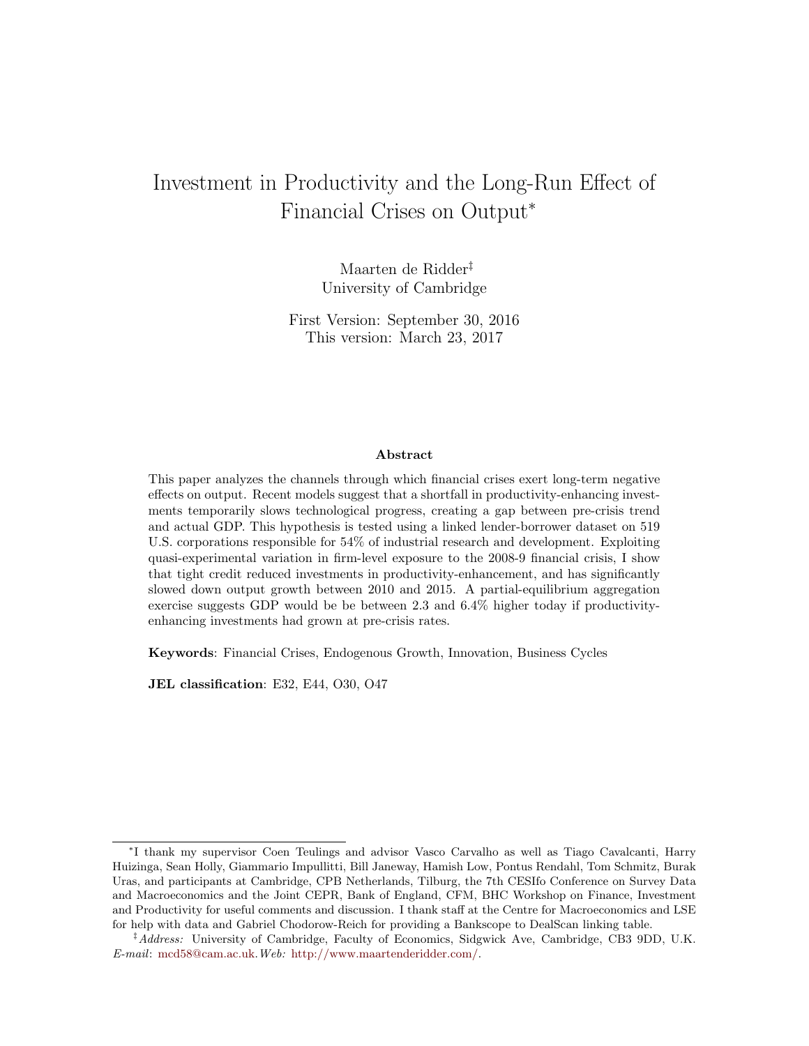# Investment in Productivity and the Long-Run Effect of Financial Crises on Output[*]

Maarten de Ridder[‡]
University of Cambridge

First Version: September 30, 2016
This version: March 23, 2017

## Abstract

This paper analyzes the channels through which financial crises exert long-term negative effects on output. Recent models suggest that a shortfall in productivity-enhancing investments temporarily slows technological progress, creating a gap between pre-crisis trend and actual GDP. This hypothesis is tested using a linked lender-borrower dataset on 519 U.S. corporations responsible for 54% of industrial research and development. Exploiting quasi-experimental variation in firm-level exposure to the 2008-9 financial crisis, I show that tight credit reduced investments in productivity-enhancement, and has significantly slowed down output growth between 2010 and 2015. A partial-equilibrium aggregation exercise suggests GDP would be be between 2.3 and 6.4% higher today if productivity-enhancing investments had grown at pre-crisis rates.

**Keywords**: Financial Crises, Endogenous Growth, Innovation, Business Cycles

**JEL classification**: E32, E44, O30, O47

---

[*] I thank my supervisor Coen Teulings and advisor Vasco Carvalho as well as Tiago Cavalcanti, Harry Huizinga, Sean Holly, Giammario Impullitti, Bill Janeway, Hamish Low, Pontus Rendahl, Tom Schmitz, Burak Uras, and participants at Cambridge, CPB Netherlands, Tilburg, the 7th CESIfo Conference on Survey Data and Macroeconomics and the Joint CEPR, Bank of England, CFM, BHC Workshop on Finance, Investment and Productivity for useful comments and discussion. I thank staff at the Centre for Macroeconomics and LSE for help with data and Gabriel Chodorow-Reich for providing a Bankscope to DealScan linking table.

[‡] *Address:* University of Cambridge, Faculty of Economics, Sidgwick Ave, Cambridge, CB3 9DD, U.K. *E-mail*: mcd58@cam.ac.uk. *Web:* http://www.maartenderidder.com/.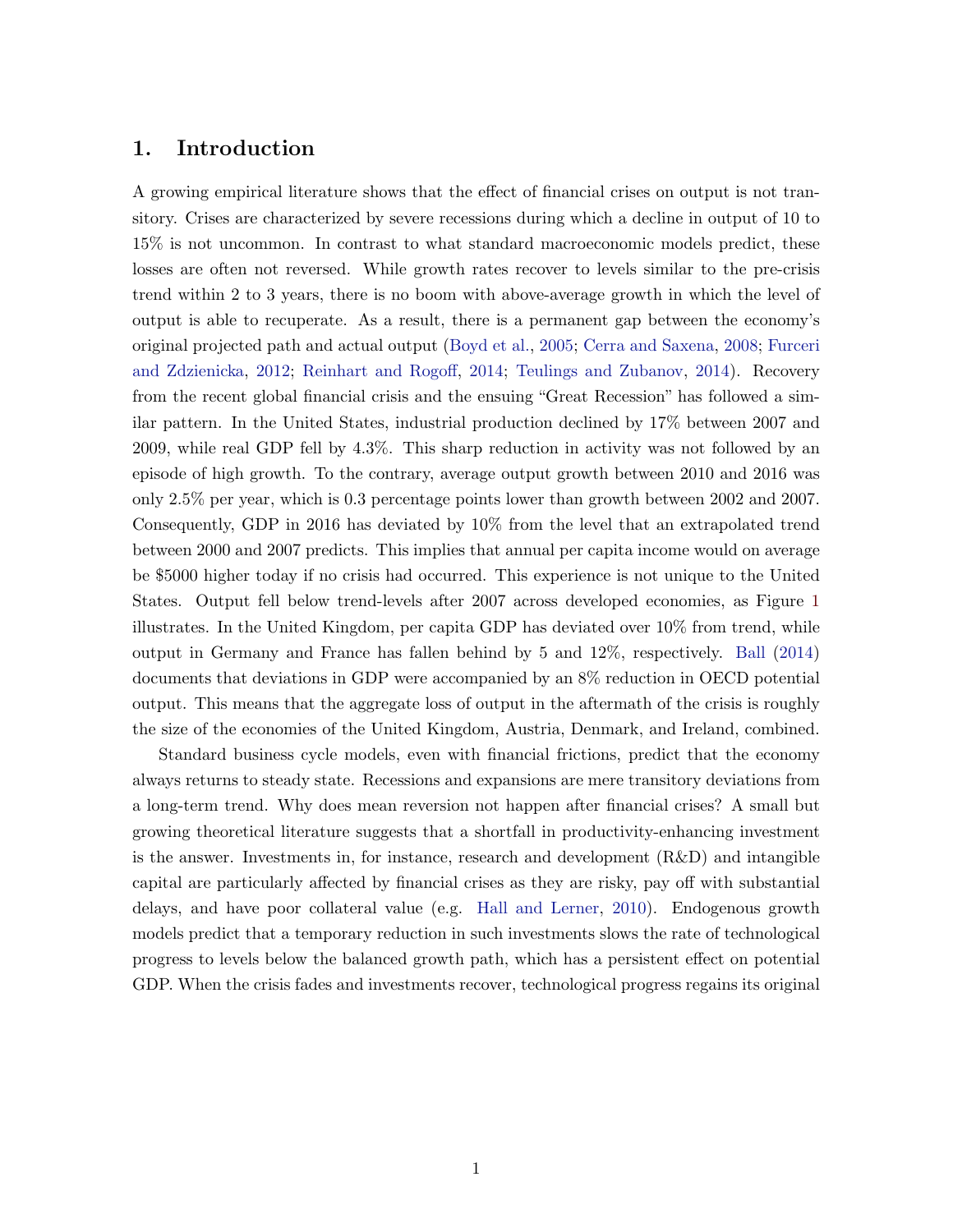## 1. Introduction

A growing empirical literature shows that the effect of financial crises on output is not transitory. Crises are characterized by severe recessions during which a decline in output of 10 to 15% is not uncommon. In contrast to what standard macroeconomic models predict, these losses are often not reversed. While growth rates recover to levels similar to the pre-crisis trend within 2 to 3 years, there is no boom with above-average growth in which the level of output is able to recuperate. As a result, there is a permanent gap between the economy's original projected path and actual output (Boyd et al., 2005; Cerra and Saxena, 2008; Furceri and Zdzienicka, 2012; Reinhart and Rogoff, 2014; Teulings and Zubanov, 2014). Recovery from the recent global financial crisis and the ensuing "Great Recession" has followed a similar pattern. In the United States, industrial production declined by 17% between 2007 and 2009, while real GDP fell by 4.3%. This sharp reduction in activity was not followed by an episode of high growth. To the contrary, average output growth between 2010 and 2016 was only 2.5% per year, which is 0.3 percentage points lower than growth between 2002 and 2007. Consequently, GDP in 2016 has deviated by 10% from the level that an extrapolated trend between 2000 and 2007 predicts. This implies that annual per capita income would on average be $5000 higher today if no crisis had occurred. This experience is not unique to the United States. Output fell below trend-levels after 2007 across developed economies, as Figure 1 illustrates. In the United Kingdom, per capita GDP has deviated over 10% from trend, while output in Germany and France has fallen behind by 5 and 12%, respectively. Ball (2014) documents that deviations in GDP were accompanied by an 8% reduction in OECD potential output. This means that the aggregate loss of output in the aftermath of the crisis is roughly the size of the economies of the United Kingdom, Austria, Denmark, and Ireland, combined.

Standard business cycle models, even with financial frictions, predict that the economy always returns to steady state. Recessions and expansions are mere transitory deviations from a long-term trend. Why does mean reversion not happen after financial crises? A small but growing theoretical literature suggests that a shortfall in productivity-enhancing investment is the answer. Investments in, for instance, research and development (R&D) and intangible capital are particularly affected by financial crises as they are risky, pay off with substantial delays, and have poor collateral value (e.g. Hall and Lerner, 2010). Endogenous growth models predict that a temporary reduction in such investments slows the rate of technological progress to levels below the balanced growth path, which has a persistent effect on potential GDP. When the crisis fades and investments recover, technological progress regains its original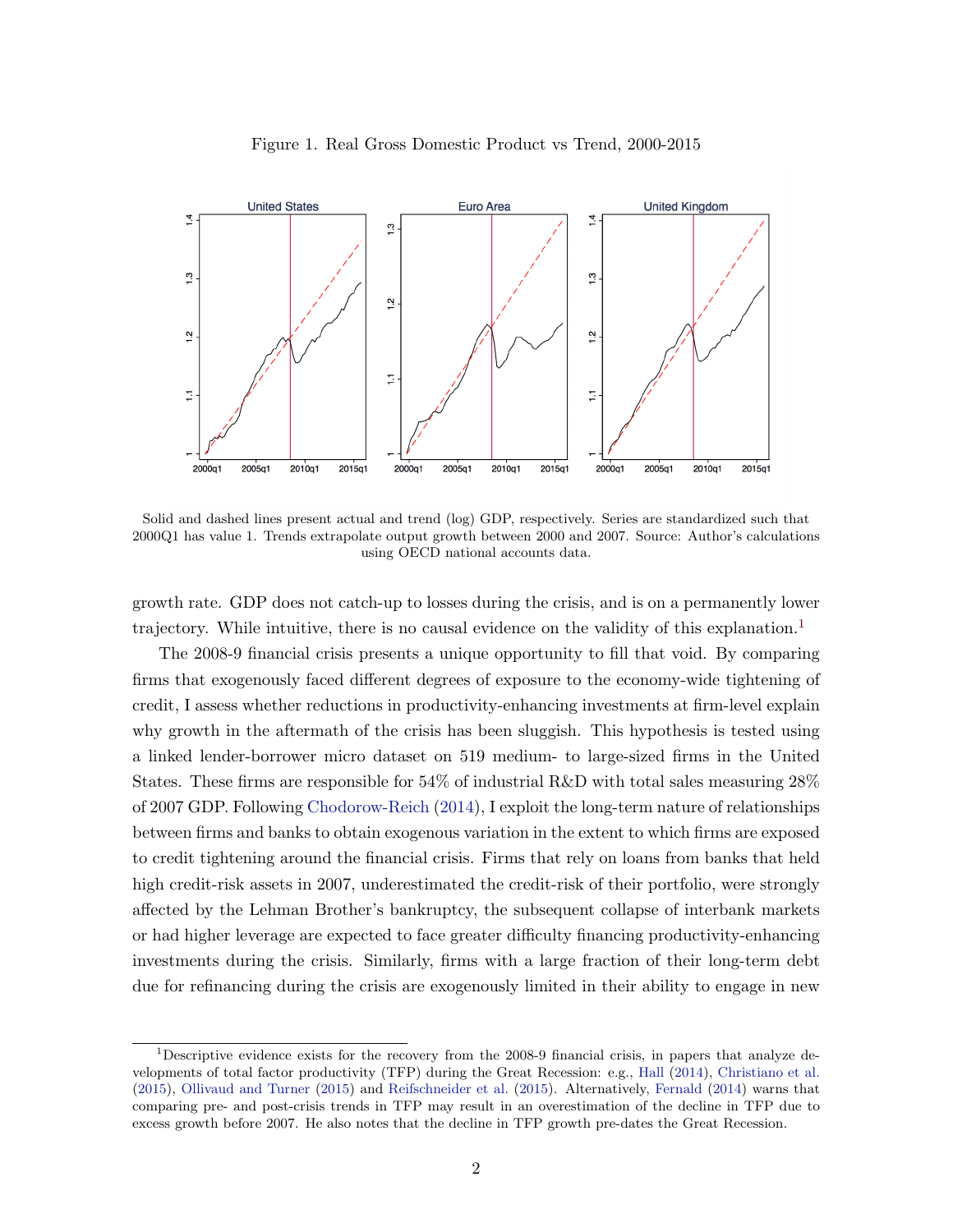Figure 1. Real Gross Domestic Product vs Trend, 2000-2015

United States

Euro Area

United Kingdom

1.4
1.3
1.2
1.1
1

2000q1 2005q1 2010q1 2015q1

Solid and dashed lines present actual and trend (log) GDP, respectively. Series are standardized such that 2000Q1 has value 1. Trends extrapolate output growth between 2000 and 2007. Source: Author's calculations using OECD national accounts data.

growth rate. GDP does not catch-up to losses during the crisis, and is on a permanently lower trajectory. While intuitive, there is no causal evidence on the validity of this explanation.[1]

The 2008-9 financial crisis presents a unique opportunity to fill that void. By comparing firms that exogenously faced different degrees of exposure to the economy-wide tightening of credit, I assess whether reductions in productivity-enhancing investments at firm-level explain why growth in the aftermath of the crisis has been sluggish. This hypothesis is tested using a linked lender-borrower micro dataset on 519 medium- to large-sized firms in the United States. These firms are responsible for 54% of industrial R&D with total sales measuring 28% of 2007 GDP. Following Chodorow-Reich (2014), I exploit the long-term nature of relationships between firms and banks to obtain exogenous variation in the extent to which firms are exposed to credit tightening around the financial crisis. Firms that rely on loans from banks that held high credit-risk assets in 2007, underestimated the credit-risk of their portfolio, were strongly affected by the Lehman Brother's bankruptcy, the subsequent collapse of interbank markets or had higher leverage are expected to face greater difficulty financing productivity-enhancing investments during the crisis. Similarly, firms with a large fraction of their long-term debt due for refinancing during the crisis are exogenously limited in their ability to engage in new

[1] Descriptive evidence exists for the recovery from the 2008-9 financial crisis, in papers that analyze developments of total factor productivity (TFP) during the Great Recession: e.g., Hall (2014), Christiano et al. (2015), Ollivaud and Turner (2015) and Reifschneider et al. (2015). Alternatively, Fernald (2014) warns that comparing pre- and post-crisis trends in TFP may result in an overestimation of the decline in TFP due to excess growth before 2007. He also notes that the decline in TFP growth pre-dates the Great Recession.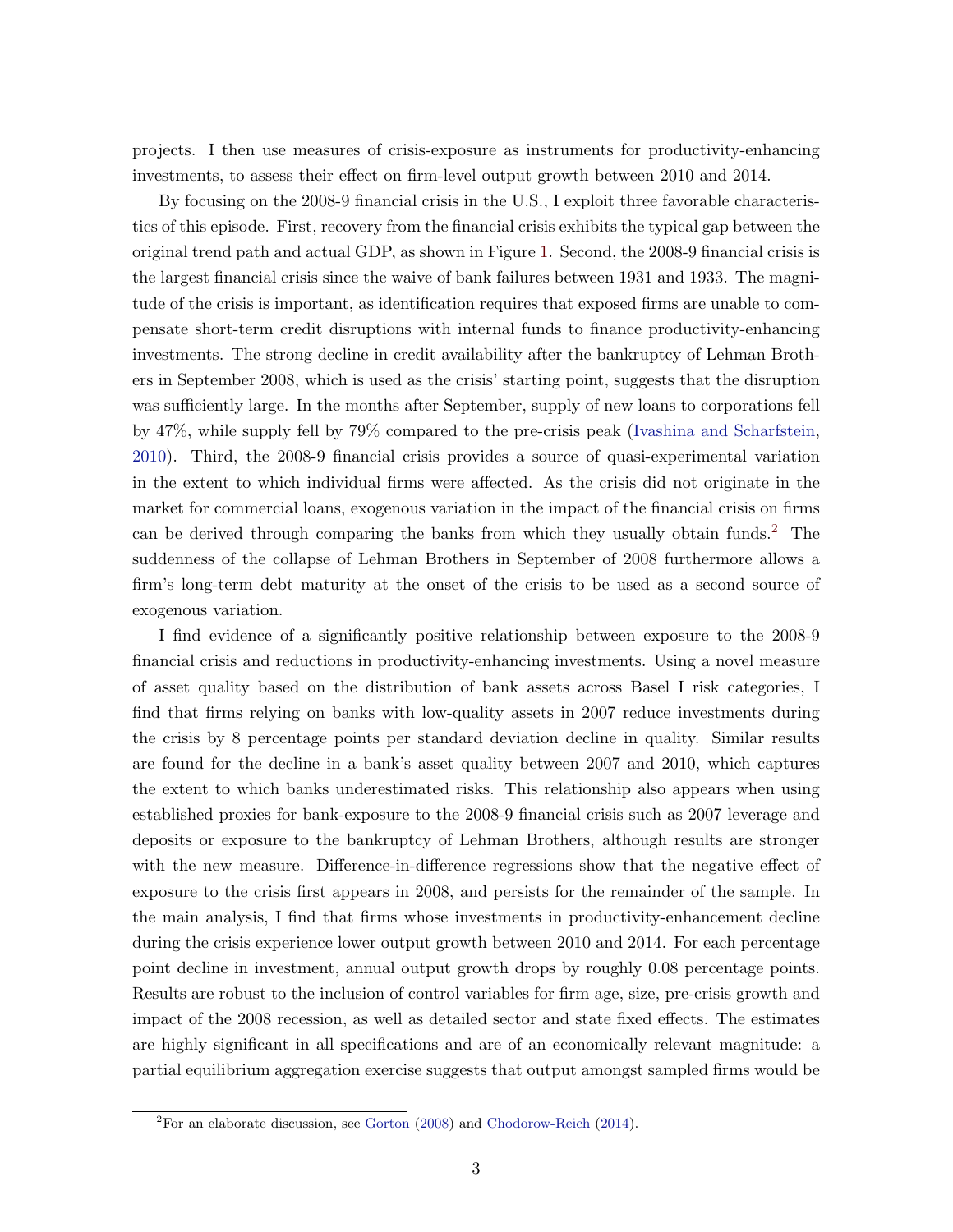projects. I then use measures of crisis-exposure as instruments for productivity-enhancing investments, to assess their effect on firm-level output growth between 2010 and 2014.

By focusing on the 2008-9 financial crisis in the U.S., I exploit three favorable characteristics of this episode. First, recovery from the financial crisis exhibits the typical gap between the original trend path and actual GDP, as shown in Figure 1. Second, the 2008-9 financial crisis is the largest financial crisis since the waive of bank failures between 1931 and 1933. The magnitude of the crisis is important, as identification requires that exposed firms are unable to compensate short-term credit disruptions with internal funds to finance productivity-enhancing investments. The strong decline in credit availability after the bankruptcy of Lehman Brothers in September 2008, which is used as the crisis' starting point, suggests that the disruption was sufficiently large. In the months after September, supply of new loans to corporations fell by 47%, while supply fell by 79% compared to the pre-crisis peak (Ivashina and Scharfstein, 2010). Third, the 2008-9 financial crisis provides a source of quasi-experimental variation in the extent to which individual firms were affected. As the crisis did not originate in the market for commercial loans, exogenous variation in the impact of the financial crisis on firms can be derived through comparing the banks from which they usually obtain funds.[2] The suddenness of the collapse of Lehman Brothers in September of 2008 furthermore allows a firm's long-term debt maturity at the onset of the crisis to be used as a second source of exogenous variation.

I find evidence of a significantly positive relationship between exposure to the 2008-9 financial crisis and reductions in productivity-enhancing investments. Using a novel measure of asset quality based on the distribution of bank assets across Basel I risk categories, I find that firms relying on banks with low-quality assets in 2007 reduce investments during the crisis by 8 percentage points per standard deviation decline in quality. Similar results are found for the decline in a bank's asset quality between 2007 and 2010, which captures the extent to which banks underestimated risks. This relationship also appears when using established proxies for bank-exposure to the 2008-9 financial crisis such as 2007 leverage and deposits or exposure to the bankruptcy of Lehman Brothers, although results are stronger with the new measure. Difference-in-difference regressions show that the negative effect of exposure to the crisis first appears in 2008, and persists for the remainder of the sample. In the main analysis, I find that firms whose investments in productivity-enhancement decline during the crisis experience lower output growth between 2010 and 2014. For each percentage point decline in investment, annual output growth drops by roughly 0.08 percentage points. Results are robust to the inclusion of control variables for firm age, size, pre-crisis growth and impact of the 2008 recession, as well as detailed sector and state fixed effects. The estimates are highly significant in all specifications and are of an economically relevant magnitude: a partial equilibrium aggregation exercise suggests that output amongst sampled firms would be

[2]For an elaborate discussion, see Gorton (2008) and Chodorow-Reich (2014).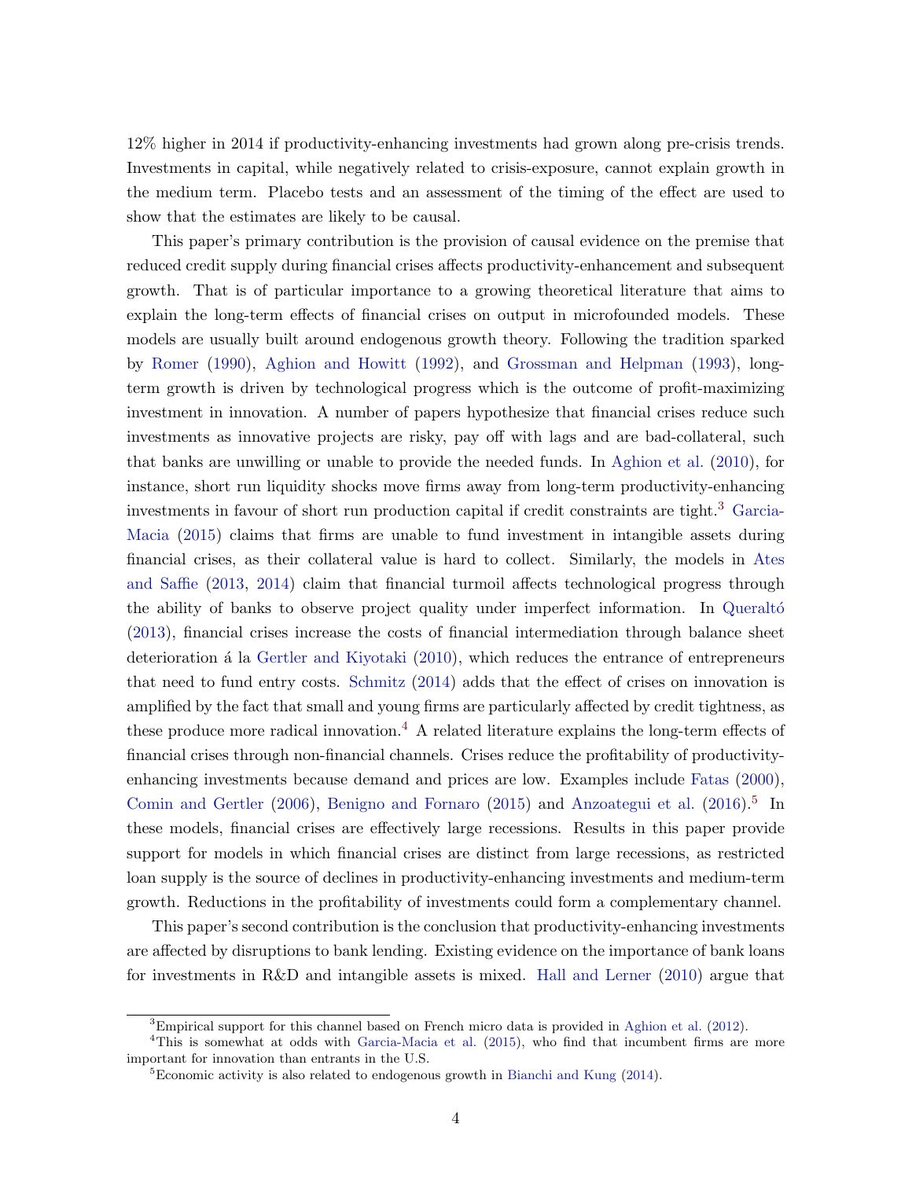12% higher in 2014 if productivity-enhancing investments had grown along pre-crisis trends. Investments in capital, while negatively related to crisis-exposure, cannot explain growth in the medium term. Placebo tests and an assessment of the timing of the effect are used to show that the estimates are likely to be causal.

This paper's primary contribution is the provision of causal evidence on the premise that reduced credit supply during financial crises affects productivity-enhancement and subsequent growth. That is of particular importance to a growing theoretical literature that aims to explain the long-term effects of financial crises on output in microfounded models. These models are usually built around endogenous growth theory. Following the tradition sparked by Romer (1990), Aghion and Howitt (1992), and Grossman and Helpman (1993), long-term growth is driven by technological progress which is the outcome of profit-maximizing investment in innovation. A number of papers hypothesize that financial crises reduce such investments as innovative projects are risky, pay off with lags and are bad-collateral, such that banks are unwilling or unable to provide the needed funds. In Aghion et al. (2010), for instance, short run liquidity shocks move firms away from long-term productivity-enhancing investments in favour of short run production capital if credit constraints are tight.[3] Garcia-Macia (2015) claims that firms are unable to fund investment in intangible assets during financial crises, as their collateral value is hard to collect. Similarly, the models in Ates and Saffie (2013, 2014) claim that financial turmoil affects technological progress through the ability of banks to observe project quality under imperfect information. In Queraltó (2013), financial crises increase the costs of financial intermediation through balance sheet deterioration á la Gertler and Kiyotaki (2010), which reduces the entrance of entrepreneurs that need to fund entry costs. Schmitz (2014) adds that the effect of crises on innovation is amplified by the fact that small and young firms are particularly affected by credit tightness, as these produce more radical innovation.[4] A related literature explains the long-term effects of financial crises through non-financial channels. Crises reduce the profitability of productivity-enhancing investments because demand and prices are low. Examples include Fatas (2000), Comin and Gertler (2006), Benigno and Fornaro (2015) and Anzoategui et al. (2016).[5] In these models, financial crises are effectively large recessions. Results in this paper provide support for models in which financial crises are distinct from large recessions, as restricted loan supply is the source of declines in productivity-enhancing investments and medium-term growth. Reductions in the profitability of investments could form a complementary channel.

This paper's second contribution is the conclusion that productivity-enhancing investments are affected by disruptions to bank lending. Existing evidence on the importance of bank loans for investments in R&D and intangible assets is mixed. Hall and Lerner (2010) argue that

[3] Empirical support for this channel based on French micro data is provided in Aghion et al. (2012).

[4] This is somewhat at odds with Garcia-Macia et al. (2015), who find that incumbent firms are more important for innovation than entrants in the U.S.

[5] Economic activity is also related to endogenous growth in Bianchi and Kung (2014).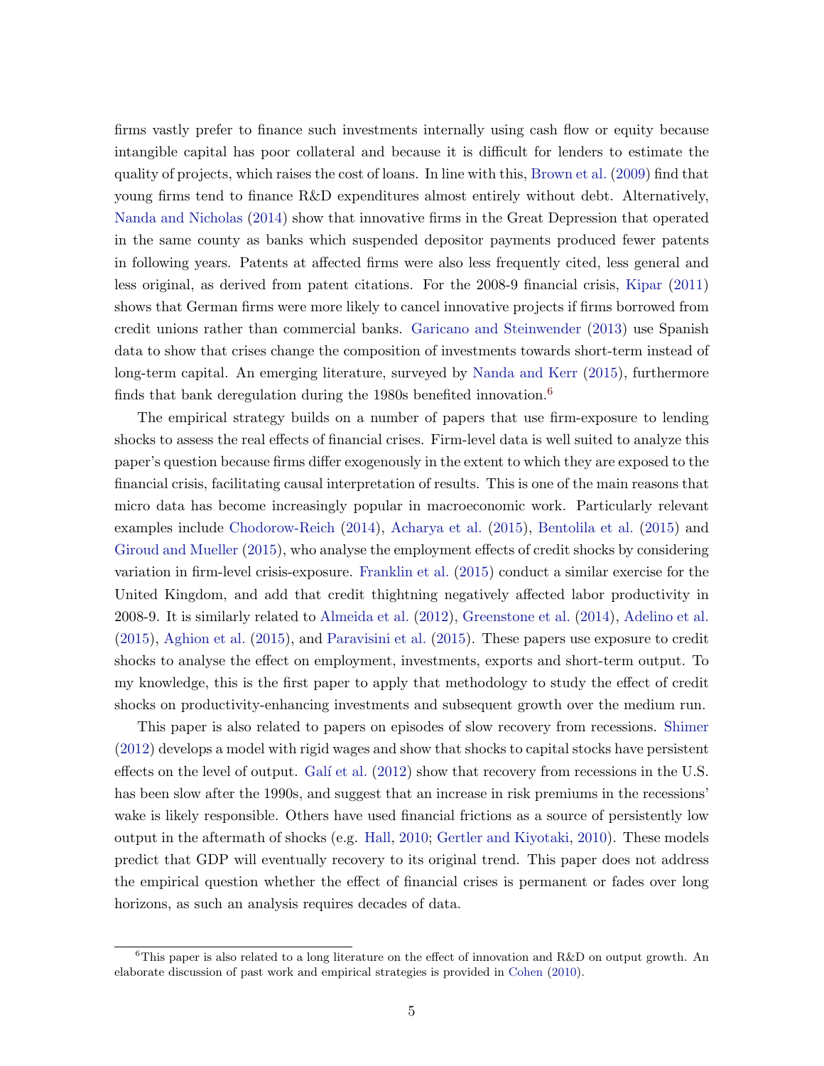firms vastly prefer to finance such investments internally using cash flow or equity because intangible capital has poor collateral and because it is difficult for lenders to estimate the quality of projects, which raises the cost of loans. In line with this, Brown et al. (2009) find that young firms tend to finance R&D expenditures almost entirely without debt. Alternatively, Nanda and Nicholas (2014) show that innovative firms in the Great Depression that operated in the same county as banks which suspended depositor payments produced fewer patents in following years. Patents at affected firms were also less frequently cited, less general and less original, as derived from patent citations. For the 2008-9 financial crisis, Kipar (2011) shows that German firms were more likely to cancel innovative projects if firms borrowed from credit unions rather than commercial banks. Garicano and Steinwender (2013) use Spanish data to show that crises change the composition of investments towards short-term instead of long-term capital. An emerging literature, surveyed by Nanda and Kerr (2015), furthermore finds that bank deregulation during the 1980s benefited innovation.[6]

The empirical strategy builds on a number of papers that use firm-exposure to lending shocks to assess the real effects of financial crises. Firm-level data is well suited to analyze this paper's question because firms differ exogenously in the extent to which they are exposed to the financial crisis, facilitating causal interpretation of results. This is one of the main reasons that micro data has become increasingly popular in macroeconomic work. Particularly relevant examples include Chodorow-Reich (2014), Acharya et al. (2015), Bentolila et al. (2015) and Giroud and Mueller (2015), who analyse the employment effects of credit shocks by considering variation in firm-level crisis-exposure. Franklin et al. (2015) conduct a similar exercise for the United Kingdom, and add that credit thightning negatively affected labor productivity in 2008-9. It is similarly related to Almeida et al. (2012), Greenstone et al. (2014), Adelino et al. (2015), Aghion et al. (2015), and Paravisini et al. (2015). These papers use exposure to credit shocks to analyse the effect on employment, investments, exports and short-term output. To my knowledge, this is the first paper to apply that methodology to study the effect of credit shocks on productivity-enhancing investments and subsequent growth over the medium run.

This paper is also related to papers on episodes of slow recovery from recessions. Shimer (2012) develops a model with rigid wages and show that shocks to capital stocks have persistent effects on the level of output. Galí et al. (2012) show that recovery from recessions in the U.S. has been slow after the 1990s, and suggest that an increase in risk premiums in the recessions' wake is likely responsible. Others have used financial frictions as a source of persistently low output in the aftermath of shocks (e.g. Hall, 2010; Gertler and Kiyotaki, 2010). These models predict that GDP will eventually recovery to its original trend. This paper does not address the empirical question whether the effect of financial crises is permanent or fades over long horizons, as such an analysis requires decades of data.

[6] This paper is also related to a long literature on the effect of innovation and R&D on output growth. An elaborate discussion of past work and empirical strategies is provided in Cohen (2010).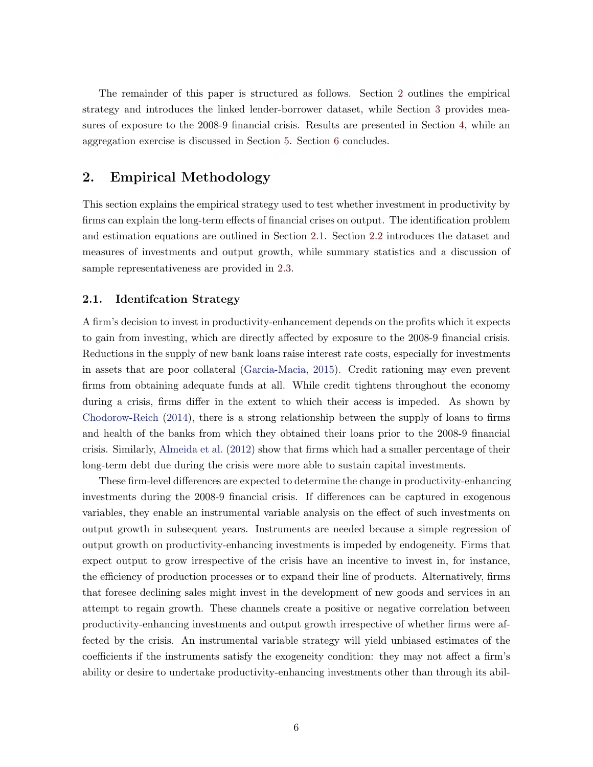The remainder of this paper is structured as follows. Section 2 outlines the empirical strategy and introduces the linked lender-borrower dataset, while Section 3 provides measures of exposure to the 2008-9 financial crisis. Results are presented in Section 4, while an aggregation exercise is discussed in Section 5. Section 6 concludes.

## 2. Empirical Methodology

This section explains the empirical strategy used to test whether investment in productivity by firms can explain the long-term effects of financial crises on output. The identification problem and estimation equations are outlined in Section 2.1. Section 2.2 introduces the dataset and measures of investments and output growth, while summary statistics and a discussion of sample representativeness are provided in 2.3.

### 2.1. Identifcation Strategy

A firm's decision to invest in productivity-enhancement depends on the profits which it expects to gain from investing, which are directly affected by exposure to the 2008-9 financial crisis. Reductions in the supply of new bank loans raise interest rate costs, especially for investments in assets that are poor collateral (Garcia-Macia, 2015). Credit rationing may even prevent firms from obtaining adequate funds at all. While credit tightens throughout the economy during a crisis, firms differ in the extent to which their access is impeded. As shown by Chodorow-Reich (2014), there is a strong relationship between the supply of loans to firms and health of the banks from which they obtained their loans prior to the 2008-9 financial crisis. Similarly, Almeida et al. (2012) show that firms which had a smaller percentage of their long-term debt due during the crisis were more able to sustain capital investments.

These firm-level differences are expected to determine the change in productivity-enhancing investments during the 2008-9 financial crisis. If differences can be captured in exogenous variables, they enable an instrumental variable analysis on the effect of such investments on output growth in subsequent years. Instruments are needed because a simple regression of output growth on productivity-enhancing investments is impeded by endogeneity. Firms that expect output to grow irrespective of the crisis have an incentive to invest in, for instance, the efficiency of production processes or to expand their line of products. Alternatively, firms that foresee declining sales might invest in the development of new goods and services in an attempt to regain growth. These channels create a positive or negative correlation between productivity-enhancing investments and output growth irrespective of whether firms were affected by the crisis. An instrumental variable strategy will yield unbiased estimates of the coefficients if the instruments satisfy the exogeneity condition: they may not affect a firm's ability or desire to undertake productivity-enhancing investments other than through its abil-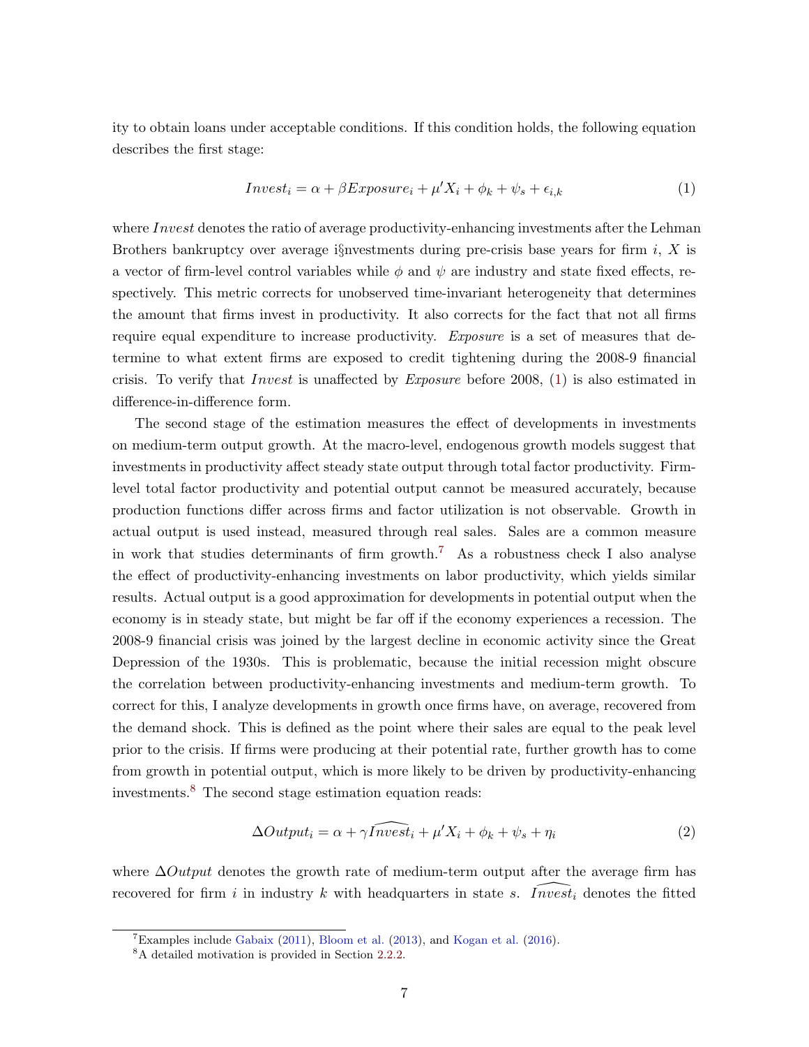ity to obtain loans under acceptable conditions. If this condition holds, the following equation describes the first stage:

$$Invest_i = \alpha + \beta Exposure_i + \mu' X_i + \phi_k + \psi_s + \epsilon_{i,k} \tag{1}$$

where $Invest$ denotes the ratio of average productivity-enhancing investments after the Lehman Brothers bankruptcy over average i§nvestments during pre-crisis base years for firm $i$, $X$ is a vector of firm-level control variables while $\phi$ and $\psi$ are industry and state fixed effects, respectively. This metric corrects for unobserved time-invariant heterogeneity that determines the amount that firms invest in productivity. It also corrects for the fact that not all firms require equal expenditure to increase productivity. *Exposure* is a set of measures that determine to what extent firms are exposed to credit tightening during the 2008-9 financial crisis. To verify that $Invest$ is unaffected by *Exposure* before 2008, (1) is also estimated in difference-in-difference form.

The second stage of the estimation measures the effect of developments in investments on medium-term output growth. At the macro-level, endogenous growth models suggest that investments in productivity affect steady state output through total factor productivity. Firm-level total factor productivity and potential output cannot be measured accurately, because production functions differ across firms and factor utilization is not observable. Growth in actual output is used instead, measured through real sales. Sales are a common measure in work that studies determinants of firm growth.[7] As a robustness check I also analyse the effect of productivity-enhancing investments on labor productivity, which yields similar results. Actual output is a good approximation for developments in potential output when the economy is in steady state, but might be far off if the economy experiences a recession. The 2008-9 financial crisis was joined by the largest decline in economic activity since the Great Depression of the 1930s. This is problematic, because the initial recession might obscure the correlation between productivity-enhancing investments and medium-term growth. To correct for this, I analyze developments in growth once firms have, on average, recovered from the demand shock. This is defined as the point where their sales are equal to the peak level prior to the crisis. If firms were producing at their potential rate, further growth has to come from growth in potential output, which is more likely to be driven by productivity-enhancing investments.[8] The second stage estimation equation reads:

$$\Delta Output_i = \alpha + \gamma \widehat{Invest}_i + \mu' X_i + \phi_k + \psi_s + \eta_i \tag{2}$$

where $\Delta Output$ denotes the growth rate of medium-term output after the average firm has recovered for firm $i$ in industry $k$ with headquarters in state $s$. $\widehat{Invest}_i$ denotes the fitted

[7] Examples include Gabaix (2011), Bloom et al. (2013), and Kogan et al. (2016).

[8] A detailed motivation is provided in Section 2.2.2.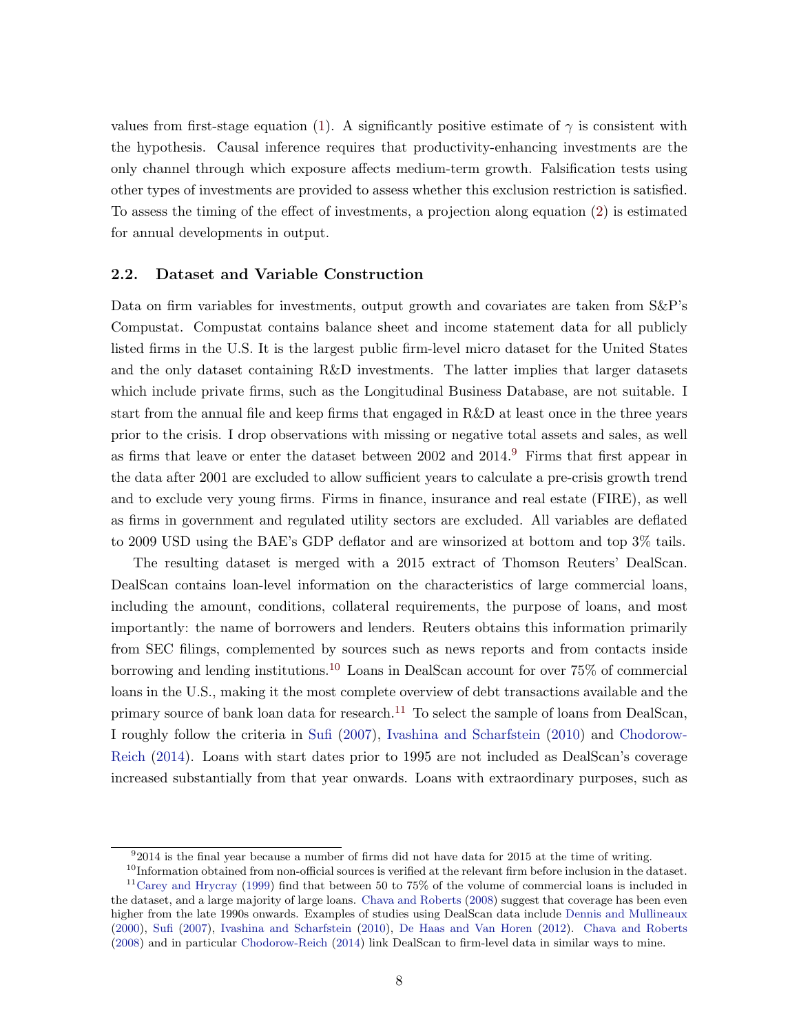values from first-stage equation (1). A significantly positive estimate of $\gamma$ is consistent with the hypothesis. Causal inference requires that productivity-enhancing investments are the only channel through which exposure affects medium-term growth. Falsification tests using other types of investments are provided to assess whether this exclusion restriction is satisfied. To assess the timing of the effect of investments, a projection along equation (2) is estimated for annual developments in output.

## 2.2. Dataset and Variable Construction

Data on firm variables for investments, output growth and covariates are taken from S&P's Compustat. Compustat contains balance sheet and income statement data for all publicly listed firms in the U.S. It is the largest public firm-level micro dataset for the United States and the only dataset containing R&D investments. The latter implies that larger datasets which include private firms, such as the Longitudinal Business Database, are not suitable. I start from the annual file and keep firms that engaged in R&D at least once in the three years prior to the crisis. I drop observations with missing or negative total assets and sales, as well as firms that leave or enter the dataset between 2002 and 2014.[9] Firms that first appear in the data after 2001 are excluded to allow sufficient years to calculate a pre-crisis growth trend and to exclude very young firms. Firms in finance, insurance and real estate (FIRE), as well as firms in government and regulated utility sectors are excluded. All variables are deflated to 2009 USD using the BAE's GDP deflator and are winsorized at bottom and top 3% tails.

The resulting dataset is merged with a 2015 extract of Thomson Reuters' DealScan. DealScan contains loan-level information on the characteristics of large commercial loans, including the amount, conditions, collateral requirements, the purpose of loans, and most importantly: the name of borrowers and lenders. Reuters obtains this information primarily from SEC filings, complemented by sources such as news reports and from contacts inside borrowing and lending institutions.[10] Loans in DealScan account for over 75% of commercial loans in the U.S., making it the most complete overview of debt transactions available and the primary source of bank loan data for research.[11] To select the sample of loans from DealScan, I roughly follow the criteria in Sufi (2007), Ivashina and Scharfstein (2010) and Chodorow-Reich (2014). Loans with start dates prior to 1995 are not included as DealScan's coverage increased substantially from that year onwards. Loans with extraordinary purposes, such as

[9] 2014 is the final year because a number of firms did not have data for 2015 at the time of writing.

[10] Information obtained from non-official sources is verified at the relevant firm before inclusion in the dataset.

[11] Carey and Hrycray (1999) find that between 50 to 75% of the volume of commercial loans is included in the dataset, and a large majority of large loans. Chava and Roberts (2008) suggest that coverage has been even higher from the late 1990s onwards. Examples of studies using DealScan data include Dennis and Mullineaux (2000), Sufi (2007), Ivashina and Scharfstein (2010), De Haas and Van Horen (2012). Chava and Roberts (2008) and in particular Chodorow-Reich (2014) link DealScan to firm-level data in similar ways to mine.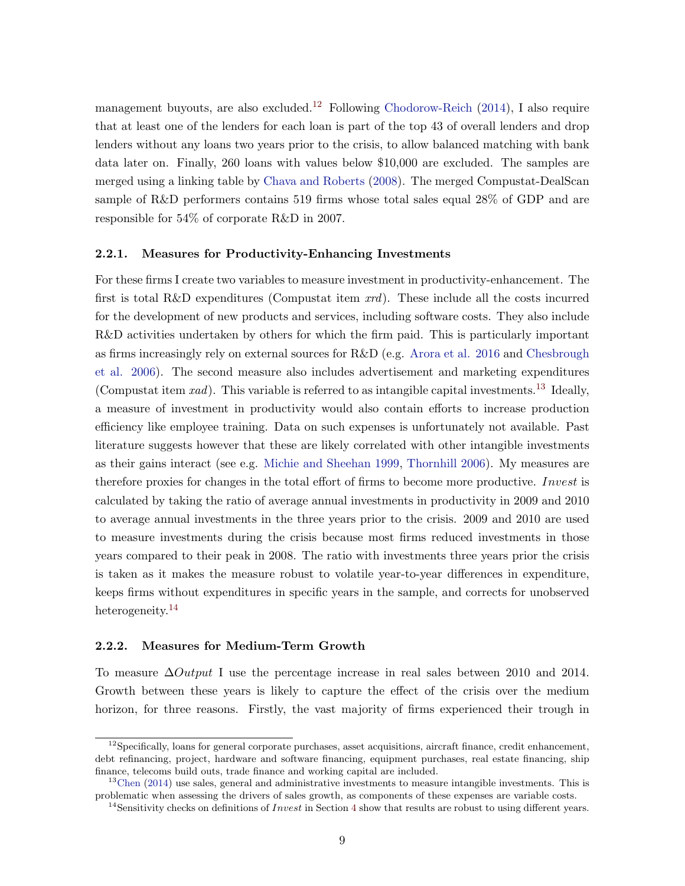management buyouts, are also excluded.[12] Following Chodorow-Reich (2014), I also require that at least one of the lenders for each loan is part of the top 43 of overall lenders and drop lenders without any loans two years prior to the crisis, to allow balanced matching with bank data later on. Finally, 260 loans with values below $10,000 are excluded. The samples are merged using a linking table by Chava and Roberts (2008). The merged Compustat-DealScan sample of R&D performers contains 519 firms whose total sales equal 28% of GDP and are responsible for 54% of corporate R&D in 2007.

### 2.2.1. Measures for Productivity-Enhancing Investments

For these firms I create two variables to measure investment in productivity-enhancement. The first is total R&D expenditures (Compustat item *xrd*). These include all the costs incurred for the development of new products and services, including software costs. They also include R&D activities undertaken by others for which the firm paid. This is particularly important as firms increasingly rely on external sources for R&D (e.g. Arora et al. 2016 and Chesbrough et al. 2006). The second measure also includes advertisement and marketing expenditures (Compustat item *xad*). This variable is referred to as intangible capital investments.[13] Ideally, a measure of investment in productivity would also contain efforts to increase production efficiency like employee training. Data on such expenses is unfortunately not available. Past literature suggests however that these are likely correlated with other intangible investments as their gains interact (see e.g. Michie and Sheehan 1999, Thornhill 2006). My measures are therefore proxies for changes in the total effort of firms to become more productive. $Invest$ is calculated by taking the ratio of average annual investments in productivity in 2009 and 2010 to average annual investments in the three years prior to the crisis. 2009 and 2010 are used to measure investments during the crisis because most firms reduced investments in those years compared to their peak in 2008. The ratio with investments three years prior the crisis is taken as it makes the measure robust to volatile year-to-year differences in expenditure, keeps firms without expenditures in specific years in the sample, and corrects for unobserved heterogeneity.[14]

### 2.2.2. Measures for Medium-Term Growth

To measure $\Delta Output$ I use the percentage increase in real sales between 2010 and 2014. Growth between these years is likely to capture the effect of the crisis over the medium horizon, for three reasons. Firstly, the vast majority of firms experienced their trough in

[12] Specifically, loans for general corporate purchases, asset acquisitions, aircraft finance, credit enhancement, debt refinancing, project, hardware and software financing, equipment purchases, real estate financing, ship finance, telecoms build outs, trade finance and working capital are included.

[13] Chen (2014) use sales, general and administrative investments to measure intangible investments. This is problematic when assessing the drivers of sales growth, as components of these expenses are variable costs.

[14] Sensitivity checks on definitions of $Invest$ in Section 4 show that results are robust to using different years.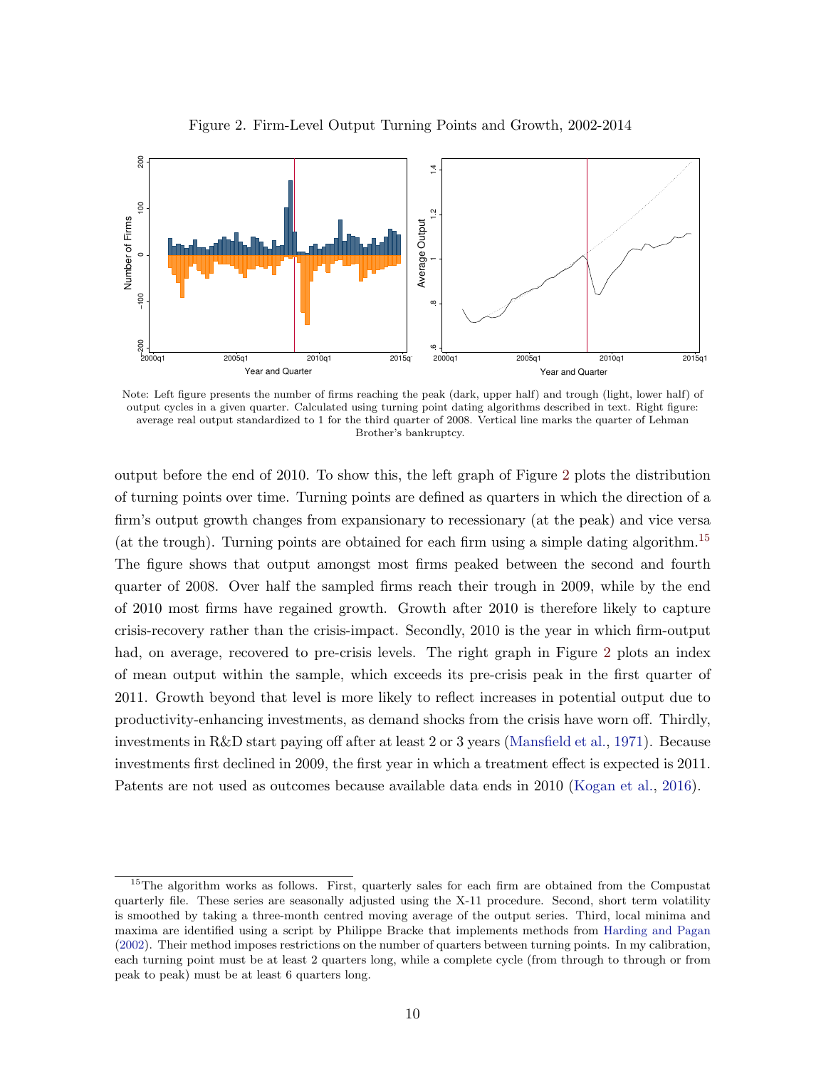Figure 2. Firm-Level Output Turning Points and Growth, 2002-2014

200
100
0
−100
−200
Number of Firms
2000q1
2005q1
2010q1
2015q1
Year and Quarter

1.4
1.2
1
.8
.6
Average Output
2000q1
2005q1
2010q1
2015q1
Year and Quarter

Note: Left figure presents the number of firms reaching the peak (dark, upper half) and trough (light, lower half) of output cycles in a given quarter. Calculated using turning point dating algorithms described in text. Right figure: average real output standardized to 1 for the third quarter of 2008. Vertical line marks the quarter of Lehman Brother's bankruptcy.

output before the end of 2010. To show this, the left graph of Figure 2 plots the distribution of turning points over time. Turning points are defined as quarters in which the direction of a firm's output growth changes from expansionary to recessionary (at the peak) and vice versa (at the trough). Turning points are obtained for each firm using a simple dating algorithm.[15] The figure shows that output amongst most firms peaked between the second and fourth quarter of 2008. Over half the sampled firms reach their trough in 2009, while by the end of 2010 most firms have regained growth. Growth after 2010 is therefore likely to capture crisis-recovery rather than the crisis-impact. Secondly, 2010 is the year in which firm-output had, on average, recovered to pre-crisis levels. The right graph in Figure 2 plots an index of mean output within the sample, which exceeds its pre-crisis peak in the first quarter of 2011. Growth beyond that level is more likely to reflect increases in potential output due to productivity-enhancing investments, as demand shocks from the crisis have worn off. Thirdly, investments in R&D start paying off after at least 2 or 3 years (Mansfield et al., 1971). Because investments first declined in 2009, the first year in which a treatment effect is expected is 2011. Patents are not used as outcomes because available data ends in 2010 (Kogan et al., 2016).

[15] The algorithm works as follows. First, quarterly sales for each firm are obtained from the Compustat quarterly file. These series are seasonally adjusted using the X-11 procedure. Second, short term volatility is smoothed by taking a three-month centred moving average of the output series. Third, local minima and maxima are identified using a script by Philippe Bracke that implements methods from Harding and Pagan (2002). Their method imposes restrictions on the number of quarters between turning points. In my calibration, each turning point must be at least 2 quarters long, while a complete cycle (from through to through or from peak to peak) must be at least 6 quarters long.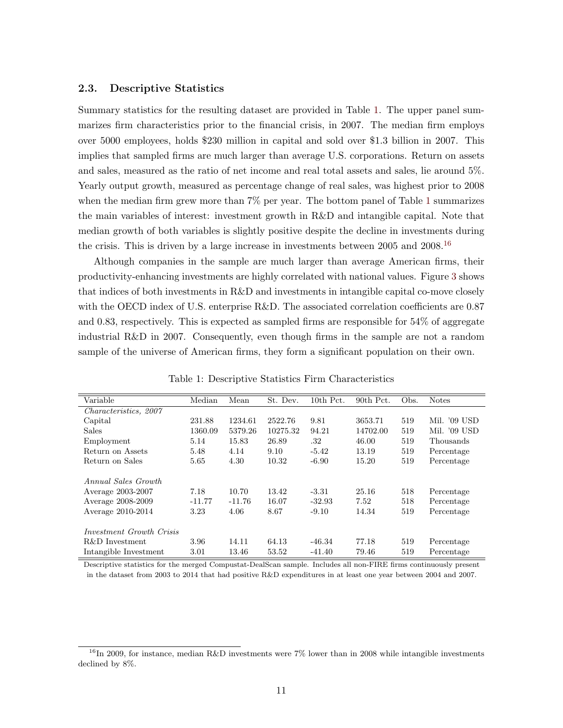### 2.3. Descriptive Statistics

Summary statistics for the resulting dataset are provided in Table 1. The upper panel summarizes firm characteristics prior to the financial crisis, in 2007. The median firm employs over 5000 employees, holds \$230 million in capital and sold over \$1.3 billion in 2007. This implies that sampled firms are much larger than average U.S. corporations. Return on assets and sales, measured as the ratio of net income and real total assets and sales, lie around 5%. Yearly output growth, measured as percentage change of real sales, was highest prior to 2008 when the median firm grew more than 7% per year. The bottom panel of Table 1 summarizes the main variables of interest: investment growth in R&D and intangible capital. Note that median growth of both variables is slightly positive despite the decline in investments during the crisis. This is driven by a large increase in investments between 2005 and 2008.[16]

Although companies in the sample are much larger than average American firms, their productivity-enhancing investments are highly correlated with national values. Figure 3 shows that indices of both investments in R&D and investments in intangible capital co-move closely with the OECD index of U.S. enterprise R&D. The associated correlation coefficients are 0.87 and 0.83, respectively. This is expected as sampled firms are responsible for 54% of aggregate industrial R&D in 2007. Consequently, even though firms in the sample are not a random sample of the universe of American firms, they form a significant population on their own.

Table 1: Descriptive Statistics Firm Characteristics

| Variable | Median | Mean | St. Dev. | 10th Pct. | 90th Pct. | Obs. | Notes |
|---|---|---|---|---|---|---|---|
| *Characteristics, 2007* | | | | | | | |
| Capital | 231.88 | 1234.61 | 2522.76 | 9.81 | 3653.71 | 519 | Mil. '09 USD |
| Sales | 1360.09 | 5379.26 | 10275.32 | 94.21 | 14702.00 | 519 | Mil. '09 USD |
| Employment | 5.14 | 15.83 | 26.89 | .32 | 46.00 | 519 | Thousands |
| Return on Assets | 5.48 | 4.14 | 9.10 | -5.42 | 13.19 | 519 | Percentage |
| Return on Sales | 5.65 | 4.30 | 10.32 | -6.90 | 15.20 | 519 | Percentage |
| *Annual Sales Growth* | | | | | | | |
| Average 2003-2007 | 7.18 | 10.70 | 13.42 | -3.31 | 25.16 | 518 | Percentage |
| Average 2008-2009 | -11.77 | -11.76 | 16.07 | -32.93 | 7.52 | 518 | Percentage |
| Average 2010-2014 | 3.23 | 4.06 | 8.67 | -9.10 | 14.34 | 519 | Percentage |
| *Investment Growth Crisis* | | | | | | | |
| R&D Investment | 3.96 | 14.11 | 64.13 | -46.34 | 77.18 | 519 | Percentage |
| Intangible Investment | 3.01 | 13.46 | 53.52 | -41.40 | 79.46 | 519 | Percentage |

Descriptive statistics for the merged Compustat-DealScan sample. Includes all non-FIRE firms continuously present in the dataset from 2003 to 2014 that had positive R&D expenditures in at least one year between 2004 and 2007.

[16] In 2009, for instance, median R&D investments were 7% lower than in 2008 while intangible investments declined by 8%.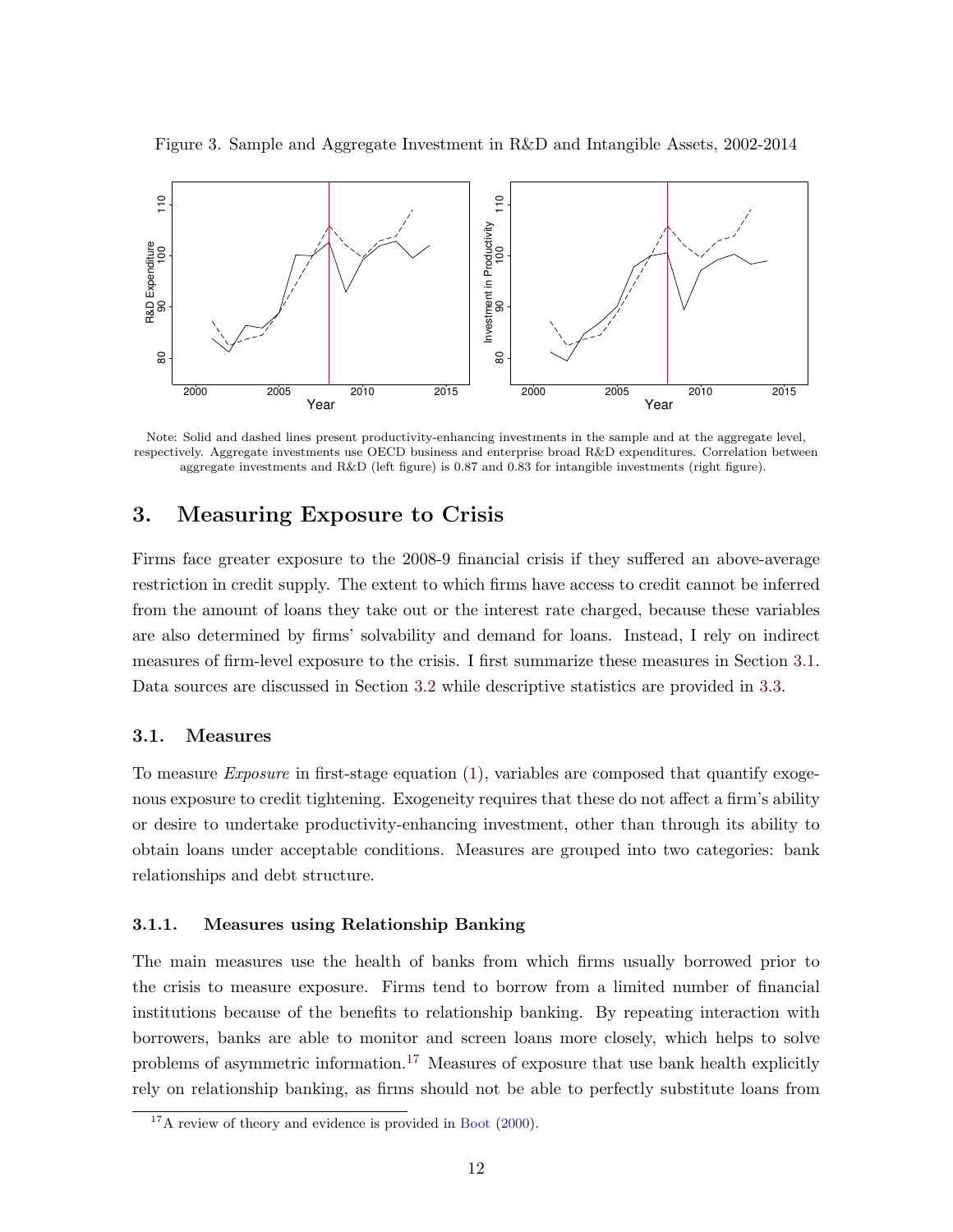Figure 3. Sample and Aggregate Investment in R&D and Intangible Assets, 2002-2014

R&D Expenditure

110
100
90
80

2000 2005 2010 2015

Year

Investment in Productivity

110
100
90
80

2000 2005 2010 2015

Year

Note: Solid and dashed lines present productivity-enhancing investments in the sample and at the aggregate level, respectively. Aggregate investments use OECD business and enterprise broad R&D expenditures. Correlation between aggregate investments and R&D (left figure) is 0.87 and 0.83 for intangible investments (right figure).

## 3. Measuring Exposure to Crisis

Firms face greater exposure to the 2008-9 financial crisis if they suffered an above-average restriction in credit supply. The extent to which firms have access to credit cannot be inferred from the amount of loans they take out or the interest rate charged, because these variables are also determined by firms' solvability and demand for loans. Instead, I rely on indirect measures of firm-level exposure to the crisis. I first summarize these measures in Section 3.1. Data sources are discussed in Section 3.2 while descriptive statistics are provided in 3.3.

### 3.1. Measures

To measure *Exposure* in first-stage equation (1), variables are composed that quantify exogenous exposure to credit tightening. Exogeneity requires that these do not affect a firm's ability or desire to undertake productivity-enhancing investment, other than through its ability to obtain loans under acceptable conditions. Measures are grouped into two categories: bank relationships and debt structure.

#### 3.1.1. Measures using Relationship Banking

The main measures use the health of banks from which firms usually borrowed prior to the crisis to measure exposure. Firms tend to borrow from a limited number of financial institutions because of the benefits to relationship banking. By repeating interaction with borrowers, banks are able to monitor and screen loans more closely, which helps to solve problems of asymmetric information.[17] Measures of exposure that use bank health explicitly rely on relationship banking, as firms should not be able to perfectly substitute loans from

[17] A review of theory and evidence is provided in Boot (2000).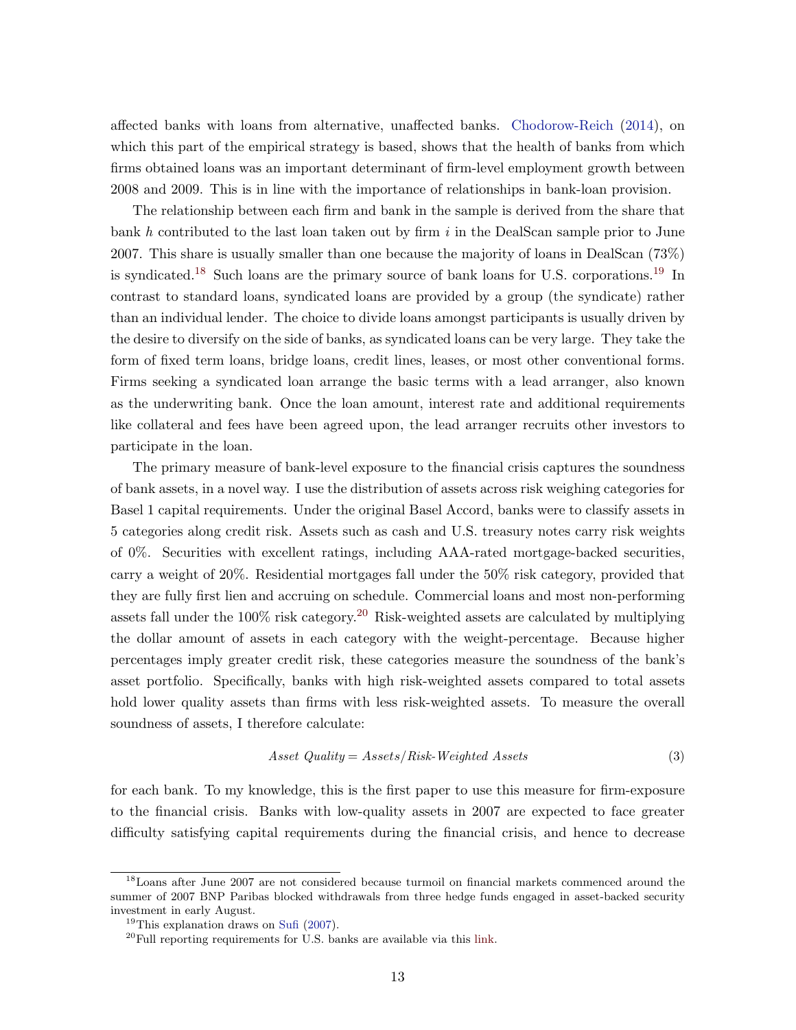affected banks with loans from alternative, unaffected banks. Chodorow-Reich (2014), on which this part of the empirical strategy is based, shows that the health of banks from which firms obtained loans was an important determinant of firm-level employment growth between 2008 and 2009. This is in line with the importance of relationships in bank-loan provision.

The relationship between each firm and bank in the sample is derived from the share that bank $h$ contributed to the last loan taken out by firm $i$ in the DealScan sample prior to June 2007. This share is usually smaller than one because the majority of loans in DealScan (73%) is syndicated.[18] Such loans are the primary source of bank loans for U.S. corporations.[19] In contrast to standard loans, syndicated loans are provided by a group (the syndicate) rather than an individual lender. The choice to divide loans amongst participants is usually driven by the desire to diversify on the side of banks, as syndicated loans can be very large. They take the form of fixed term loans, bridge loans, credit lines, leases, or most other conventional forms. Firms seeking a syndicated loan arrange the basic terms with a lead arranger, also known as the underwriting bank. Once the loan amount, interest rate and additional requirements like collateral and fees have been agreed upon, the lead arranger recruits other investors to participate in the loan.

The primary measure of bank-level exposure to the financial crisis captures the soundness of bank assets, in a novel way. I use the distribution of assets across risk weighing categories for Basel 1 capital requirements. Under the original Basel Accord, banks were to classify assets in 5 categories along credit risk. Assets such as cash and U.S. treasury notes carry risk weights of 0%. Securities with excellent ratings, including AAA-rated mortgage-backed securities, carry a weight of 20%. Residential mortgages fall under the 50% risk category, provided that they are fully first lien and accruing on schedule. Commercial loans and most non-performing assets fall under the 100% risk category.[20] Risk-weighted assets are calculated by multiplying the dollar amount of assets in each category with the weight-percentage. Because higher percentages imply greater credit risk, these categories measure the soundness of the bank's asset portfolio. Specifically, banks with high risk-weighted assets compared to total assets hold lower quality assets than firms with less risk-weighted assets. To measure the overall soundness of assets, I therefore calculate:

$$\textit{Asset Quality} = \textit{Assets}/\textit{Risk-Weighted Assets} \tag{3}$$

for each bank. To my knowledge, this is the first paper to use this measure for firm-exposure to the financial crisis. Banks with low-quality assets in 2007 are expected to face greater difficulty satisfying capital requirements during the financial crisis, and hence to decrease

[18] Loans after June 2007 are not considered because turmoil on financial markets commenced around the summer of 2007 BNP Paribas blocked withdrawals from three hedge funds engaged in asset-backed security investment in early August.

[19] This explanation draws on Sufi (2007).

[20] Full reporting requirements for U.S. banks are available via this link.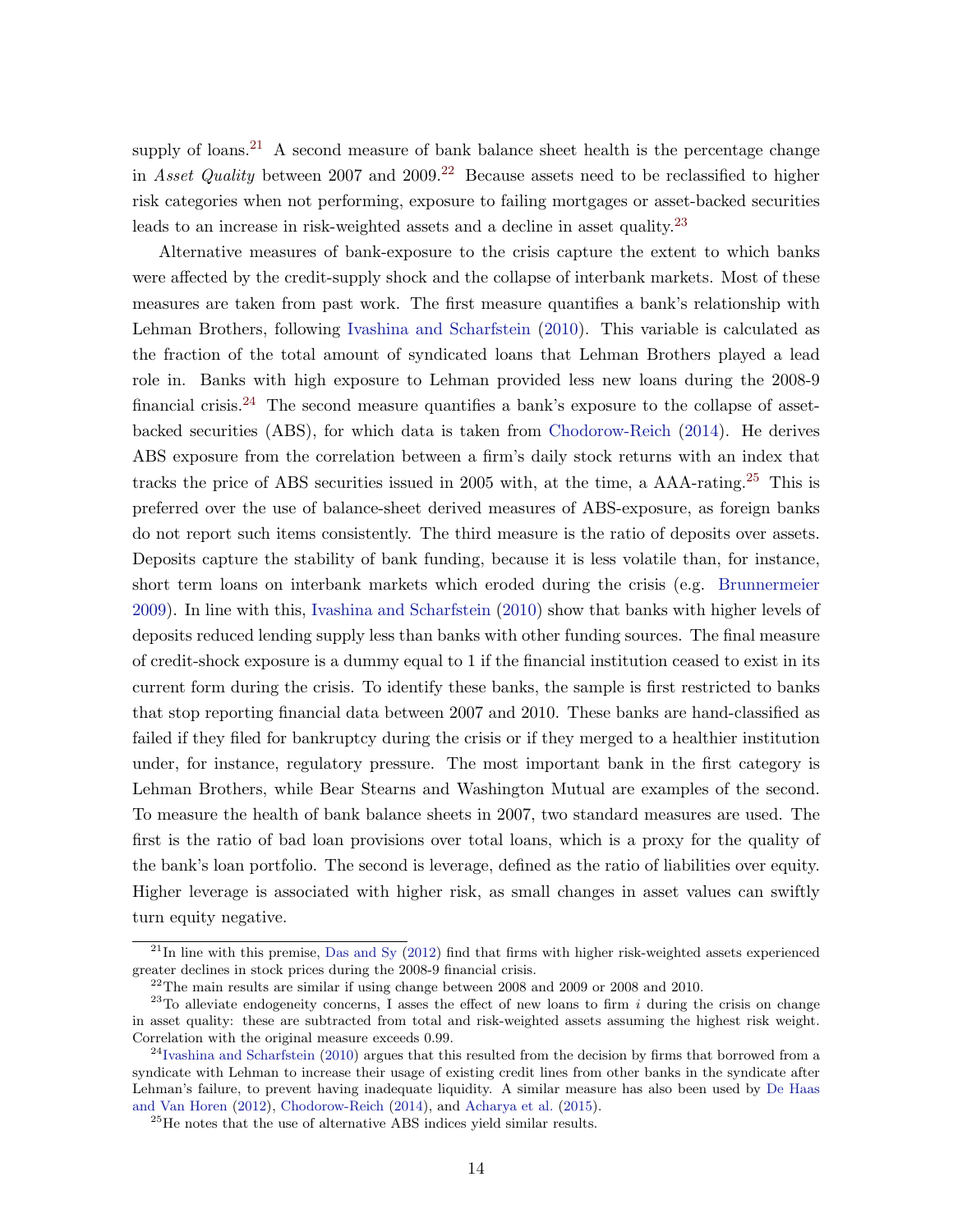supply of loans.[21] A second measure of bank balance sheet health is the percentage change in *Asset Quality* between 2007 and 2009.[22] Because assets need to be reclassified to higher risk categories when not performing, exposure to failing mortgages or asset-backed securities leads to an increase in risk-weighted assets and a decline in asset quality.[23]

Alternative measures of bank-exposure to the crisis capture the extent to which banks were affected by the credit-supply shock and the collapse of interbank markets. Most of these measures are taken from past work. The first measure quantifies a bank's relationship with Lehman Brothers, following Ivashina and Scharfstein (2010). This variable is calculated as the fraction of the total amount of syndicated loans that Lehman Brothers played a lead role in. Banks with high exposure to Lehman provided less new loans during the 2008-9 financial crisis.[24] The second measure quantifies a bank's exposure to the collapse of asset-backed securities (ABS), for which data is taken from Chodorow-Reich (2014). He derives ABS exposure from the correlation between a firm's daily stock returns with an index that tracks the price of ABS securities issued in 2005 with, at the time, a AAA-rating.[25] This is preferred over the use of balance-sheet derived measures of ABS-exposure, as foreign banks do not report such items consistently. The third measure is the ratio of deposits over assets. Deposits capture the stability of bank funding, because it is less volatile than, for instance, short term loans on interbank markets which eroded during the crisis (e.g. Brunnermeier 2009). In line with this, Ivashina and Scharfstein (2010) show that banks with higher levels of deposits reduced lending supply less than banks with other funding sources. The final measure of credit-shock exposure is a dummy equal to 1 if the financial institution ceased to exist in its current form during the crisis. To identify these banks, the sample is first restricted to banks that stop reporting financial data between 2007 and 2010. These banks are hand-classified as failed if they filed for bankruptcy during the crisis or if they merged to a healthier institution under, for instance, regulatory pressure. The most important bank in the first category is Lehman Brothers, while Bear Stearns and Washington Mutual are examples of the second. To measure the health of bank balance sheets in 2007, two standard measures are used. The first is the ratio of bad loan provisions over total loans, which is a proxy for the quality of the bank's loan portfolio. The second is leverage, defined as the ratio of liabilities over equity. Higher leverage is associated with higher risk, as small changes in asset values can swiftly turn equity negative.

[21] In line with this premise, Das and Sy (2012) find that firms with higher risk-weighted assets experienced greater declines in stock prices during the 2008-9 financial crisis.

[22] The main results are similar if using change between 2008 and 2009 or 2008 and 2010.

[23] To alleviate endogeneity concerns, I asses the effect of new loans to firm $i$ during the crisis on change in asset quality: these are subtracted from total and risk-weighted assets assuming the highest risk weight. Correlation with the original measure exceeds 0.99.

[24] Ivashina and Scharfstein (2010) argues that this resulted from the decision by firms that borrowed from a syndicate with Lehman to increase their usage of existing credit lines from other banks in the syndicate after Lehman's failure, to prevent having inadequate liquidity. A similar measure has also been used by De Haas and Van Horen (2012), Chodorow-Reich (2014), and Acharya et al. (2015).

[25] He notes that the use of alternative ABS indices yield similar results.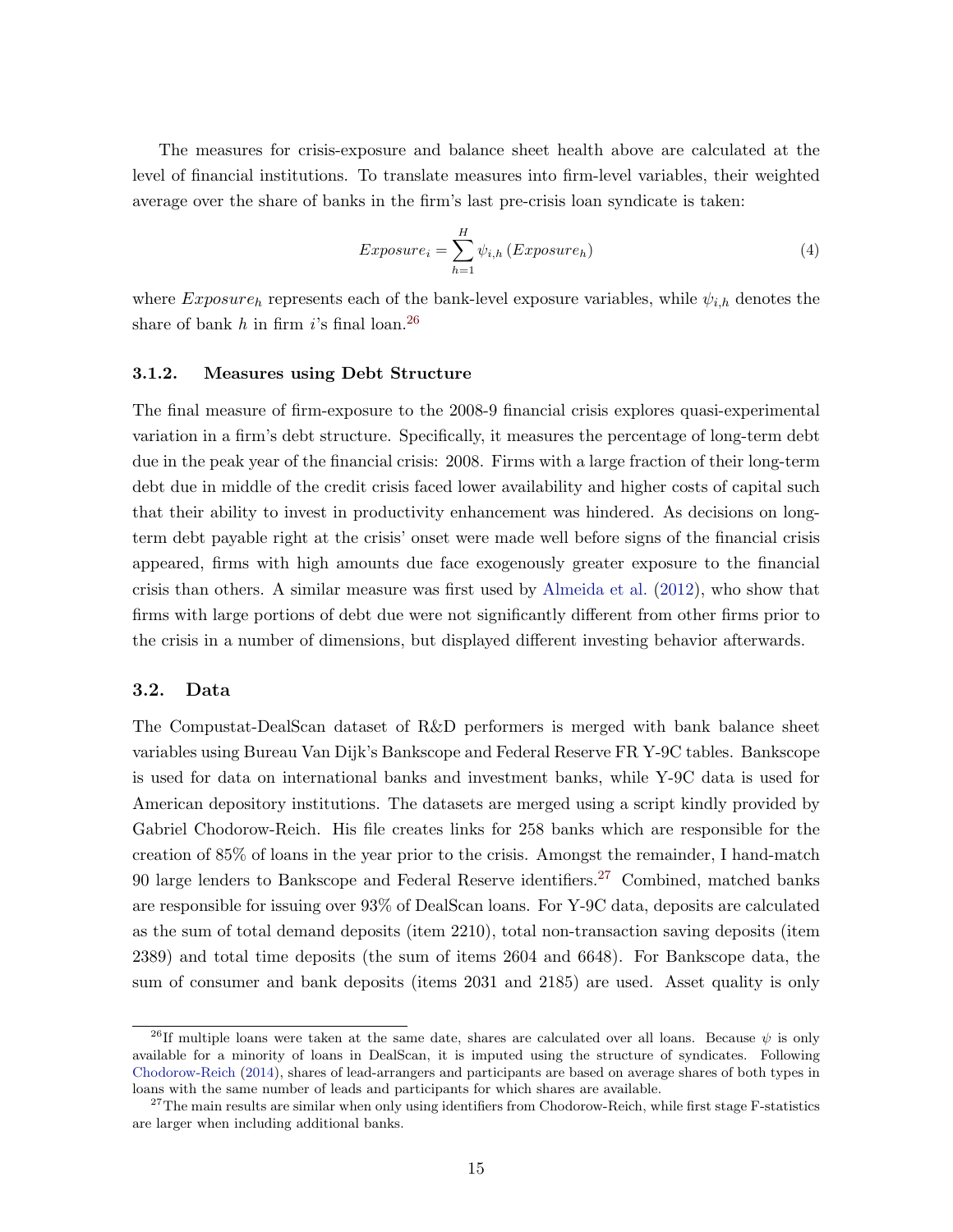The measures for crisis-exposure and balance sheet health above are calculated at the level of financial institutions. To translate measures into firm-level variables, their weighted average over the share of banks in the firm's last pre-crisis loan syndicate is taken:

$$Exposure_i = \sum_{h=1}^{H} \psi_{i,h} \left(Exposure_h\right) \tag{4}$$

where $Exposure_h$ represents each of the bank-level exposure variables, while $\psi_{i,h}$ denotes the share of bank $h$ in firm $i$'s final loan.[26]

### 3.1.2. Measures using Debt Structure

The final measure of firm-exposure to the 2008-9 financial crisis explores quasi-experimental variation in a firm's debt structure. Specifically, it measures the percentage of long-term debt due in the peak year of the financial crisis: 2008. Firms with a large fraction of their long-term debt due in middle of the credit crisis faced lower availability and higher costs of capital such that their ability to invest in productivity enhancement was hindered. As decisions on long-term debt payable right at the crisis' onset were made well before signs of the financial crisis appeared, firms with high amounts due face exogenously greater exposure to the financial crisis than others. A similar measure was first used by Almeida et al. (2012), who show that firms with large portions of debt due were not significantly different from other firms prior to the crisis in a number of dimensions, but displayed different investing behavior afterwards.

## 3.2. Data

The Compustat-DealScan dataset of R&D performers is merged with bank balance sheet variables using Bureau Van Dijk's Bankscope and Federal Reserve FR Y-9C tables. Bankscope is used for data on international banks and investment banks, while Y-9C data is used for American depository institutions. The datasets are merged using a script kindly provided by Gabriel Chodorow-Reich. His file creates links for 258 banks which are responsible for the creation of 85% of loans in the year prior to the crisis. Amongst the remainder, I hand-match 90 large lenders to Bankscope and Federal Reserve identifiers.[27] Combined, matched banks are responsible for issuing over 93% of DealScan loans. For Y-9C data, deposits are calculated as the sum of total demand deposits (item 2210), total non-transaction saving deposits (item 2389) and total time deposits (the sum of items 2604 and 6648). For Bankscope data, the sum of consumer and bank deposits (items 2031 and 2185) are used. Asset quality is only

[26] If multiple loans were taken at the same date, shares are calculated over all loans. Because $\psi$ is only available for a minority of loans in DealScan, it is imputed using the structure of syndicates. Following Chodorow-Reich (2014), shares of lead-arrangers and participants are based on average shares of both types in loans with the same number of leads and participants for which shares are available.

[27] The main results are similar when only using identifiers from Chodorow-Reich, while first stage F-statistics are larger when including additional banks.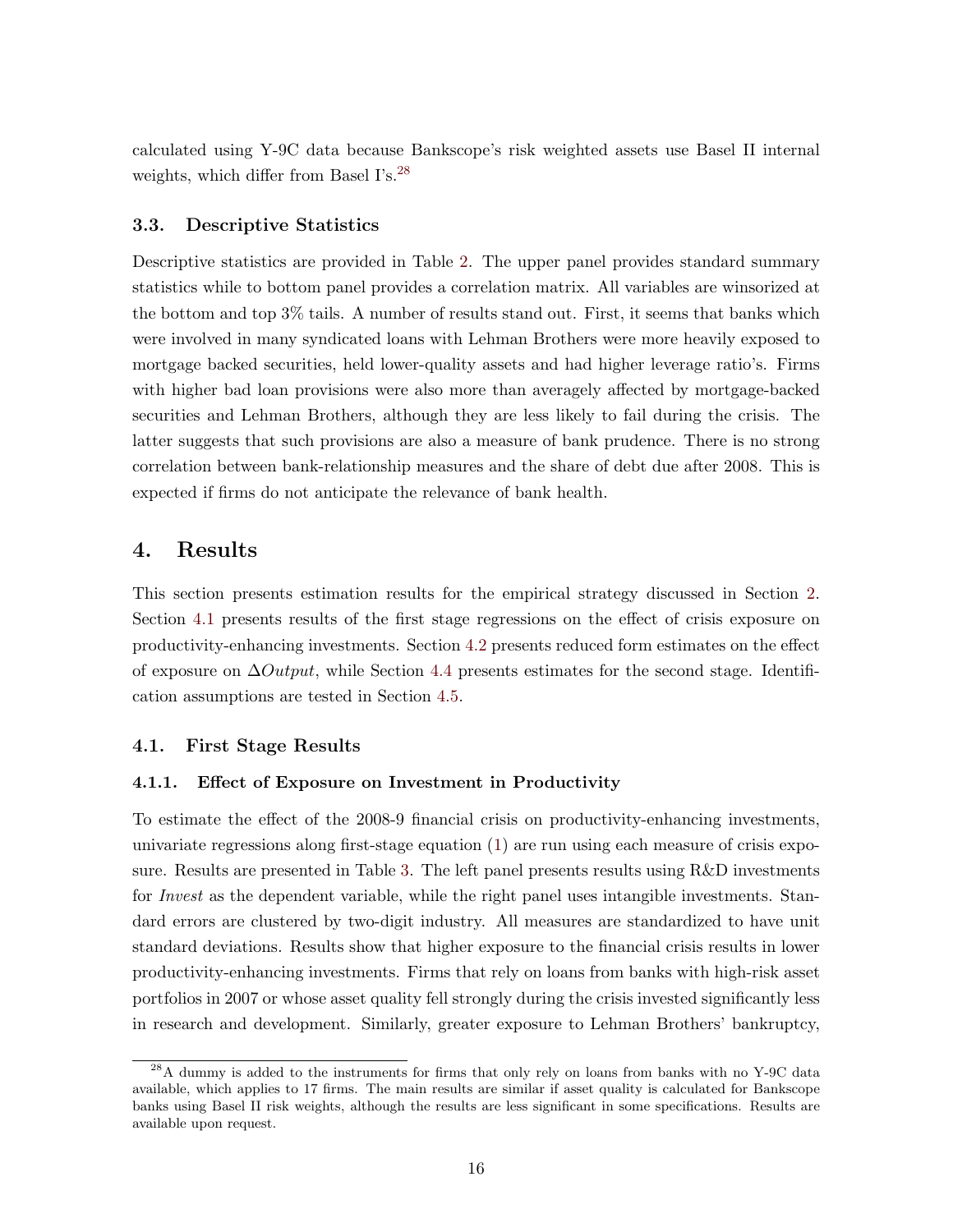calculated using Y-9C data because Bankscope's risk weighted assets use Basel II internal weights, which differ from Basel I's.[28]

### 3.3. Descriptive Statistics

Descriptive statistics are provided in Table 2. The upper panel provides standard summary statistics while to bottom panel provides a correlation matrix. All variables are winsorized at the bottom and top 3% tails. A number of results stand out. First, it seems that banks which were involved in many syndicated loans with Lehman Brothers were more heavily exposed to mortgage backed securities, held lower-quality assets and had higher leverage ratio's. Firms with higher bad loan provisions were also more than averagely affected by mortgage-backed securities and Lehman Brothers, although they are less likely to fail during the crisis. The latter suggests that such provisions are also a measure of bank prudence. There is no strong correlation between bank-relationship measures and the share of debt due after 2008. This is expected if firms do not anticipate the relevance of bank health.

## 4. Results

This section presents estimation results for the empirical strategy discussed in Section 2. Section 4.1 presents results of the first stage regressions on the effect of crisis exposure on productivity-enhancing investments. Section 4.2 presents reduced form estimates on the effect of exposure on $\Delta Output$, while Section 4.4 presents estimates for the second stage. Identification assumptions are tested in Section 4.5.

### 4.1. First Stage Results

#### 4.1.1. Effect of Exposure on Investment in Productivity

To estimate the effect of the 2008-9 financial crisis on productivity-enhancing investments, univariate regressions along first-stage equation (1) are run using each measure of crisis exposure. Results are presented in Table 3. The left panel presents results using R&D investments for *Invest* as the dependent variable, while the right panel uses intangible investments. Standard errors are clustered by two-digit industry. All measures are standardized to have unit standard deviations. Results show that higher exposure to the financial crisis results in lower productivity-enhancing investments. Firms that rely on loans from banks with high-risk asset portfolios in 2007 or whose asset quality fell strongly during the crisis invested significantly less in research and development. Similarly, greater exposure to Lehman Brothers' bankruptcy,

[28] A dummy is added to the instruments for firms that only rely on loans from banks with no Y-9C data available, which applies to 17 firms. The main results are similar if asset quality is calculated for Bankscope banks using Basel II risk weights, although the results are less significant in some specifications. Results are available upon request.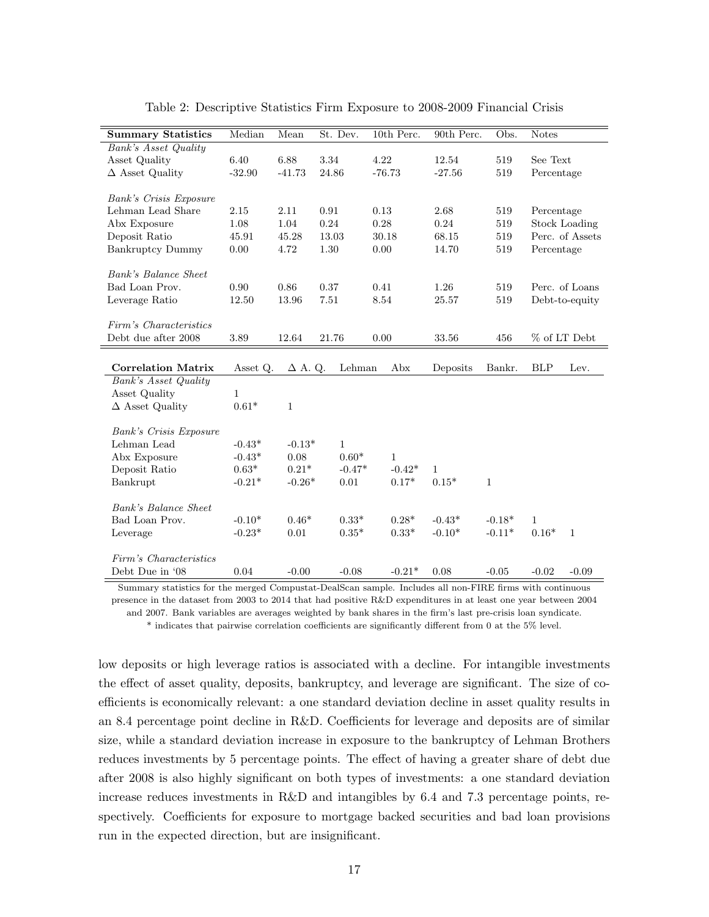Table 2: Descriptive Statistics Firm Exposure to 2008-2009 Financial Crisis

| **Summary Statistics** | Median | Mean | St. Dev. | 10th Perc. | 90th Perc. | Obs. | Notes |
|---|---|---|---|---|---|---|---|
| *Bank's Asset Quality* | | | | | | | |
| Asset Quality | 6.40 | 6.88 | 3.34 | 4.22 | 12.54 | 519 | See Text |
| $\Delta$ Asset Quality | -32.90 | -41.73 | 24.86 | -76.73 | -27.56 | 519 | Percentage |
| *Bank's Crisis Exposure* | | | | | | | |
| Lehman Lead Share | 2.15 | 2.11 | 0.91 | 0.13 | 2.68 | 519 | Percentage |
| Abx Exposure | 1.08 | 1.04 | 0.24 | 0.28 | 0.24 | 519 | Stock Loading |
| Deposit Ratio | 45.91 | 45.28 | 13.03 | 30.18 | 68.15 | 519 | Perc. of Assets |
| Bankruptcy Dummy | 0.00 | 4.72 | 1.30 | 0.00 | 14.70 | 519 | Percentage |
| *Bank's Balance Sheet* | | | | | | | |
| Bad Loan Prov. | 0.90 | 0.86 | 0.37 | 0.41 | 1.26 | 519 | Perc. of Loans |
| Leverage Ratio | 12.50 | 13.96 | 7.51 | 8.54 | 25.57 | 519 | Debt-to-equity |
| *Firm's Characteristics* | | | | | | | |
| Debt due after 2008 | 3.89 | 12.64 | 21.76 | 0.00 | 33.56 | 456 | % of LT Debt |

| **Correlation Matrix** | Asset Q. | $\Delta$ A. Q. | Lehman | Abx | Deposits | Bankr. | BLP | Lev. |
|---|---|---|---|---|---|---|---|---|
| *Bank's Asset Quality* | | | | | | | | |
| Asset Quality | 1 | | | | | | | |
| $\Delta$ Asset Quality | 0.61* | 1 | | | | | | |
| *Bank's Crisis Exposure* | | | | | | | | |
| Lehman Lead | -0.43* | -0.13* | 1 | | | | | |
| Abx Exposure | -0.43* | 0.08 | 0.60* | 1 | | | | |
| Deposit Ratio | 0.63* | 0.21* | -0.47* | -0.42* | 1 | | | |
| Bankrupt | -0.21* | -0.26* | 0.01 | 0.17* | 0.15* | 1 | | |
| *Bank's Balance Sheet* | | | | | | | | |
| Bad Loan Prov. | -0.10* | 0.46* | 0.33* | 0.28* | -0.43* | -0.18* | 1 | |
| Leverage | -0.23* | 0.01 | 0.35* | 0.33* | -0.10* | -0.11* | 0.16* | 1 |
| *Firm's Characteristics* | | | | | | | | |
| Debt Due in '08 | 0.04 | -0.00 | -0.08 | -0.21* | 0.08 | -0.05 | -0.02 | -0.09 |

Summary statistics for the merged Compustat-DealScan sample. Includes all non-FIRE firms with continuous presence in the dataset from 2003 to 2014 that had positive R&D expenditures in at least one year between 2004 and 2007. Bank variables are averages weighted by bank shares in the firm's last pre-crisis loan syndicate.
* indicates that pairwise correlation coefficients are significantly different from 0 at the 5% level.

low deposits or high leverage ratios is associated with a decline. For intangible investments the effect of asset quality, deposits, bankruptcy, and leverage are significant. The size of coefficients is economically relevant: a one standard deviation decline in asset quality results in an 8.4 percentage point decline in R&D. Coefficients for leverage and deposits are of similar size, while a standard deviation increase in exposure to the bankruptcy of Lehman Brothers reduces investments by 5 percentage points. The effect of having a greater share of debt due after 2008 is also highly significant on both types of investments: a one standard deviation increase reduces investments in R&D and intangibles by 6.4 and 7.3 percentage points, respectively. Coefficients for exposure to mortgage backed securities and bad loan provisions run in the expected direction, but are insignificant.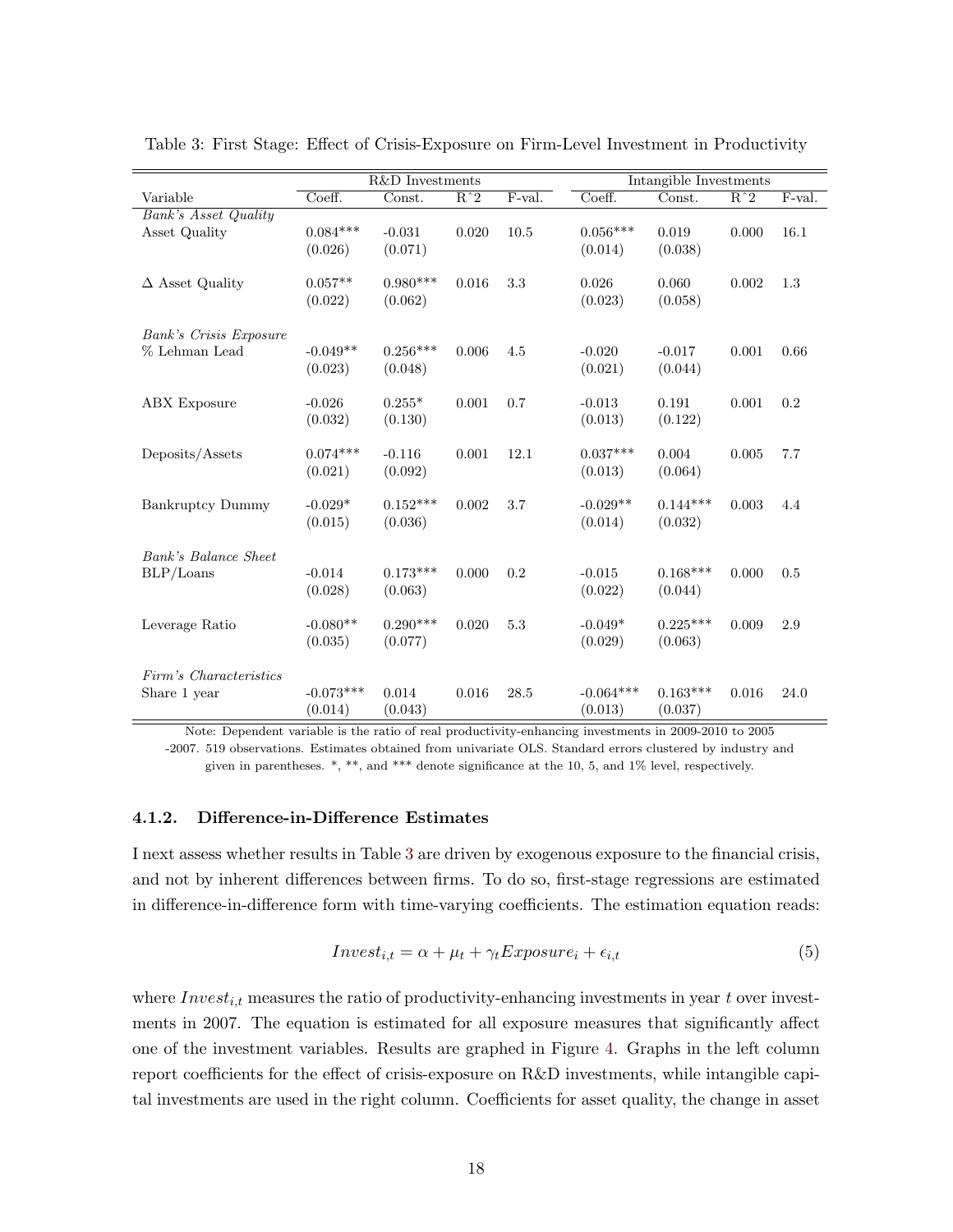Table 3: First Stage: Effect of Crisis-Exposure on Firm-Level Investment in Productivity

| | R&D Investments | | | | Intangible Investments | | | |
|---|---|---|---|---|---|---|---|---|
| Variable | Coeff. | Const. | R^2 | F-val. | Coeff. | Const. | R^2 | F-val. |
| *Bank's Asset Quality* | | | | | | | | |
| Asset Quality | 0.084*** | -0.031 | 0.020 | 10.5 | 0.056*** | 0.019 | 0.000 | 16.1 |
| | (0.026) | (0.071) | | | (0.014) | (0.038) | | |
| Δ Asset Quality | 0.057** | 0.980*** | 0.016 | 3.3 | 0.026 | 0.060 | 0.002 | 1.3 |
| | (0.022) | (0.062) | | | (0.023) | (0.058) | | |
| *Bank's Crisis Exposure* | | | | | | | | |
| % Lehman Lead | -0.049** | 0.256*** | 0.006 | 4.5 | -0.020 | -0.017 | 0.001 | 0.66 |
| | (0.023) | (0.048) | | | (0.021) | (0.044) | | |
| ABX Exposure | -0.026 | 0.255* | 0.001 | 0.7 | -0.013 | 0.191 | 0.001 | 0.2 |
| | (0.032) | (0.130) | | | (0.013) | (0.122) | | |
| Deposits/Assets | 0.074*** | -0.116 | 0.001 | 12.1 | 0.037*** | 0.004 | 0.005 | 7.7 |
| | (0.021) | (0.092) | | | (0.013) | (0.064) | | |
| Bankruptcy Dummy | -0.029* | 0.152*** | 0.002 | 3.7 | -0.029** | 0.144*** | 0.003 | 4.4 |
| | (0.015) | (0.036) | | | (0.014) | (0.032) | | |
| *Bank's Balance Sheet* | | | | | | | | |
| BLP/Loans | -0.014 | 0.173*** | 0.000 | 0.2 | -0.015 | 0.168*** | 0.000 | 0.5 |
| | (0.028) | (0.063) | | | (0.022) | (0.044) | | |
| Leverage Ratio | -0.080** | 0.290*** | 0.020 | 5.3 | -0.049* | 0.225*** | 0.009 | 2.9 |
| | (0.035) | (0.077) | | | (0.029) | (0.063) | | |
| *Firm's Characteristics* | | | | | | | | |
| Share 1 year | -0.073*** | 0.014 | 0.016 | 28.5 | -0.064*** | 0.163*** | 0.016 | 24.0 |
| | (0.014) | (0.043) | | | (0.013) | (0.037) | | |

Note: Dependent variable is the ratio of real productivity-enhancing investments in 2009-2010 to 2005 -2007. 519 observations. Estimates obtained from univariate OLS. Standard errors clustered by industry and given in parentheses. *, **, and *** denote significance at the 10, 5, and 1% level, respectively.

#### 4.1.2. Difference-in-Difference Estimates

I next assess whether results in Table 3 are driven by exogenous exposure to the financial crisis, and not by inherent differences between firms. To do so, first-stage regressions are estimated in difference-in-difference form with time-varying coefficients. The estimation equation reads:

$$Invest_{i,t} = \alpha + \mu_t + \gamma_t Exposure_i + \epsilon_{i,t} \tag{5}$$

where $Invest_{i,t}$ measures the ratio of productivity-enhancing investments in year $t$ over investments in 2007. The equation is estimated for all exposure measures that significantly affect one of the investment variables. Results are graphed in Figure 4. Graphs in the left column report coefficients for the effect of crisis-exposure on R&D investments, while intangible capital investments are used in the right column. Coefficients for asset quality, the change in asset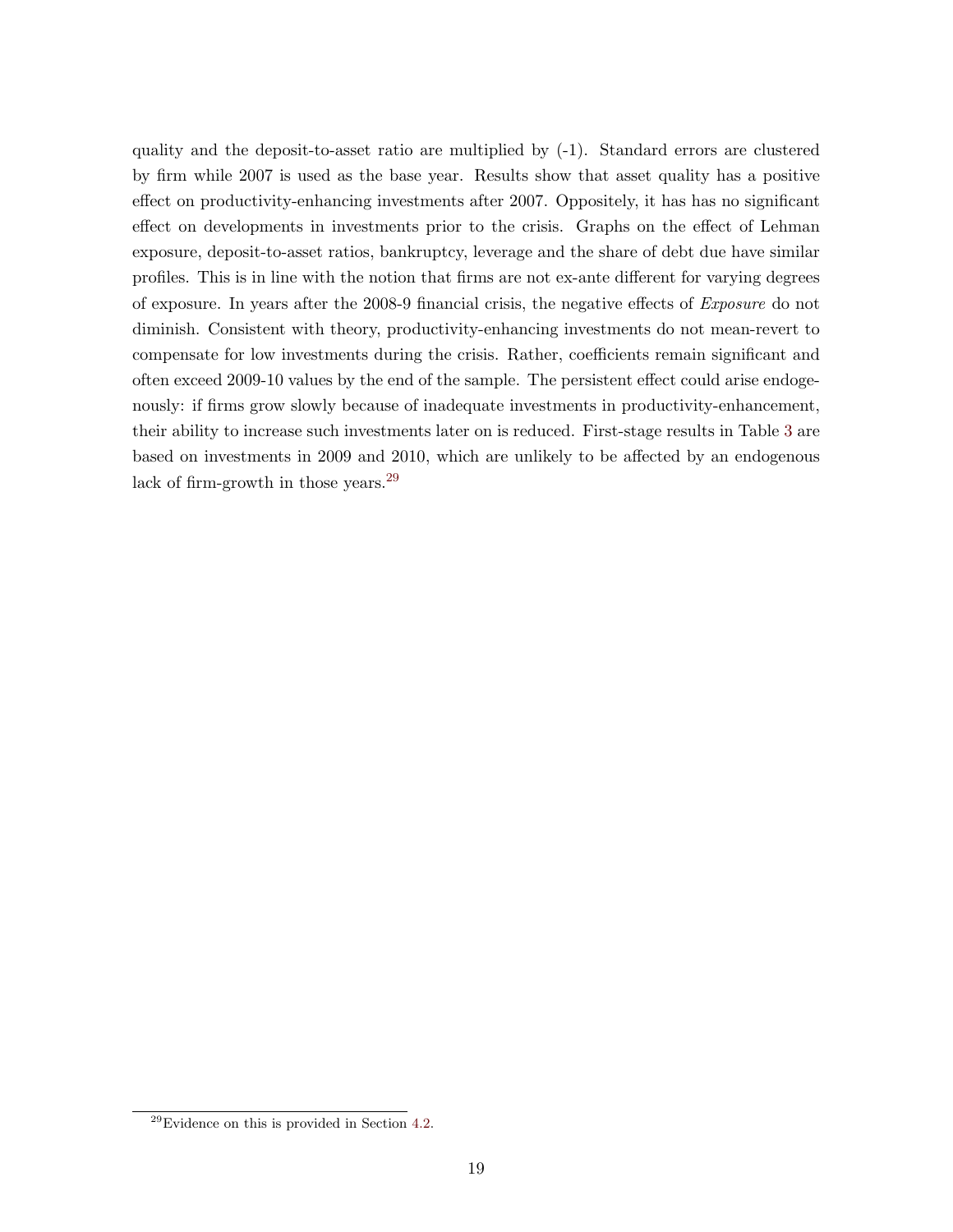quality and the deposit-to-asset ratio are multiplied by (-1). Standard errors are clustered by firm while 2007 is used as the base year. Results show that asset quality has a positive effect on productivity-enhancing investments after 2007. Oppositely, it has has no significant effect on developments in investments prior to the crisis. Graphs on the effect of Lehman exposure, deposit-to-asset ratios, bankruptcy, leverage and the share of debt due have similar profiles. This is in line with the notion that firms are not ex-ante different for varying degrees of exposure. In years after the 2008-9 financial crisis, the negative effects of *Exposure* do not diminish. Consistent with theory, productivity-enhancing investments do not mean-revert to compensate for low investments during the crisis. Rather, coefficients remain significant and often exceed 2009-10 values by the end of the sample. The persistent effect could arise endogenously: if firms grow slowly because of inadequate investments in productivity-enhancement, their ability to increase such investments later on is reduced. First-stage results in Table 3 are based on investments in 2009 and 2010, which are unlikely to be affected by an endogenous lack of firm-growth in those years.[29]

[29] Evidence on this is provided in Section 4.2.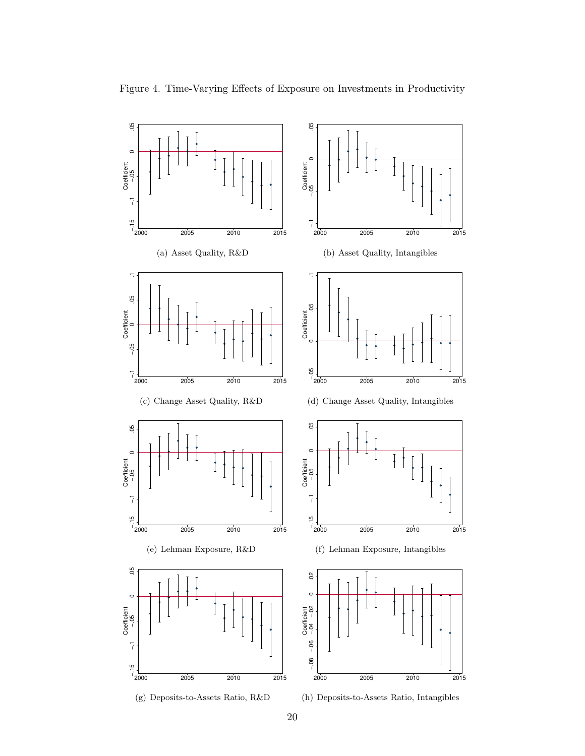Figure 4. Time-Varying Effects of Exposure on Investments in Productivity

(a) Asset Quality, R&D

(b) Asset Quality, Intangibles

(c) Change Asset Quality, R&D

(d) Change Asset Quality, Intangibles

(e) Lehman Exposure, R&D

(f) Lehman Exposure, Intangibles

(g) Deposits-to-Assets Ratio, R&D

(h) Deposits-to-Assets Ratio, Intangibles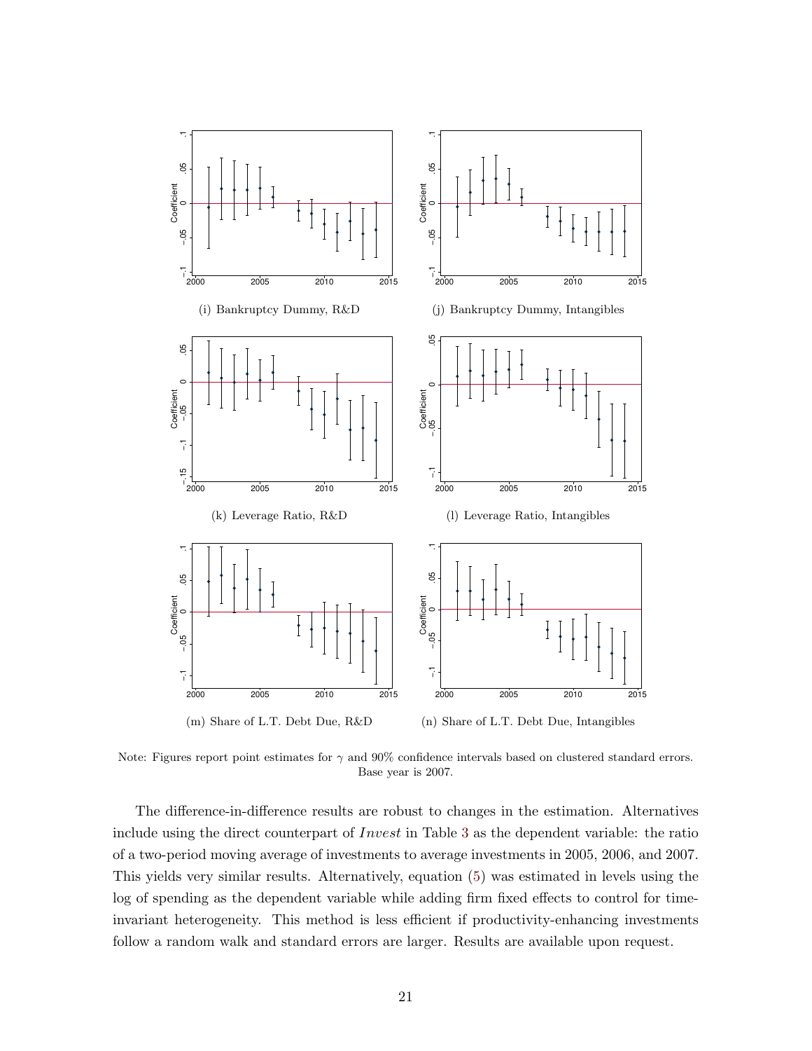Coefficient

−.1 −.05 0 .05 .1

2000 2005 2010 2015

(i) Bankruptcy Dummy, R&D

Coefficient

−.1 −.05 0 .05 .1

2000 2005 2010 2015

(j) Bankruptcy Dummy, Intangibles

Coefficient

−.15 −.1 −.05 0 .05

2000 2005 2010 2015

(k) Leverage Ratio, R&D

Coefficient

−.1 −.05 0 .05

2000 2005 2010 2015

(l) Leverage Ratio, Intangibles

Coefficient

−.1 −.05 0 .05 .1

2000 2005 2010 2015

(m) Share of L.T. Debt Due, R&D

Coefficient

−.1 −.05 0 .05 .1

2000 2005 2010 2015

(n) Share of L.T. Debt Due, Intangibles

Note: Figures report point estimates for $\gamma$ and 90% confidence intervals based on clustered standard errors. Base year is 2007.

The difference-in-difference results are robust to changes in the estimation. Alternatives include using the direct counterpart of *Invest* in Table 3 as the dependent variable: the ratio of a two-period moving average of investments to average investments in 2005, 2006, and 2007. This yields very similar results. Alternatively, equation (5) was estimated in levels using the log of spending as the dependent variable while adding firm fixed effects to control for time-invariant heterogeneity. This method is less efficient if productivity-enhancing investments follow a random walk and standard errors are larger. Results are available upon request.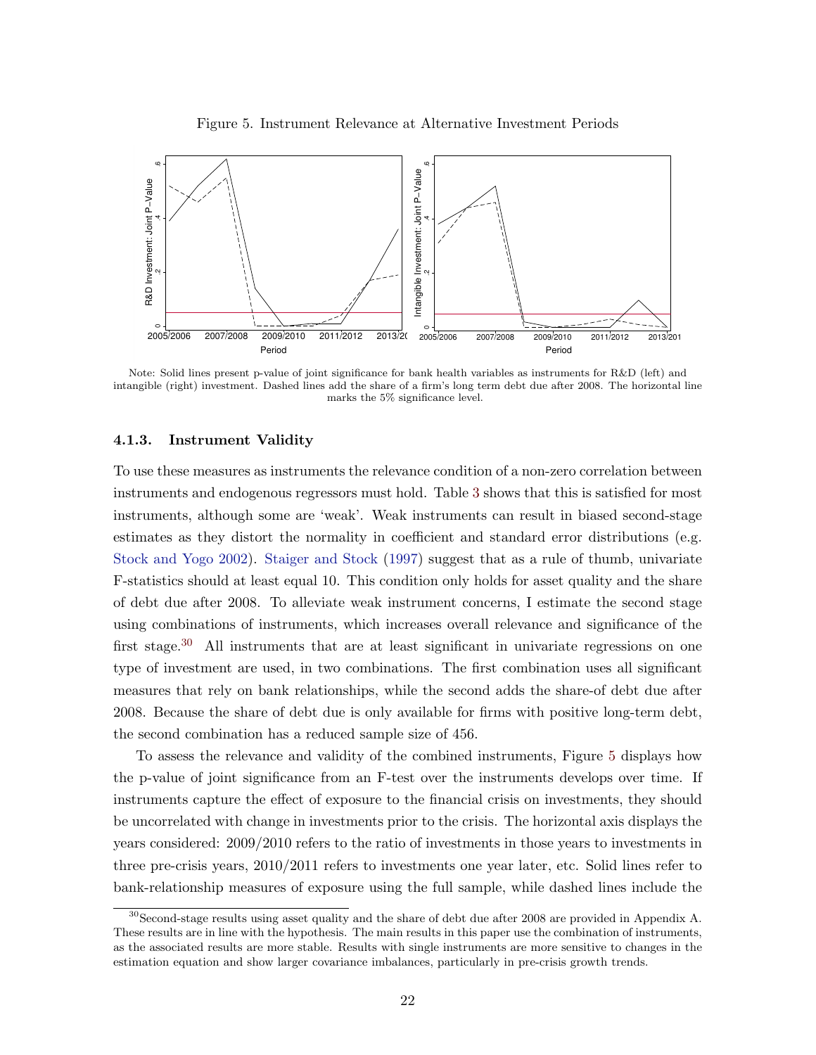Figure 5. Instrument Relevance at Alternative Investment Periods

R&D Investment: Joint P−Value

0 .2 .4 .6

2005/2006 2007/2008 2009/2010 2011/2012 2013/20

Period

Intangible Investment: Joint P−Value

0 .2 .4 .6

2005/2006 2007/2008 2009/2010 2011/2012 2013/201

Period

Note: Solid lines present p-value of joint significance for bank health variables as instruments for R&D (left) and intangible (right) investment. Dashed lines add the share of a firm's long term debt due after 2008. The horizontal line marks the 5% significance level.

### 4.1.3. Instrument Validity

To use these measures as instruments the relevance condition of a non-zero correlation between instruments and endogenous regressors must hold. Table 3 shows that this is satisfied for most instruments, although some are 'weak'. Weak instruments can result in biased second-stage estimates as they distort the normality in coefficient and standard error distributions (e.g. Stock and Yogo 2002). Staiger and Stock (1997) suggest that as a rule of thumb, univariate F-statistics should at least equal 10. This condition only holds for asset quality and the share of debt due after 2008. To alleviate weak instrument concerns, I estimate the second stage using combinations of instruments, which increases overall relevance and significance of the first stage.[30] All instruments that are at least significant in univariate regressions on one type of investment are used, in two combinations. The first combination uses all significant measures that rely on bank relationships, while the second adds the share-of debt due after 2008. Because the share of debt due is only available for firms with positive long-term debt, the second combination has a reduced sample size of 456.

To assess the relevance and validity of the combined instruments, Figure 5 displays how the p-value of joint significance from an F-test over the instruments develops over time. If instruments capture the effect of exposure to the financial crisis on investments, they should be uncorrelated with change in investments prior to the crisis. The horizontal axis displays the years considered: 2009/2010 refers to the ratio of investments in those years to investments in three pre-crisis years, 2010/2011 refers to investments one year later, etc. Solid lines refer to bank-relationship measures of exposure using the full sample, while dashed lines include the

[30] Second-stage results using asset quality and the share of debt due after 2008 are provided in Appendix A. These results are in line with the hypothesis. The main results in this paper use the combination of instruments, as the associated results are more stable. Results with single instruments are more sensitive to changes in the estimation equation and show larger covariance imbalances, particularly in pre-crisis growth trends.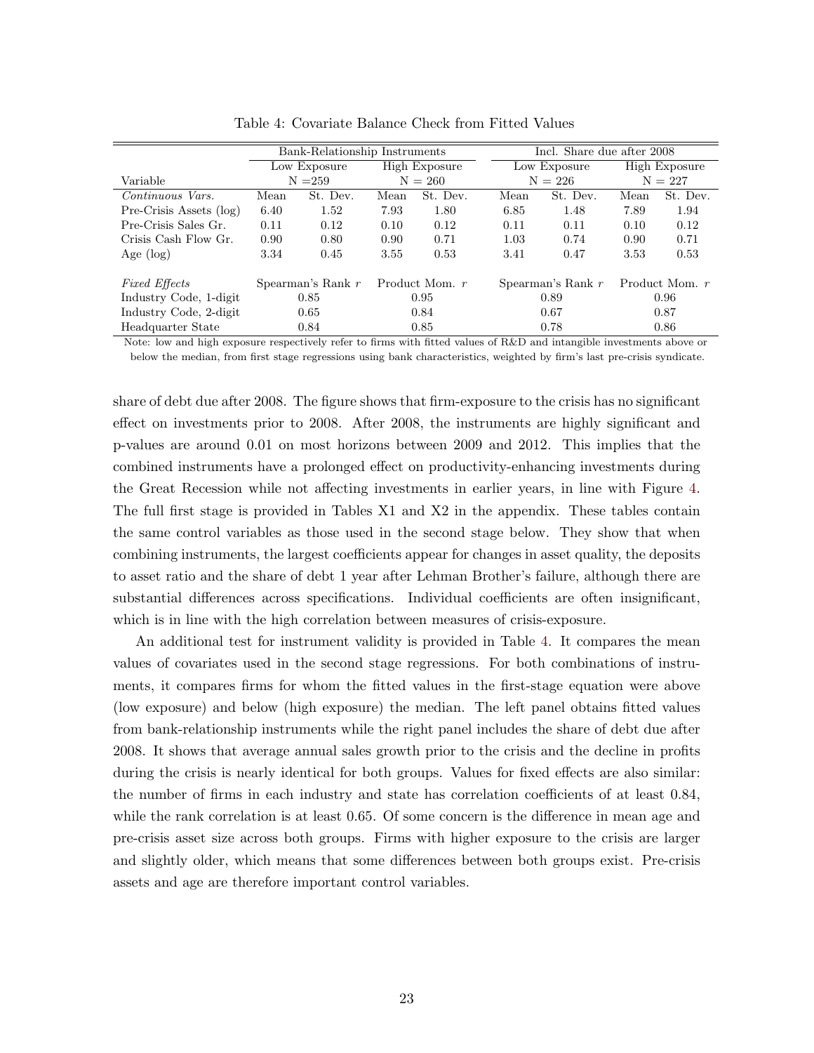Table 4: Covariate Balance Check from Fitted Values

| | Bank-Relationship Instruments | | | | Incl. Share due after 2008 | | | |
|---|---|---|---|---|---|---|---|---|
| | Low Exposure | | High Exposure | | Low Exposure | | High Exposure | |
| Variable | N =259 | | N = 260 | | N = 226 | | N = 227 | |
| *Continuous Vars.* | Mean | St. Dev. | Mean | St. Dev. | Mean | St. Dev. | Mean | St. Dev. |
| Pre-Crisis Assets (log) | 6.40 | 1.52 | 7.93 | 1.80 | 6.85 | 1.48 | 7.89 | 1.94 |
| Pre-Crisis Sales Gr. | 0.11 | 0.12 | 0.10 | 0.12 | 0.11 | 0.11 | 0.10 | 0.12 |
| Crisis Cash Flow Gr. | 0.90 | 0.80 | 0.90 | 0.71 | 1.03 | 0.74 | 0.90 | 0.71 |
| Age (log) | 3.34 | 0.45 | 3.55 | 0.53 | 3.41 | 0.47 | 3.53 | 0.53 |
| | | | | | | | | |
| *Fixed Effects* | Spearman's Rank $r$ | | Product Mom. $r$ | | Spearman's Rank $r$ | | Product Mom. $r$ | |
| Industry Code, 1-digit | 0.85 | | 0.95 | | 0.89 | | 0.96 | |
| Industry Code, 2-digit | 0.65 | | 0.84 | | 0.67 | | 0.87 | |
| Headquarter State | 0.84 | | 0.85 | | 0.78 | | 0.86 | |

Note: low and high exposure respectively refer to firms with fitted values of R&D and intangible investments above or below the median, from first stage regressions using bank characteristics, weighted by firm's last pre-crisis syndicate.

share of debt due after 2008. The figure shows that firm-exposure to the crisis has no significant effect on investments prior to 2008. After 2008, the instruments are highly significant and p-values are around 0.01 on most horizons between 2009 and 2012. This implies that the combined instruments have a prolonged effect on productivity-enhancing investments during the Great Recession while not affecting investments in earlier years, in line with Figure 4. The full first stage is provided in Tables X1 and X2 in the appendix. These tables contain the same control variables as those used in the second stage below. They show that when combining instruments, the largest coefficients appear for changes in asset quality, the deposits to asset ratio and the share of debt 1 year after Lehman Brother's failure, although there are substantial differences across specifications. Individual coefficients are often insignificant, which is in line with the high correlation between measures of crisis-exposure.

An additional test for instrument validity is provided in Table 4. It compares the mean values of covariates used in the second stage regressions. For both combinations of instruments, it compares firms for whom the fitted values in the first-stage equation were above (low exposure) and below (high exposure) the median. The left panel obtains fitted values from bank-relationship instruments while the right panel includes the share of debt due after 2008. It shows that average annual sales growth prior to the crisis and the decline in profits during the crisis is nearly identical for both groups. Values for fixed effects are also similar: the number of firms in each industry and state has correlation coefficients of at least 0.84, while the rank correlation is at least 0.65. Of some concern is the difference in mean age and pre-crisis asset size across both groups. Firms with higher exposure to the crisis are larger and slightly older, which means that some differences between both groups exist. Pre-crisis assets and age are therefore important control variables.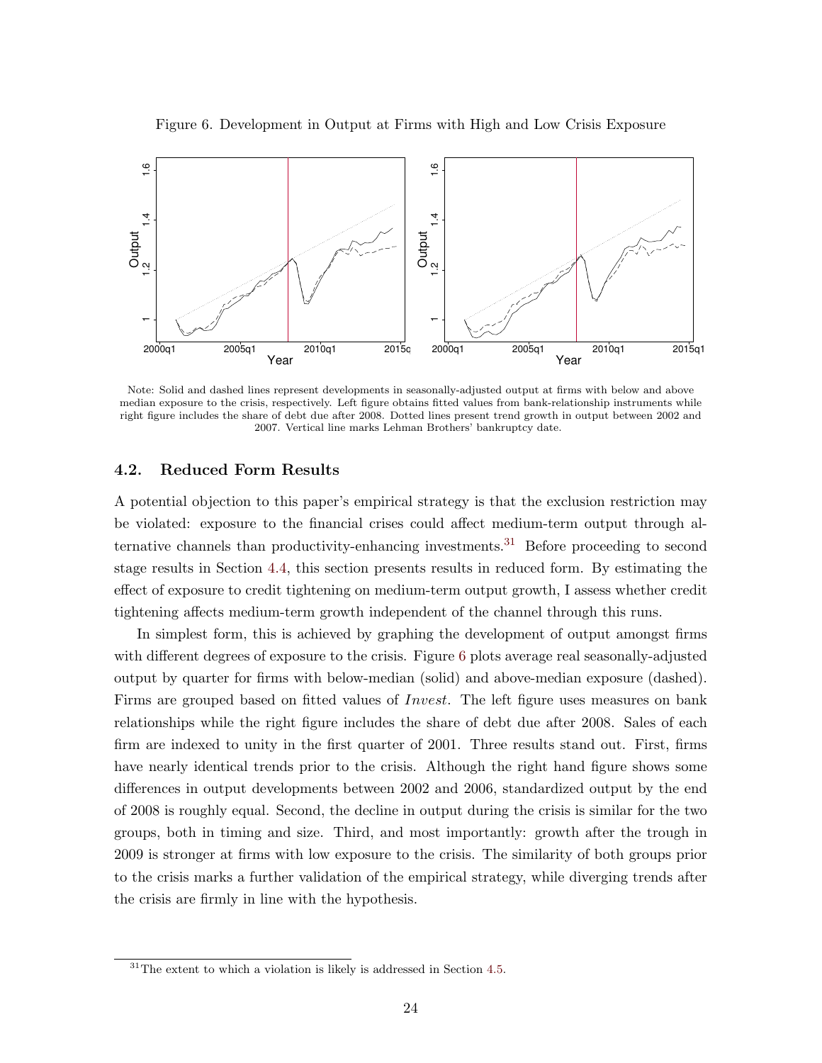Figure 6. Development in Output at Firms with High and Low Crisis Exposure

1.6
1.4
Output
1.2
1
2000q1
2005q1
2010q1
2015q
Year

1.6
1.4
Output
1.2
1
2000q1
2005q1
2010q1
2015q1
Year

Note: Solid and dashed lines represent developments in seasonally-adjusted output at firms with below and above median exposure to the crisis, respectively. Left figure obtains fitted values from bank-relationship instruments while right figure includes the share of debt due after 2008. Dotted lines present trend growth in output between 2002 and 2007. Vertical line marks Lehman Brothers' bankruptcy date.

## 4.2. Reduced Form Results

A potential objection to this paper's empirical strategy is that the exclusion restriction may be violated: exposure to the financial crises could affect medium-term output through alternative channels than productivity-enhancing investments.[31] Before proceeding to second stage results in Section 4.4, this section presents results in reduced form. By estimating the effect of exposure to credit tightening on medium-term output growth, I assess whether credit tightening affects medium-term growth independent of the channel through this runs.

In simplest form, this is achieved by graphing the development of output amongst firms with different degrees of exposure to the crisis. Figure 6 plots average real seasonally-adjusted output by quarter for firms with below-median (solid) and above-median exposure (dashed). Firms are grouped based on fitted values of $Invest$. The left figure uses measures on bank relationships while the right figure includes the share of debt due after 2008. Sales of each firm are indexed to unity in the first quarter of 2001. Three results stand out. First, firms have nearly identical trends prior to the crisis. Although the right hand figure shows some differences in output developments between 2002 and 2006, standardized output by the end of 2008 is roughly equal. Second, the decline in output during the crisis is similar for the two groups, both in timing and size. Third, and most importantly: growth after the trough in 2009 is stronger at firms with low exposure to the crisis. The similarity of both groups prior to the crisis marks a further validation of the empirical strategy, while diverging trends after the crisis are firmly in line with the hypothesis.

[31] The extent to which a violation is likely is addressed in Section 4.5.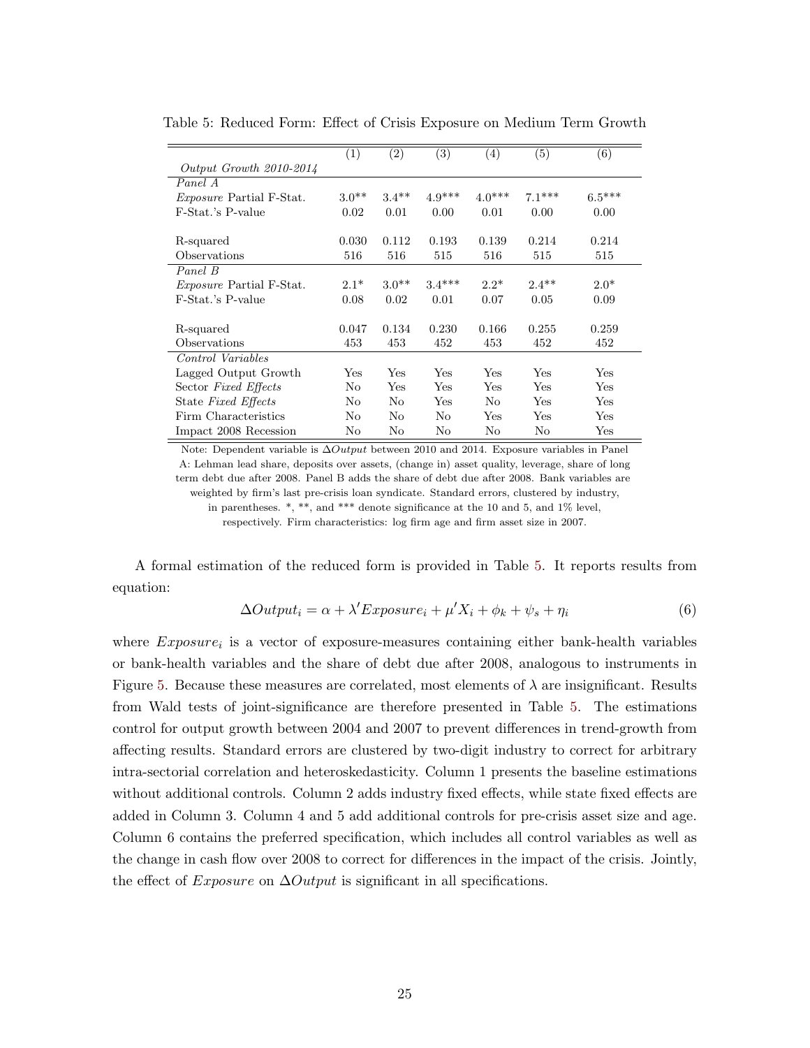Table 5: Reduced Form: Effect of Crisis Exposure on Medium Term Growth

| | (1) | (2) | (3) | (4) | (5) | (6) |
|---|---|---|---|---|---|---|
| *Output Growth 2010-2014* | | | | | | |
| *Panel A* | | | | | | |
| *Exposure* Partial F-Stat. | 3.0** | 3.4** | 4.9*** | 4.0*** | 7.1*** | 6.5*** |
| F-Stat.'s P-value | 0.02 | 0.01 | 0.00 | 0.01 | 0.00 | 0.00 |
| R-squared | 0.030 | 0.112 | 0.193 | 0.139 | 0.214 | 0.214 |
| Observations | 516 | 516 | 515 | 516 | 515 | 515 |
| *Panel B* | | | | | | |
| *Exposure* Partial F-Stat. | 2.1* | 3.0** | 3.4*** | 2.2* | 2.4** | 2.0* |
| F-Stat.'s P-value | 0.08 | 0.02 | 0.01 | 0.07 | 0.05 | 0.09 |
| R-squared | 0.047 | 0.134 | 0.230 | 0.166 | 0.255 | 0.259 |
| Observations | 453 | 453 | 452 | 453 | 452 | 452 |
| *Control Variables* | | | | | | |
| Lagged Output Growth | Yes | Yes | Yes | Yes | Yes | Yes |
| Sector *Fixed Effects* | No | Yes | Yes | Yes | Yes | Yes |
| State *Fixed Effects* | No | No | Yes | No | Yes | Yes |
| Firm Characteristics | No | No | No | Yes | Yes | Yes |
| Impact 2008 Recession | No | No | No | No | No | Yes |

Note: Dependent variable is $\Delta Output$ between 2010 and 2014. Exposure variables in Panel A: Lehman lead share, deposits over assets, (change in) asset quality, leverage, share of long term debt due after 2008. Panel B adds the share of debt due after 2008. Bank variables are weighted by firm's last pre-crisis loan syndicate. Standard errors, clustered by industry, in parentheses. *, **, and *** denote significance at the 10 and 5, and 1% level, respectively. Firm characteristics: log firm age and firm asset size in 2007.

A formal estimation of the reduced form is provided in Table 5. It reports results from equation:

$$\Delta Output_i = \alpha + \lambda' Exposure_i + \mu' X_i + \phi_k + \psi_s + \eta_i \tag{6}$$

where $Exposure_i$ is a vector of exposure-measures containing either bank-health variables or bank-health variables and the share of debt due after 2008, analogous to instruments in Figure 5. Because these measures are correlated, most elements of $\lambda$ are insignificant. Results from Wald tests of joint-significance are therefore presented in Table 5. The estimations control for output growth between 2004 and 2007 to prevent differences in trend-growth from affecting results. Standard errors are clustered by two-digit industry to correct for arbitrary intra-sectorial correlation and heteroskedasticity. Column 1 presents the baseline estimations without additional controls. Column 2 adds industry fixed effects, while state fixed effects are added in Column 3. Column 4 and 5 add additional controls for pre-crisis asset size and age. Column 6 contains the preferred specification, which includes all control variables as well as the change in cash flow over 2008 to correct for differences in the impact of the crisis. Jointly, the effect of $Exposure$ on $\Delta Output$ is significant in all specifications.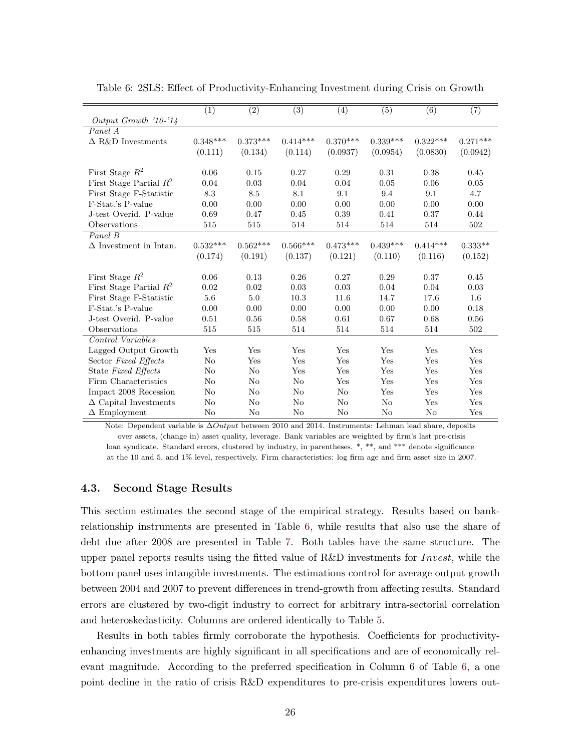Table 6: 2SLS: Effect of Productivity-Enhancing Investment during Crisis on Growth

| | (1) | (2) | (3) | (4) | (5) | (6) | (7) |
|---|---|---|---|---|---|---|---|
| *Output Growth '10-'14* | | | | | | | |
| *Panel A* | | | | | | | |
| Δ R&D Investments | 0.348*** | 0.373*** | 0.414*** | 0.370*** | 0.339*** | 0.322*** | 0.271*** |
| | (0.111) | (0.134) | (0.114) | (0.0937) | (0.0954) | (0.0830) | (0.0942) |
| First Stage $R^2$ | 0.06 | 0.15 | 0.27 | 0.29 | 0.31 | 0.38 | 0.45 |
| First Stage Partial $R^2$ | 0.04 | 0.03 | 0.04 | 0.04 | 0.05 | 0.06 | 0.05 |
| First Stage F-Statistic | 8.3 | 8.5 | 8.1 | 9.1 | 9.4 | 9.1 | 4.7 |
| F-Stat.'s P-value | 0.00 | 0.00 | 0.00 | 0.00 | 0.00 | 0.00 | 0.00 |
| J-test Overid. P-value | 0.69 | 0.47 | 0.45 | 0.39 | 0.41 | 0.37 | 0.44 |
| Observations | 515 | 515 | 514 | 514 | 514 | 514 | 502 |
| *Panel B* | | | | | | | |
| Δ Investment in Intan. | 0.532*** | 0.562*** | 0.566*** | 0.473*** | 0.439*** | 0.414*** | 0.333** |
| | (0.174) | (0.191) | (0.137) | (0.121) | (0.110) | (0.116) | (0.152) |
| First Stage $R^2$ | 0.06 | 0.13 | 0.26 | 0.27 | 0.29 | 0.37 | 0.45 |
| First Stage Partial $R^2$ | 0.02 | 0.02 | 0.03 | 0.03 | 0.04 | 0.04 | 0.03 |
| First Stage F-Statistic | 5.6 | 5.0 | 10.3 | 11.6 | 14.7 | 17.6 | 1.6 |
| F-Stat.'s P-value | 0.00 | 0.00 | 0.00 | 0.00 | 0.00 | 0.00 | 0.18 |
| J-test Overid. P-value | 0.51 | 0.56 | 0.58 | 0.61 | 0.67 | 0.68 | 0.56 |
| Observations | 515 | 515 | 514 | 514 | 514 | 514 | 502 |
| *Control Variables* | | | | | | | |
| Lagged Output Growth | Yes | Yes | Yes | Yes | Yes | Yes | Yes |
| Sector *Fixed Effects* | No | Yes | Yes | Yes | Yes | Yes | Yes |
| State *Fixed Effects* | No | No | Yes | Yes | Yes | Yes | Yes |
| Firm Characteristics | No | No | No | Yes | Yes | Yes | Yes |
| Impact 2008 Recession | No | No | No | No | Yes | Yes | Yes |
| Δ Capital Investments | No | No | No | No | No | Yes | Yes |
| Δ Employment | No | No | No | No | No | No | Yes |

Note: Dependent variable is Δ*Output* between 2010 and 2014. Instruments: Lehman lead share, deposits over assets, (change in) asset quality, leverage. Bank variables are weighted by firm's last pre-crisis loan syndicate. Standard errors, clustered by industry, in parentheses. *, **, and *** denote significance at the 10 and 5, and 1% level, respectively. Firm characteristics: log firm age and firm asset size in 2007.

### 4.3. Second Stage Results

This section estimates the second stage of the empirical strategy. Results based on bank-relationship instruments are presented in Table 6, while results that also use the share of debt due after 2008 are presented in Table 7. Both tables have the same structure. The upper panel reports results using the fitted value of R&D investments for *Invest*, while the bottom panel uses intangible investments. The estimations control for average output growth between 2004 and 2007 to prevent differences in trend-growth from affecting results. Standard errors are clustered by two-digit industry to correct for arbitrary intra-sectorial correlation and heteroskedasticity. Columns are ordered identically to Table 5.

Results in both tables firmly corroborate the hypothesis. Coefficients for productivity-enhancing investments are highly significant in all specifications and are of economically relevant magnitude. According to the preferred specification in Column 6 of Table 6, a one point decline in the ratio of crisis R&D expenditures to pre-crisis expenditures lowers out-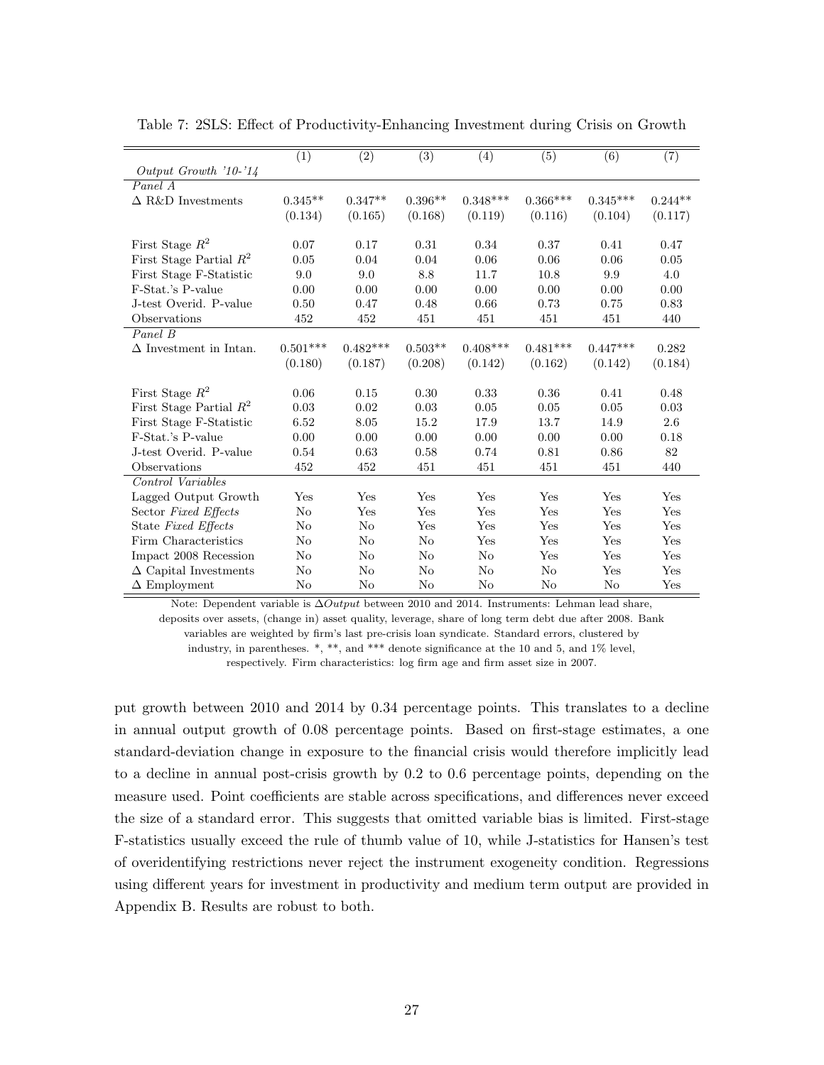Table 7: 2SLS: Effect of Productivity-Enhancing Investment during Crisis on Growth

| | (1) | (2) | (3) | (4) | (5) | (6) | (7) |
|---|---|---|---|---|---|---|---|
| *Output Growth '10-'14* | | | | | | | |
| *Panel A* | | | | | | | |
| $\Delta$ R&D Investments | 0.345** | 0.347** | 0.396** | 0.348*** | 0.366*** | 0.345*** | 0.244** |
| | (0.134) | (0.165) | (0.168) | (0.119) | (0.116) | (0.104) | (0.117) |
| First Stage $R^2$ | 0.07 | 0.17 | 0.31 | 0.34 | 0.37 | 0.41 | 0.47 |
| First Stage Partial $R^2$ | 0.05 | 0.04 | 0.04 | 0.06 | 0.06 | 0.06 | 0.05 |
| First Stage F-Statistic | 9.0 | 9.0 | 8.8 | 11.7 | 10.8 | 9.9 | 4.0 |
| F-Stat.'s P-value | 0.00 | 0.00 | 0.00 | 0.00 | 0.00 | 0.00 | 0.00 |
| J-test Overid. P-value | 0.50 | 0.47 | 0.48 | 0.66 | 0.73 | 0.75 | 0.83 |
| Observations | 452 | 452 | 451 | 451 | 451 | 451 | 440 |
| *Panel B* | | | | | | | |
| $\Delta$ Investment in Intan. | 0.501*** | 0.482*** | 0.503** | 0.408*** | 0.481*** | 0.447*** | 0.282 |
| | (0.180) | (0.187) | (0.208) | (0.142) | (0.162) | (0.142) | (0.184) |
| First Stage $R^2$ | 0.06 | 0.15 | 0.30 | 0.33 | 0.36 | 0.41 | 0.48 |
| First Stage Partial $R^2$ | 0.03 | 0.02 | 0.03 | 0.05 | 0.05 | 0.05 | 0.03 |
| First Stage F-Statistic | 6.52 | 8.05 | 15.2 | 17.9 | 13.7 | 14.9 | 2.6 |
| F-Stat.'s P-value | 0.00 | 0.00 | 0.00 | 0.00 | 0.00 | 0.00 | 0.18 |
| J-test Overid. P-value | 0.54 | 0.63 | 0.58 | 0.74 | 0.81 | 0.86 | 82 |
| Observations | 452 | 452 | 451 | 451 | 451 | 451 | 440 |
| *Control Variables* | | | | | | | |
| Lagged Output Growth | Yes | Yes | Yes | Yes | Yes | Yes | Yes |
| Sector *Fixed Effects* | No | Yes | Yes | Yes | Yes | Yes | Yes |
| State *Fixed Effects* | No | No | Yes | Yes | Yes | Yes | Yes |
| Firm Characteristics | No | No | No | Yes | Yes | Yes | Yes |
| Impact 2008 Recession | No | No | No | No | Yes | Yes | Yes |
| $\Delta$ Capital Investments | No | No | No | No | No | Yes | Yes |
| $\Delta$ Employment | No | No | No | No | No | No | Yes |

Note: Dependent variable is $\Delta Output$ between 2010 and 2014. Instruments: Lehman lead share, deposits over assets, (change in) asset quality, leverage, share of long term debt due after 2008. Bank variables are weighted by firm's last pre-crisis loan syndicate. Standard errors, clustered by industry, in parentheses. *, **, and *** denote significance at the 10 and 5, and 1% level, respectively. Firm characteristics: log firm age and firm asset size in 2007.

put growth between 2010 and 2014 by 0.34 percentage points. This translates to a decline in annual output growth of 0.08 percentage points. Based on first-stage estimates, a one standard-deviation change in exposure to the financial crisis would therefore implicitly lead to a decline in annual post-crisis growth by 0.2 to 0.6 percentage points, depending on the measure used. Point coefficients are stable across specifications, and differences never exceed the size of a standard error. This suggests that omitted variable bias is limited. First-stage F-statistics usually exceed the rule of thumb value of 10, while J-statistics for Hansen's test of overidentifying restrictions never reject the instrument exogeneity condition. Regressions using different years for investment in productivity and medium term output are provided in Appendix B. Results are robust to both.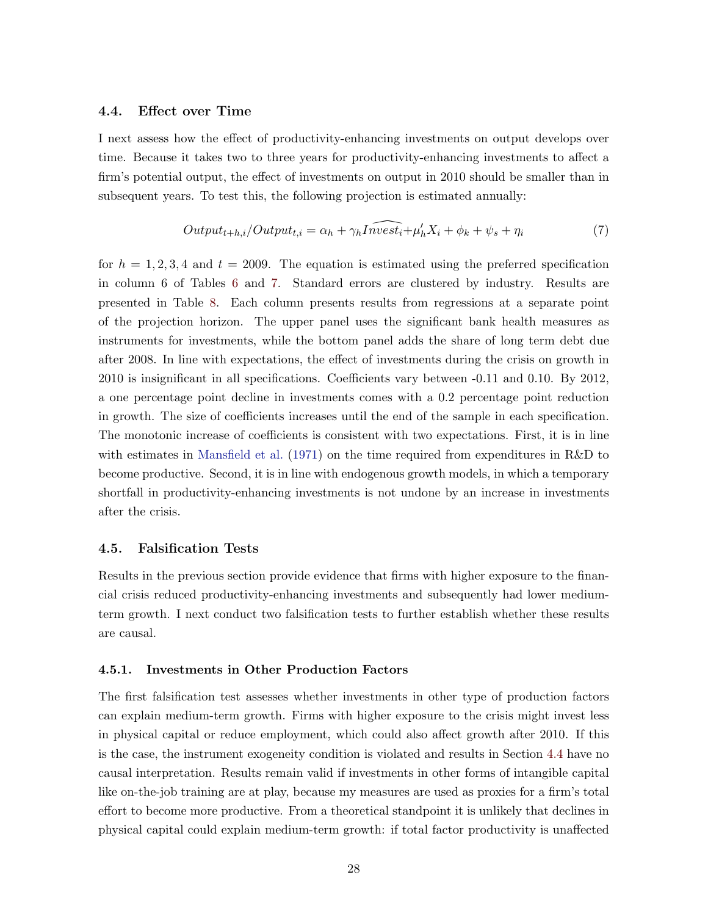### 4.4. Effect over Time

I next assess how the effect of productivity-enhancing investments on output develops over time. Because it takes two to three years for productivity-enhancing investments to affect a firm's potential output, the effect of investments on output in 2010 should be smaller than in subsequent years. To test this, the following projection is estimated annually:

$$Output_{t+h,i}/Output_{t,i} = \alpha_h + \gamma_h \widehat{Invest_i} + \mu_h' X_i + \phi_k + \psi_s + \eta_i \tag{7}$$

for $h = 1, 2, 3, 4$ and $t = 2009$. The equation is estimated using the preferred specification in column 6 of Tables 6 and 7. Standard errors are clustered by industry. Results are presented in Table 8. Each column presents results from regressions at a separate point of the projection horizon. The upper panel uses the significant bank health measures as instruments for investments, while the bottom panel adds the share of long term debt due after 2008. In line with expectations, the effect of investments during the crisis on growth in 2010 is insignificant in all specifications. Coefficients vary between -0.11 and 0.10. By 2012, a one percentage point decline in investments comes with a 0.2 percentage point reduction in growth. The size of coefficients increases until the end of the sample in each specification. The monotonic increase of coefficients is consistent with two expectations. First, it is in line with estimates in Mansfield et al. (1971) on the time required from expenditures in R&D to become productive. Second, it is in line with endogenous growth models, in which a temporary shortfall in productivity-enhancing investments is not undone by an increase in investments after the crisis.

### 4.5. Falsification Tests

Results in the previous section provide evidence that firms with higher exposure to the financial crisis reduced productivity-enhancing investments and subsequently had lower medium-term growth. I next conduct two falsification tests to further establish whether these results are causal.

#### 4.5.1. Investments in Other Production Factors

The first falsification test assesses whether investments in other type of production factors can explain medium-term growth. Firms with higher exposure to the crisis might invest less in physical capital or reduce employment, which could also affect growth after 2010. If this is the case, the instrument exogeneity condition is violated and results in Section 4.4 have no causal interpretation. Results remain valid if investments in other forms of intangible capital like on-the-job training are at play, because my measures are used as proxies for a firm's total effort to become more productive. From a theoretical standpoint it is unlikely that declines in physical capital could explain medium-term growth: if total factor productivity is unaffected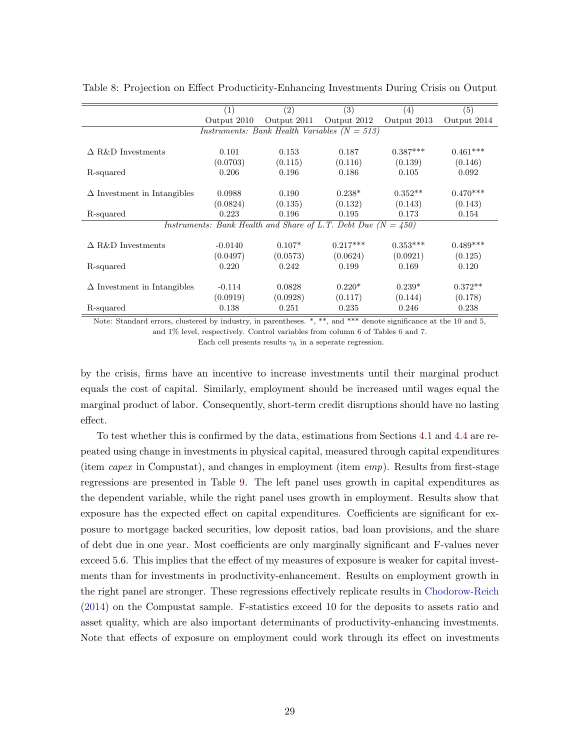Table 8: Projection on Effect Producticity-Enhancing Investments During Crisis on Output

| | (1) | (2) | (3) | (4) | (5) |
|---|---|---|---|---|---|
| | Output 2010 | Output 2011 | Output 2012 | Output 2013 | Output 2014 |
| *Instruments: Bank Health Variables (N = 513)* | | | | | |
| $\Delta$ R&D Investments | 0.101 | 0.153 | 0.187 | 0.387*** | 0.461*** |
| | (0.0703) | (0.115) | (0.116) | (0.139) | (0.146) |
| R-squared | 0.206 | 0.196 | 0.186 | 0.105 | 0.092 |
| $\Delta$ Investment in Intangibles | 0.0988 | 0.190 | 0.238* | 0.352** | 0.470*** |
| | (0.0824) | (0.135) | (0.132) | (0.143) | (0.143) |
| R-squared | 0.223 | 0.196 | 0.195 | 0.173 | 0.154 |
| *Instruments: Bank Health and Share of L.T. Debt Due (N = 450)* | | | | | |
| $\Delta$ R&D Investments | -0.0140 | 0.107* | 0.217*** | 0.353*** | 0.489*** |
| | (0.0497) | (0.0573) | (0.0624) | (0.0921) | (0.125) |
| R-squared | 0.220 | 0.242 | 0.199 | 0.169 | 0.120 |
| $\Delta$ Investment in Intangibles | -0.114 | 0.0828 | 0.220* | 0.239* | 0.372** |
| | (0.0919) | (0.0928) | (0.117) | (0.144) | (0.178) |
| R-squared | 0.138 | 0.251 | 0.235 | 0.246 | 0.238 |

Note: Standard errors, clustered by industry, in parentheses. *, **, and *** denote significance at the 10 and 5, and 1% level, respectively. Control variables from column 6 of Tables 6 and 7.
Each cell presents results $\gamma_h$ in a seperate regression.

by the crisis, firms have an incentive to increase investments until their marginal product equals the cost of capital. Similarly, employment should be increased until wages equal the marginal product of labor. Consequently, short-term credit disruptions should have no lasting effect.

To test whether this is confirmed by the data, estimations from Sections 4.1 and 4.4 are repeated using change in investments in physical capital, measured through capital expenditures (item *capex* in Compustat), and changes in employment (item *emp*). Results from first-stage regressions are presented in Table 9. The left panel uses growth in capital expenditures as the dependent variable, while the right panel uses growth in employment. Results show that exposure has the expected effect on capital expenditures. Coefficients are significant for exposure to mortgage backed securities, low deposit ratios, bad loan provisions, and the share of debt due in one year. Most coefficients are only marginally significant and F-values never exceed 5.6. This implies that the effect of my measures of exposure is weaker for capital investments than for investments in productivity-enhancement. Results on employment growth in the right panel are stronger. These regressions effectively replicate results in Chodorow-Reich (2014) on the Compustat sample. F-statistics exceed 10 for the deposits to assets ratio and asset quality, which are also important determinants of productivity-enhancing investments. Note that effects of exposure on employment could work through its effect on investments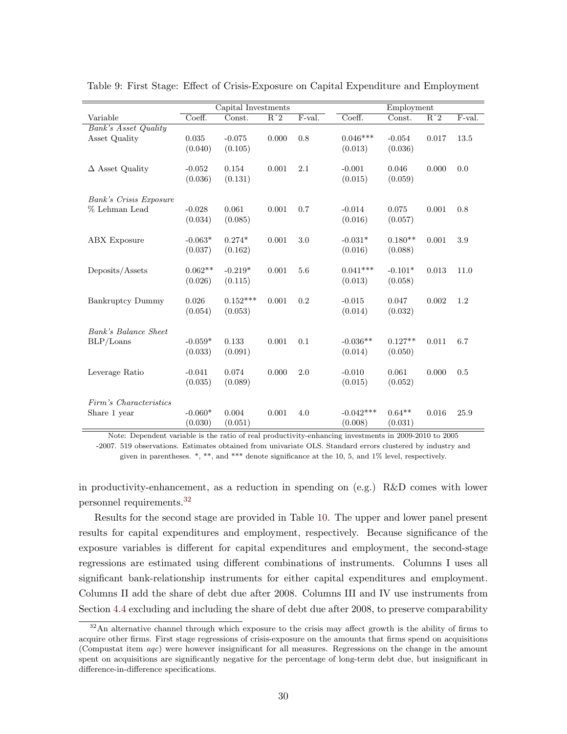Table 9: First Stage: Effect of Crisis-Exposure on Capital Expenditure and Employment

| | Capital Investments | | | | Employment | | | |
|---|---|---|---|---|---|---|---|---|
| Variable | Coeff. | Const. | R^2 | F-val. | Coeff. | Const. | R^2 | F-val. |
| *Bank's Asset Quality* | | | | | | | | |
| Asset Quality | 0.035 | -0.075 | 0.000 | 0.8 | 0.046*** | -0.054 | 0.017 | 13.5 |
| | (0.040) | (0.105) | | | (0.013) | (0.036) | | |
| Δ Asset Quality | -0.052 | 0.154 | 0.001 | 2.1 | -0.001 | 0.046 | 0.000 | 0.0 |
| | (0.036) | (0.131) | | | (0.015) | (0.059) | | |
| *Bank's Crisis Exposure* | | | | | | | | |
| % Lehman Lead | -0.028 | 0.061 | 0.001 | 0.7 | -0.014 | 0.075 | 0.001 | 0.8 |
| | (0.034) | (0.085) | | | (0.016) | (0.057) | | |
| ABX Exposure | -0.063* | 0.274* | 0.001 | 3.0 | -0.031* | 0.180** | 0.001 | 3.9 |
| | (0.037) | (0.162) | | | (0.016) | (0.088) | | |
| Deposits/Assets | 0.062** | -0.219* | 0.001 | 5.6 | 0.041*** | -0.101* | 0.013 | 11.0 |
| | (0.026) | (0.115) | | | (0.013) | (0.058) | | |
| Bankruptcy Dummy | 0.026 | 0.152*** | 0.001 | 0.2 | -0.015 | 0.047 | 0.002 | 1.2 |
| | (0.054) | (0.053) | | | (0.014) | (0.032) | | |
| *Bank's Balance Sheet* | | | | | | | | |
| BLP/Loans | -0.059* | 0.133 | 0.001 | 0.1 | -0.036** | 0.127** | 0.011 | 6.7 |
| | (0.033) | (0.091) | | | (0.014) | (0.050) | | |
| Leverage Ratio | -0.041 | 0.074 | 0.000 | 2.0 | -0.010 | 0.061 | 0.000 | 0.5 |
| | (0.035) | (0.089) | | | (0.015) | (0.052) | | |
| *Firm's Characteristics* | | | | | | | | |
| Share 1 year | -0.060* | 0.004 | 0.001 | 4.0 | -0.042*** | 0.64** | 0.016 | 25.9 |
| | (0.030) | (0.051) | | | (0.008) | (0.031) | | |

Note: Dependent variable is the ratio of real productivity-enhancing investments in 2009-2010 to 2005 -2007. 519 observations. Estimates obtained from univariate OLS. Standard errors clustered by industry and given in parentheses. *, **, and *** denote significance at the 10, 5, and 1% level, respectively.

in productivity-enhancement, as a reduction in spending on (e.g.) R&D comes with lower personnel requirements.[32]

Results for the second stage are provided in Table 10. The upper and lower panel present results for capital expenditures and employment, respectively. Because significance of the exposure variables is different for capital expenditures and employment, the second-stage regressions are estimated using different combinations of instruments. Columns I uses all significant bank-relationship instruments for either capital expenditures and employment. Columns II add the share of debt due after 2008. Columns III and IV use instruments from Section 4.4 excluding and including the share of debt due after 2008, to preserve comparability

[32] An alternative channel through which exposure to the crisis may affect growth is the ability of firms to acquire other firms. First stage regressions of crisis-exposure on the amounts that firms spend on acquisitions (Compustat item *aqc*) were however insignificant for all measures. Regressions on the change in the amount spent on acquisitions are significantly negative for the percentage of long-term debt due, but insignificant in difference-in-difference specifications.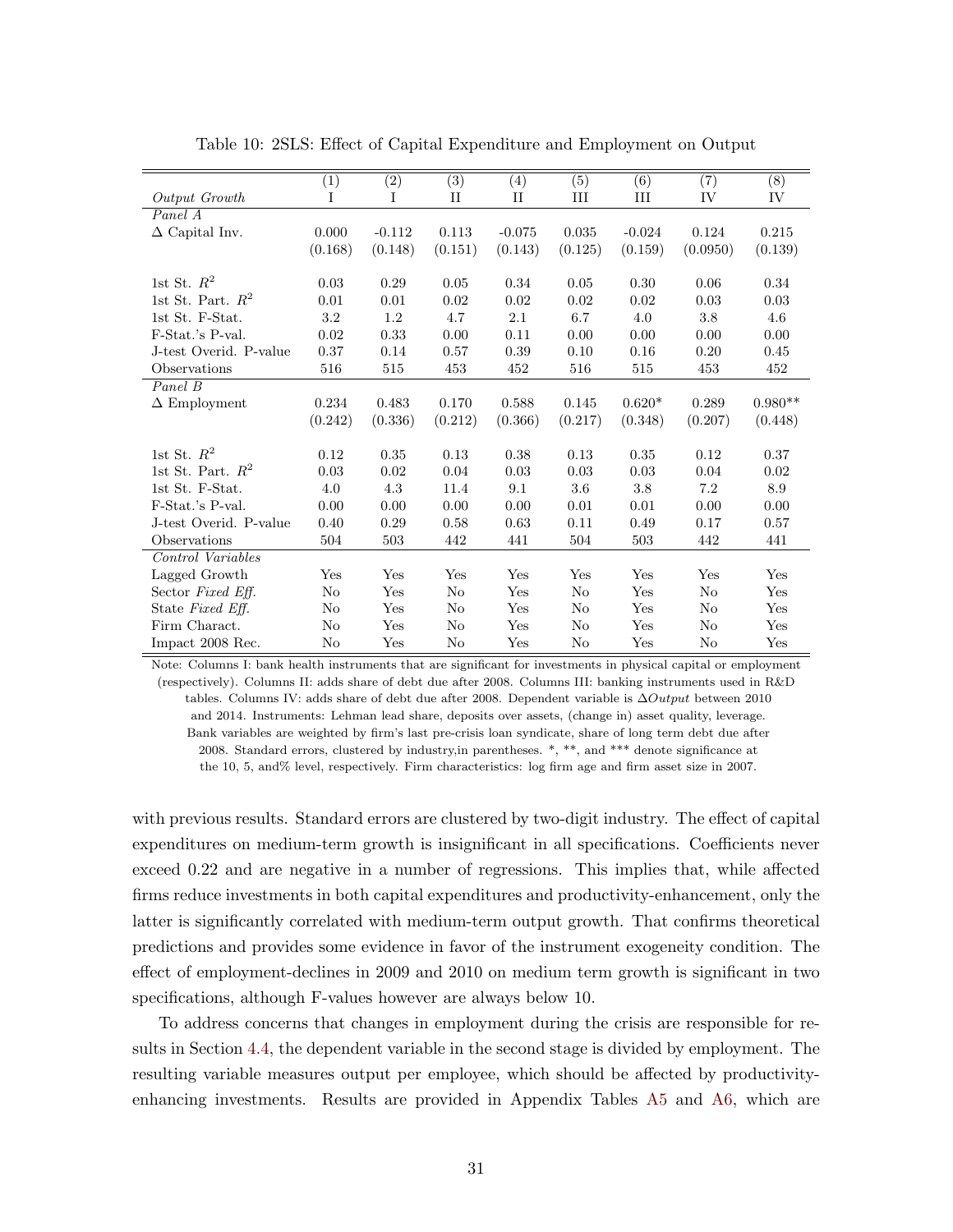Table 10: 2SLS: Effect of Capital Expenditure and Employment on Output

| | (1) | (2) | (3) | (4) | (5) | (6) | (7) | (8) |
|---|---|---|---|---|---|---|---|---|
| *Output Growth* | I | I | II | II | III | III | IV | IV |
| *Panel A* | | | | | | | | |
| $\Delta$ Capital Inv. | 0.000 | -0.112 | 0.113 | -0.075 | 0.035 | -0.024 | 0.124 | 0.215 |
| | (0.168) | (0.148) | (0.151) | (0.143) | (0.125) | (0.159) | (0.0950) | (0.139) |
| 1st St. $R^2$ | 0.03 | 0.29 | 0.05 | 0.34 | 0.05 | 0.30 | 0.06 | 0.34 |
| 1st St. Part. $R^2$ | 0.01 | 0.01 | 0.02 | 0.02 | 0.02 | 0.02 | 0.03 | 0.03 |
| 1st St. F-Stat. | 3.2 | 1.2 | 4.7 | 2.1 | 6.7 | 4.0 | 3.8 | 4.6 |
| F-Stat.'s P-val. | 0.02 | 0.33 | 0.00 | 0.11 | 0.00 | 0.00 | 0.00 | 0.00 |
| J-test Overid. P-value | 0.37 | 0.14 | 0.57 | 0.39 | 0.10 | 0.16 | 0.20 | 0.45 |
| Observations | 516 | 515 | 453 | 452 | 516 | 515 | 453 | 452 |
| *Panel B* | | | | | | | | |
| $\Delta$ Employment | 0.234 | 0.483 | 0.170 | 0.588 | 0.145 | 0.620* | 0.289 | 0.980** |
| | (0.242) | (0.336) | (0.212) | (0.366) | (0.217) | (0.348) | (0.207) | (0.448) |
| 1st St. $R^2$ | 0.12 | 0.35 | 0.13 | 0.38 | 0.13 | 0.35 | 0.12 | 0.37 |
| 1st St. Part. $R^2$ | 0.03 | 0.02 | 0.04 | 0.03 | 0.03 | 0.03 | 0.04 | 0.02 |
| 1st St. F-Stat. | 4.0 | 4.3 | 11.4 | 9.1 | 3.6 | 3.8 | 7.2 | 8.9 |
| F-Stat.'s P-val. | 0.00 | 0.00 | 0.00 | 0.00 | 0.01 | 0.01 | 0.00 | 0.00 |
| J-test Overid. P-value | 0.40 | 0.29 | 0.58 | 0.63 | 0.11 | 0.49 | 0.17 | 0.57 |
| Observations | 504 | 503 | 442 | 441 | 504 | 503 | 442 | 441 |
| *Control Variables* | | | | | | | | |
| Lagged Growth | Yes | Yes | Yes | Yes | Yes | Yes | Yes | Yes |
| Sector *Fixed Eff.* | No | Yes | No | Yes | No | Yes | No | Yes |
| State *Fixed Eff.* | No | Yes | No | Yes | No | Yes | No | Yes |
| Firm Charact. | No | Yes | No | Yes | No | Yes | No | Yes |
| Impact 2008 Rec. | No | Yes | No | Yes | No | Yes | No | Yes |

Note: Columns I: bank health instruments that are significant for investments in physical capital or employment (respectively). Columns II: adds share of debt due after 2008. Columns III: banking instruments used in R&D tables. Columns IV: adds share of debt due after 2008. Dependent variable is $\Delta Output$ between 2010 and 2014. Instruments: Lehman lead share, deposits over assets, (change in) asset quality, leverage. Bank variables are weighted by firm's last pre-crisis loan syndicate, share of long term debt due after 2008. Standard errors, clustered by industry,in parentheses. *, **, and *** denote significance at the 10, 5, and% level, respectively. Firm characteristics: log firm age and firm asset size in 2007.

with previous results. Standard errors are clustered by two-digit industry. The effect of capital expenditures on medium-term growth is insignificant in all specifications. Coefficients never exceed 0.22 and are negative in a number of regressions. This implies that, while affected firms reduce investments in both capital expenditures and productivity-enhancement, only the latter is significantly correlated with medium-term output growth. That confirms theoretical predictions and provides some evidence in favor of the instrument exogeneity condition. The effect of employment-declines in 2009 and 2010 on medium term growth is significant in two specifications, although F-values however are always below 10.

To address concerns that changes in employment during the crisis are responsible for results in Section 4.4, the dependent variable in the second stage is divided by employment. The resulting variable measures output per employee, which should be affected by productivity-enhancing investments. Results are provided in Appendix Tables A5 and A6, which are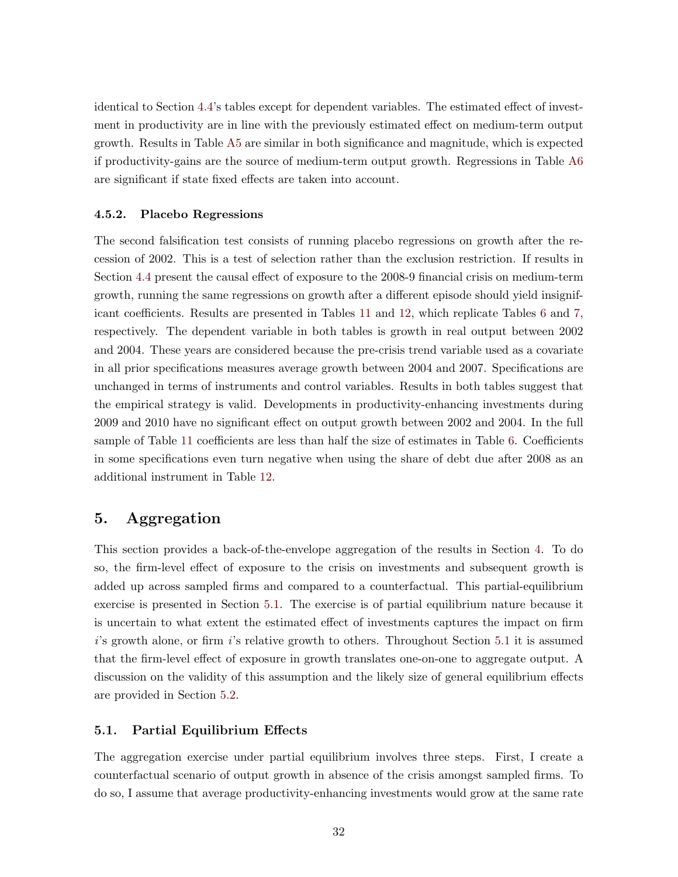identical to Section 4.4's tables except for dependent variables. The estimated effect of investment in productivity are in line with the previously estimated effect on medium-term output growth. Results in Table A5 are similar in both significance and magnitude, which is expected if productivity-gains are the source of medium-term output growth. Regressions in Table A6 are significant if state fixed effects are taken into account.

### 4.5.2. Placebo Regressions

The second falsification test consists of running placebo regressions on growth after the recession of 2002. This is a test of selection rather than the exclusion restriction. If results in Section 4.4 present the causal effect of exposure to the 2008-9 financial crisis on medium-term growth, running the same regressions on growth after a different episode should yield insignificant coefficients. Results are presented in Tables 11 and 12, which replicate Tables 6 and 7, respectively. The dependent variable in both tables is growth in real output between 2002 and 2004. These years are considered because the pre-crisis trend variable used as a covariate in all prior specifications measures average growth between 2004 and 2007. Specifications are unchanged in terms of instruments and control variables. Results in both tables suggest that the empirical strategy is valid. Developments in productivity-enhancing investments during 2009 and 2010 have no significant effect on output growth between 2002 and 2004. In the full sample of Table 11 coefficients are less than half the size of estimates in Table 6. Coefficients in some specifications even turn negative when using the share of debt due after 2008 as an additional instrument in Table 12.

## 5. Aggregation

This section provides a back-of-the-envelope aggregation of the results in Section 4. To do so, the firm-level effect of exposure to the crisis on investments and subsequent growth is added up across sampled firms and compared to a counterfactual. This partial-equilibrium exercise is presented in Section 5.1. The exercise is of partial equilibrium nature because it is uncertain to what extent the estimated effect of investments captures the impact on firm $i$'s growth alone, or firm $i$'s relative growth to others. Throughout Section 5.1 it is assumed that the firm-level effect of exposure in growth translates one-on-one to aggregate output. A discussion on the validity of this assumption and the likely size of general equilibrium effects are provided in Section 5.2.

### 5.1. Partial Equilibrium Effects

The aggregation exercise under partial equilibrium involves three steps. First, I create a counterfactual scenario of output growth in absence of the crisis amongst sampled firms. To do so, I assume that average productivity-enhancing investments would grow at the same rate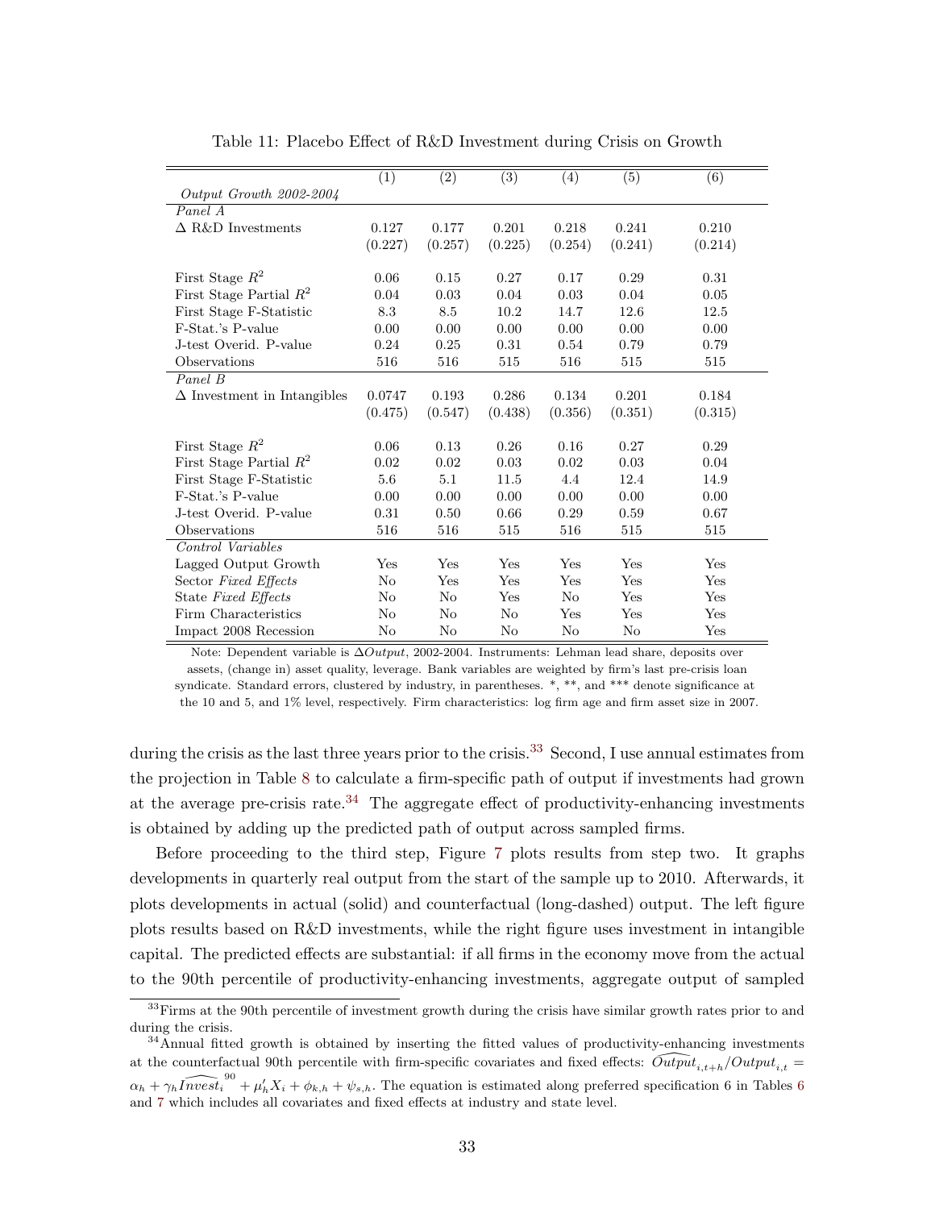Table 11: Placebo Effect of R&D Investment during Crisis on Growth

| | (1) | (2) | (3) | (4) | (5) | (6) |
|---|---|---|---|---|---|---|
| *Output Growth 2002-2004* | | | | | | |
| *Panel A* | | | | | | |
| Δ R&D Investments | 0.127 | 0.177 | 0.201 | 0.218 | 0.241 | 0.210 |
| | (0.227) | (0.257) | (0.225) | (0.254) | (0.241) | (0.214) |
| First Stage $R^2$ | 0.06 | 0.15 | 0.27 | 0.17 | 0.29 | 0.31 |
| First Stage Partial $R^2$ | 0.04 | 0.03 | 0.04 | 0.03 | 0.04 | 0.05 |
| First Stage F-Statistic | 8.3 | 8.5 | 10.2 | 14.7 | 12.6 | 12.5 |
| F-Stat.'s P-value | 0.00 | 0.00 | 0.00 | 0.00 | 0.00 | 0.00 |
| J-test Overid. P-value | 0.24 | 0.25 | 0.31 | 0.54 | 0.79 | 0.79 |
| Observations | 516 | 516 | 515 | 516 | 515 | 515 |
| *Panel B* | | | | | | |
| Δ Investment in Intangibles | 0.0747 | 0.193 | 0.286 | 0.134 | 0.201 | 0.184 |
| | (0.475) | (0.547) | (0.438) | (0.356) | (0.351) | (0.315) |
| First Stage $R^2$ | 0.06 | 0.13 | 0.26 | 0.16 | 0.27 | 0.29 |
| First Stage Partial $R^2$ | 0.02 | 0.02 | 0.03 | 0.02 | 0.03 | 0.04 |
| First Stage F-Statistic | 5.6 | 5.1 | 11.5 | 4.4 | 12.4 | 14.9 |
| F-Stat.'s P-value | 0.00 | 0.00 | 0.00 | 0.00 | 0.00 | 0.00 |
| J-test Overid. P-value | 0.31 | 0.50 | 0.66 | 0.29 | 0.59 | 0.67 |
| Observations | 516 | 516 | 515 | 516 | 515 | 515 |
| *Control Variables* | | | | | | |
| Lagged Output Growth | Yes | Yes | Yes | Yes | Yes | Yes |
| Sector *Fixed Effects* | No | Yes | Yes | Yes | Yes | Yes |
| State *Fixed Effects* | No | No | Yes | No | Yes | Yes |
| Firm Characteristics | No | No | No | Yes | Yes | Yes |
| Impact 2008 Recession | No | No | No | No | No | Yes |

Note: Dependent variable is $\Delta Output$, 2002-2004. Instruments: Lehman lead share, deposits over assets, (change in) asset quality, leverage. Bank variables are weighted by firm's last pre-crisis loan syndicate. Standard errors, clustered by industry, in parentheses. *, **, and *** denote significance at the 10 and 5, and 1% level, respectively. Firm characteristics: log firm age and firm asset size in 2007.

during the crisis as the last three years prior to the crisis.[33] Second, I use annual estimates from the projection in Table 8 to calculate a firm-specific path of output if investments had grown at the average pre-crisis rate.[34] The aggregate effect of productivity-enhancing investments is obtained by adding up the predicted path of output across sampled firms.

Before proceeding to the third step, Figure 7 plots results from step two. It graphs developments in quarterly real output from the start of the sample up to 2010. Afterwards, it plots developments in actual (solid) and counterfactual (long-dashed) output. The left figure plots results based on R&D investments, while the right figure uses investment in intangible capital. The predicted effects are substantial: if all firms in the economy move from the actual to the 90th percentile of productivity-enhancing investments, aggregate output of sampled

[33] Firms at the 90th percentile of investment growth during the crisis have similar growth rates prior to and during the crisis.

[34] Annual fitted growth is obtained by inserting the fitted values of productivity-enhancing investments at the counterfactual 90th percentile with firm-specific covariates and fixed effects: $\widehat{Output}_{i,t+h}/Output_{i,t} = \alpha_h + \gamma_h \widehat{Invest}_i^{90} + \mu_h' X_i + \phi_{k,h} + \psi_{s,h}$. The equation is estimated along preferred specification 6 in Tables 6 and 7 which includes all covariates and fixed effects at industry and state level.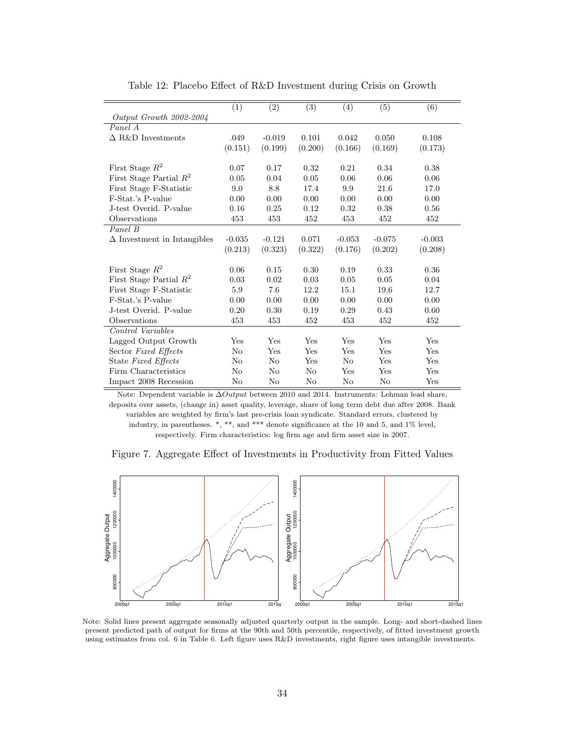Table 12: Placebo Effect of R&D Investment during Crisis on Growth

| | (1) | (2) | (3) | (4) | (5) | (6) |
|---|---|---|---|---|---|---|
| *Output Growth 2002-2004* | | | | | | |
| *Panel A* | | | | | | |
| $\Delta$ R&D Investments | .049 | -0.019 | 0.101 | 0.042 | 0.050 | 0.108 |
| | (0.151) | (0.199) | (0.200) | (0.166) | (0.169) | (0.173) |
| First Stage $R^2$ | 0.07 | 0.17 | 0.32 | 0.21 | 0.34 | 0.38 |
| First Stage Partial $R^2$ | 0.05 | 0.04 | 0.05 | 0.06 | 0.06 | 0.06 |
| First Stage F-Statistic | 9.0 | 8.8 | 17.4 | 9.9 | 21.6 | 17.0 |
| F-Stat.'s P-value | 0.00 | 0.00 | 0.00 | 0.00 | 0.00 | 0.00 |
| J-test Overid. P-value | 0.16 | 0.25 | 0.12 | 0.32 | 0.38 | 0.56 |
| Observations | 453 | 453 | 452 | 453 | 452 | 452 |
| *Panel B* | | | | | | |
| $\Delta$ Investment in Intangibles | -0.035 | -0.121 | 0.071 | -0.053 | -0.075 | -0.003 |
| | (0.213) | (0.323) | (0.322) | (0.176) | (0.202) | (0.208) |
| First Stage $R^2$ | 0.06 | 0.15 | 0.30 | 0.19 | 0.33 | 0.36 |
| First Stage Partial $R^2$ | 0.03 | 0.02 | 0.03 | 0.05 | 0.05 | 0.04 |
| First Stage F-Statistic | 5.9 | 7.6 | 12.2 | 15.1 | 19.6 | 12.7 |
| F-Stat.'s P-value | 0.00 | 0.00 | 0.00 | 0.00 | 0.00 | 0.00 |
| J-test Overid. P-value | 0.20 | 0.30 | 0.19 | 0.29 | 0.43 | 0.60 |
| Observations | 453 | 453 | 452 | 453 | 452 | 452 |
| *Control Variables* | | | | | | |
| Lagged Output Growth | Yes | Yes | Yes | Yes | Yes | Yes |
| Sector *Fixed Effects* | No | Yes | Yes | Yes | Yes | Yes |
| State *Fixed Effects* | No | No | Yes | No | Yes | Yes |
| Firm Characteristics | No | No | No | Yes | Yes | Yes |
| Impact 2008 Recession | No | No | No | No | No | Yes |

Note: Dependent variable is $\Delta Output$ between 2010 and 2014. Instruments: Lehman lead share, deposits over assets, (change in) asset quality, leverage, share of long term debt due after 2008. Bank variables are weighted by firm's last pre-crisis loan syndicate. Standard errors, clustered by industry, in parentheses. *, **, and *** denote significance at the 10 and 5, and 1% level, respectively. Firm characteristics: log firm age and firm asset size in 2007.

Figure 7. Aggregate Effect of Investments in Productivity from Fitted Values

Aggregate Output
800000
1000000
1200000
1400000
2000q1
2005q1
2010q1
2015q1

Aggregate Output
800000
1000000
1200000
1400000
2000q1
2005q1
2010q1
2015q1

Note: Solid lines present aggregate seasonally adjusted quarterly output in the sample. Long- and short-dashed lines present predicted path of output for firms at the 90th and 50th percentile, respectively, of fitted investment growth using estimates from col. 6 in Table 6. Left figure uses R&D investments, right figure uses intangible investments.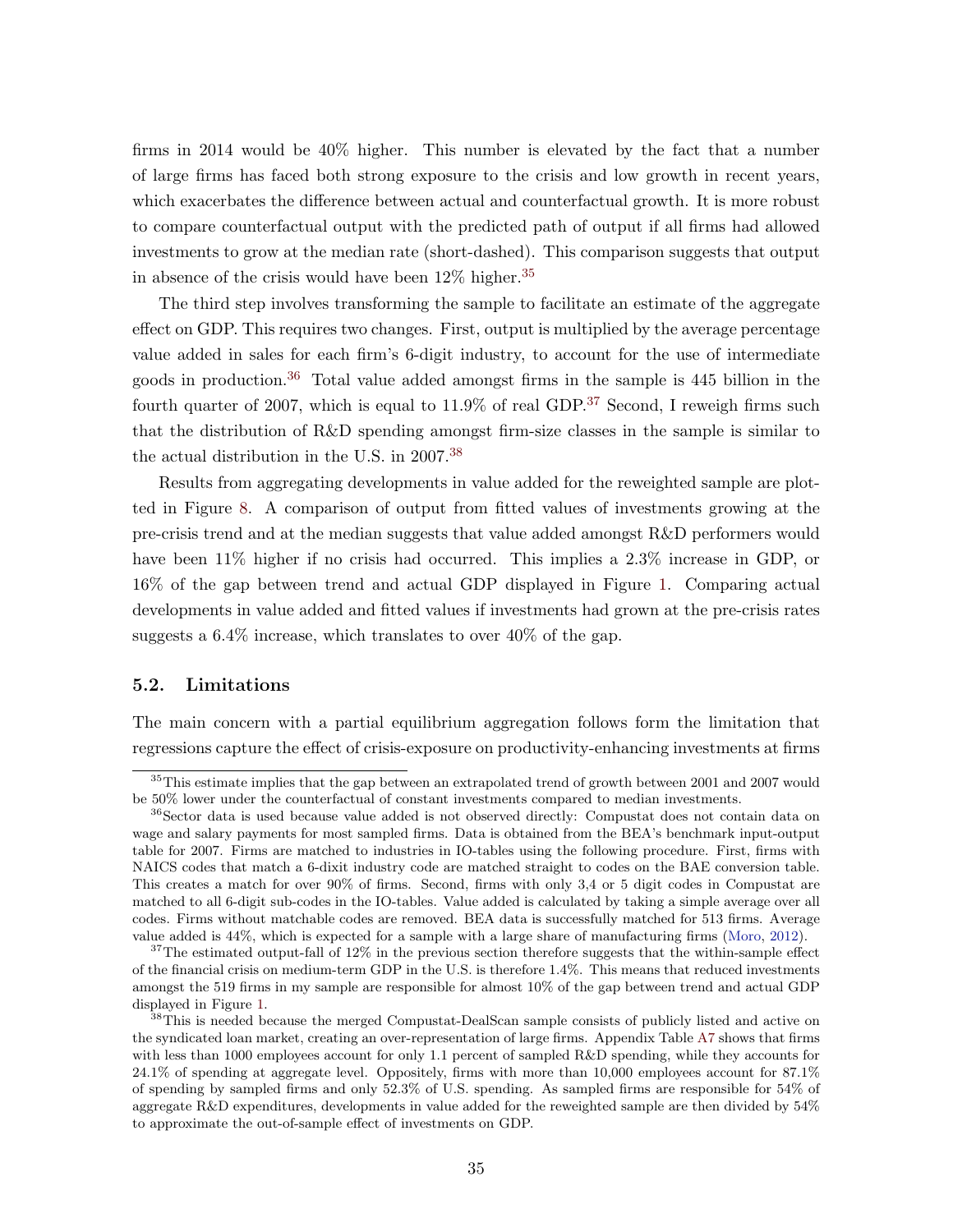firms in 2014 would be 40% higher. This number is elevated by the fact that a number of large firms has faced both strong exposure to the crisis and low growth in recent years, which exacerbates the difference between actual and counterfactual growth. It is more robust to compare counterfactual output with the predicted path of output if all firms had allowed investments to grow at the median rate (short-dashed). This comparison suggests that output in absence of the crisis would have been 12% higher.[35]

The third step involves transforming the sample to facilitate an estimate of the aggregate effect on GDP. This requires two changes. First, output is multiplied by the average percentage value added in sales for each firm's 6-digit industry, to account for the use of intermediate goods in production.[36] Total value added amongst firms in the sample is 445 billion in the fourth quarter of 2007, which is equal to 11.9% of real GDP.[37] Second, I reweigh firms such that the distribution of R&D spending amongst firm-size classes in the sample is similar to the actual distribution in the U.S. in 2007.[38]

Results from aggregating developments in value added for the reweighted sample are plotted in Figure 8. A comparison of output from fitted values of investments growing at the pre-crisis trend and at the median suggests that value added amongst R&D performers would have been 11% higher if no crisis had occurred. This implies a 2.3% increase in GDP, or 16% of the gap between trend and actual GDP displayed in Figure 1. Comparing actual developments in value added and fitted values if investments had grown at the pre-crisis rates suggests a 6.4% increase, which translates to over 40% of the gap.

### 5.2. Limitations

The main concern with a partial equilibrium aggregation follows form the limitation that regressions capture the effect of crisis-exposure on productivity-enhancing investments at firms

[35] This estimate implies that the gap between an extrapolated trend of growth between 2001 and 2007 would be 50% lower under the counterfactual of constant investments compared to median investments.

[36] Sector data is used because value added is not observed directly: Compustat does not contain data on wage and salary payments for most sampled firms. Data is obtained from the BEA's benchmark input-output table for 2007. Firms are matched to industries in IO-tables using the following procedure. First, firms with NAICS codes that match a 6-dixit industry code are matched straight to codes on the BAE conversion table. This creates a match for over 90% of firms. Second, firms with only 3,4 or 5 digit codes in Compustat are matched to all 6-digit sub-codes in the IO-tables. Value added is calculated by taking a simple average over all codes. Firms without matchable codes are removed. BEA data is successfully matched for 513 firms. Average value added is 44%, which is expected for a sample with a large share of manufacturing firms (Moro, 2012).

[37] The estimated output-fall of 12% in the previous section therefore suggests that the within-sample effect of the financial crisis on medium-term GDP in the U.S. is therefore 1.4%. This means that reduced investments amongst the 519 firms in my sample are responsible for almost 10% of the gap between trend and actual GDP displayed in Figure 1.

[38] This is needed because the merged Compustat-DealScan sample consists of publicly listed and active on the syndicated loan market, creating an over-representation of large firms. Appendix Table A7 shows that firms with less than 1000 employees account for only 1.1 percent of sampled R&D spending, while they accounts for 24.1% of spending at aggregate level. Oppositely, firms with more than 10,000 employees account for 87.1% of spending by sampled firms and only 52.3% of U.S. spending. As sampled firms are responsible for 54% of aggregate R&D expenditures, developments in value added for the reweighted sample are then divided by 54% to approximate the out-of-sample effect of investments on GDP.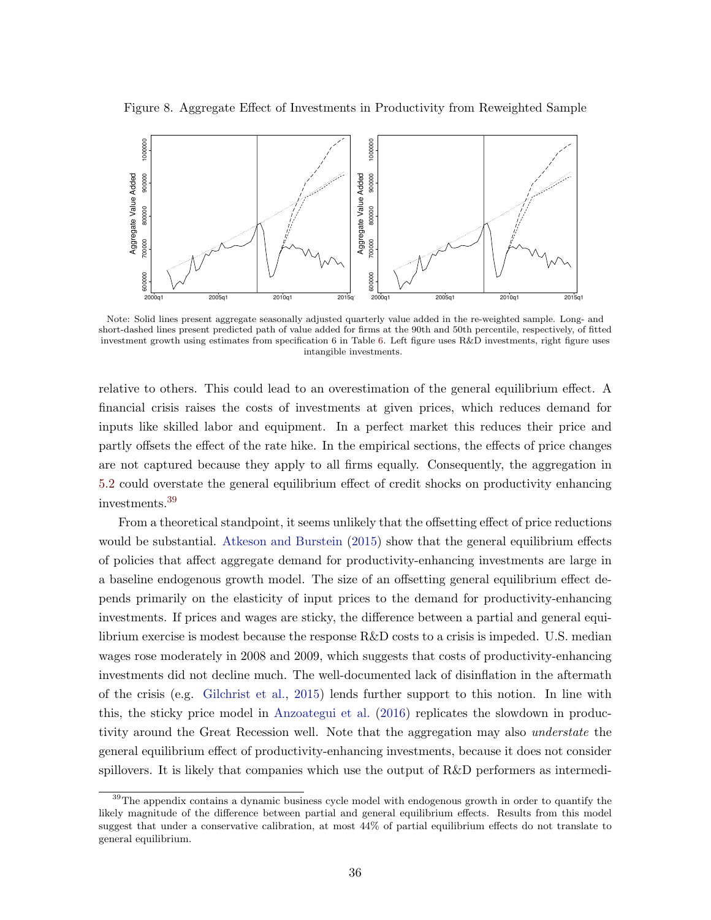Figure 8. Aggregate Effect of Investments in Productivity from Reweighted Sample

Aggregate Value Added

600000
700000
800000
900000
1000000

2000q1
2005q1
2010q1
2015q1

Aggregate Value Added

600000
700000
800000
900000
1000000

2000q1
2005q1
2010q1
2015q1

Note: Solid lines present aggregate seasonally adjusted quarterly value added in the re-weighted sample. Long- and short-dashed lines present predicted path of value added for firms at the 90th and 50th percentile, respectively, of fitted investment growth using estimates from specification 6 in Table 6. Left figure uses R&D investments, right figure uses intangible investments.

relative to others. This could lead to an overestimation of the general equilibrium effect. A financial crisis raises the costs of investments at given prices, which reduces demand for inputs like skilled labor and equipment. In a perfect market this reduces their price and partly offsets the effect of the rate hike. In the empirical sections, the effects of price changes are not captured because they apply to all firms equally. Consequently, the aggregation in 5.2 could overstate the general equilibrium effect of credit shocks on productivity enhancing investments.[39]

From a theoretical standpoint, it seems unlikely that the offsetting effect of price reductions would be substantial. Atkeson and Burstein (2015) show that the general equilibrium effects of policies that affect aggregate demand for productivity-enhancing investments are large in a baseline endogenous growth model. The size of an offsetting general equilibrium effect depends primarily on the elasticity of input prices to the demand for productivity-enhancing investments. If prices and wages are sticky, the difference between a partial and general equilibrium exercise is modest because the response R&D costs to a crisis is impeded. U.S. median wages rose moderately in 2008 and 2009, which suggests that costs of productivity-enhancing investments did not decline much. The well-documented lack of disinflation in the aftermath of the crisis (e.g. Gilchrist et al., 2015) lends further support to this notion. In line with this, the sticky price model in Anzoategui et al. (2016) replicates the slowdown in productivity around the Great Recession well. Note that the aggregation may also *understate* the general equilibrium effect of productivity-enhancing investments, because it does not consider spillovers. It is likely that companies which use the output of R&D performers as intermedi-

[39] The appendix contains a dynamic business cycle model with endogenous growth in order to quantify the likely magnitude of the difference between partial and general equilibrium effects. Results from this model suggest that under a conservative calibration, at most 44% of partial equilibrium effects do not translate to general equilibrium.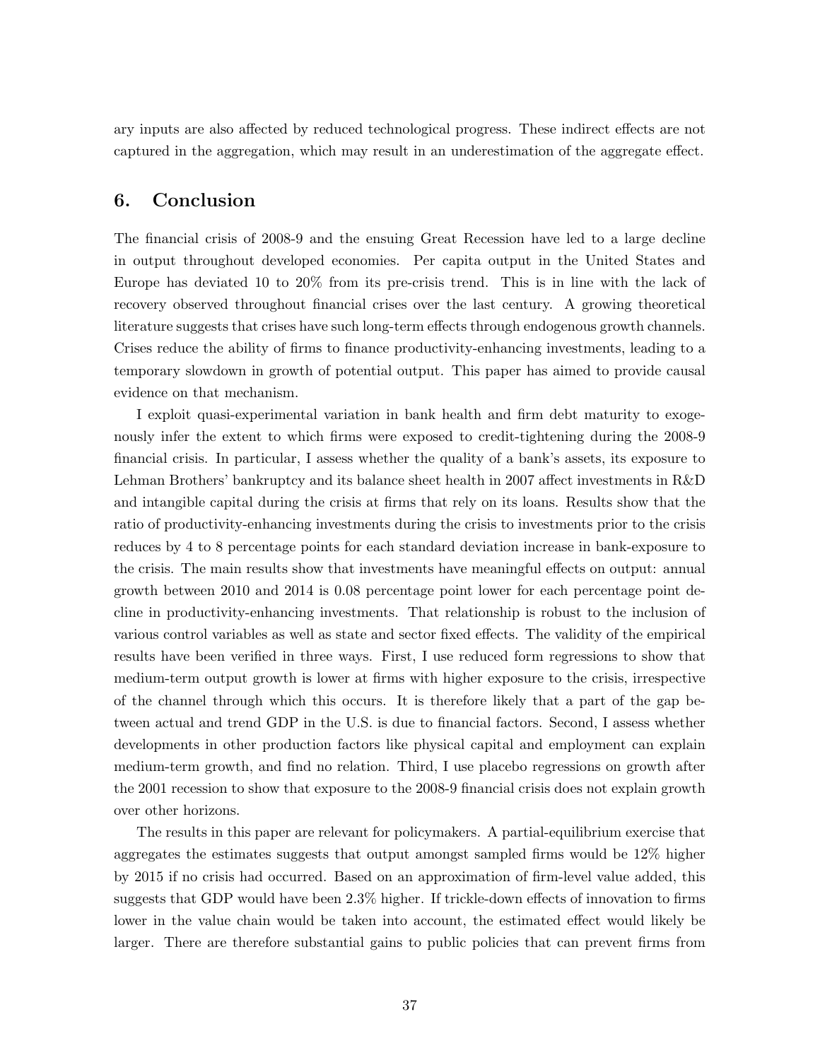ary inputs are also affected by reduced technological progress. These indirect effects are not captured in the aggregation, which may result in an underestimation of the aggregate effect.

## 6. Conclusion

The financial crisis of 2008-9 and the ensuing Great Recession have led to a large decline in output throughout developed economies. Per capita output in the United States and Europe has deviated 10 to 20% from its pre-crisis trend. This is in line with the lack of recovery observed throughout financial crises over the last century. A growing theoretical literature suggests that crises have such long-term effects through endogenous growth channels. Crises reduce the ability of firms to finance productivity-enhancing investments, leading to a temporary slowdown in growth of potential output. This paper has aimed to provide causal evidence on that mechanism.

I exploit quasi-experimental variation in bank health and firm debt maturity to exogenously infer the extent to which firms were exposed to credit-tightening during the 2008-9 financial crisis. In particular, I assess whether the quality of a bank's assets, its exposure to Lehman Brothers' bankruptcy and its balance sheet health in 2007 affect investments in R&D and intangible capital during the crisis at firms that rely on its loans. Results show that the ratio of productivity-enhancing investments during the crisis to investments prior to the crisis reduces by 4 to 8 percentage points for each standard deviation increase in bank-exposure to the crisis. The main results show that investments have meaningful effects on output: annual growth between 2010 and 2014 is 0.08 percentage point lower for each percentage point decline in productivity-enhancing investments. That relationship is robust to the inclusion of various control variables as well as state and sector fixed effects. The validity of the empirical results have been verified in three ways. First, I use reduced form regressions to show that medium-term output growth is lower at firms with higher exposure to the crisis, irrespective of the channel through which this occurs. It is therefore likely that a part of the gap between actual and trend GDP in the U.S. is due to financial factors. Second, I assess whether developments in other production factors like physical capital and employment can explain medium-term growth, and find no relation. Third, I use placebo regressions on growth after the 2001 recession to show that exposure to the 2008-9 financial crisis does not explain growth over other horizons.

The results in this paper are relevant for policymakers. A partial-equilibrium exercise that aggregates the estimates suggests that output amongst sampled firms would be 12% higher by 2015 if no crisis had occurred. Based on an approximation of firm-level value added, this suggests that GDP would have been 2.3% higher. If trickle-down effects of innovation to firms lower in the value chain would be taken into account, the estimated effect would likely be larger. There are therefore substantial gains to public policies that can prevent firms from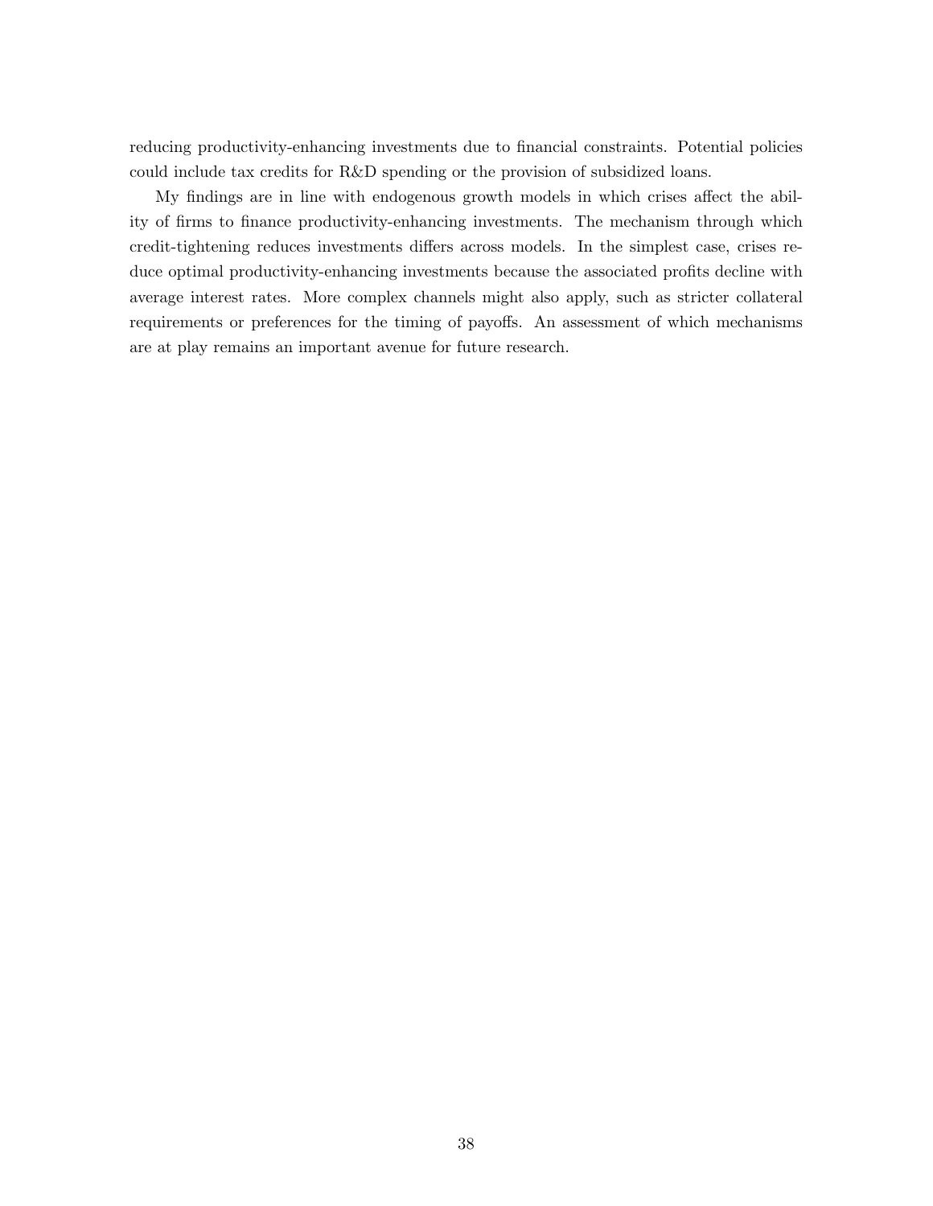reducing productivity-enhancing investments due to financial constraints. Potential policies could include tax credits for R&D spending or the provision of subsidized loans.

My findings are in line with endogenous growth models in which crises affect the ability of firms to finance productivity-enhancing investments. The mechanism through which credit-tightening reduces investments differs across models. In the simplest case, crises reduce optimal productivity-enhancing investments because the associated profits decline with average interest rates. More complex channels might also apply, such as stricter collateral requirements or preferences for the timing of payoffs. An assessment of which mechanisms are at play remains an important avenue for future research.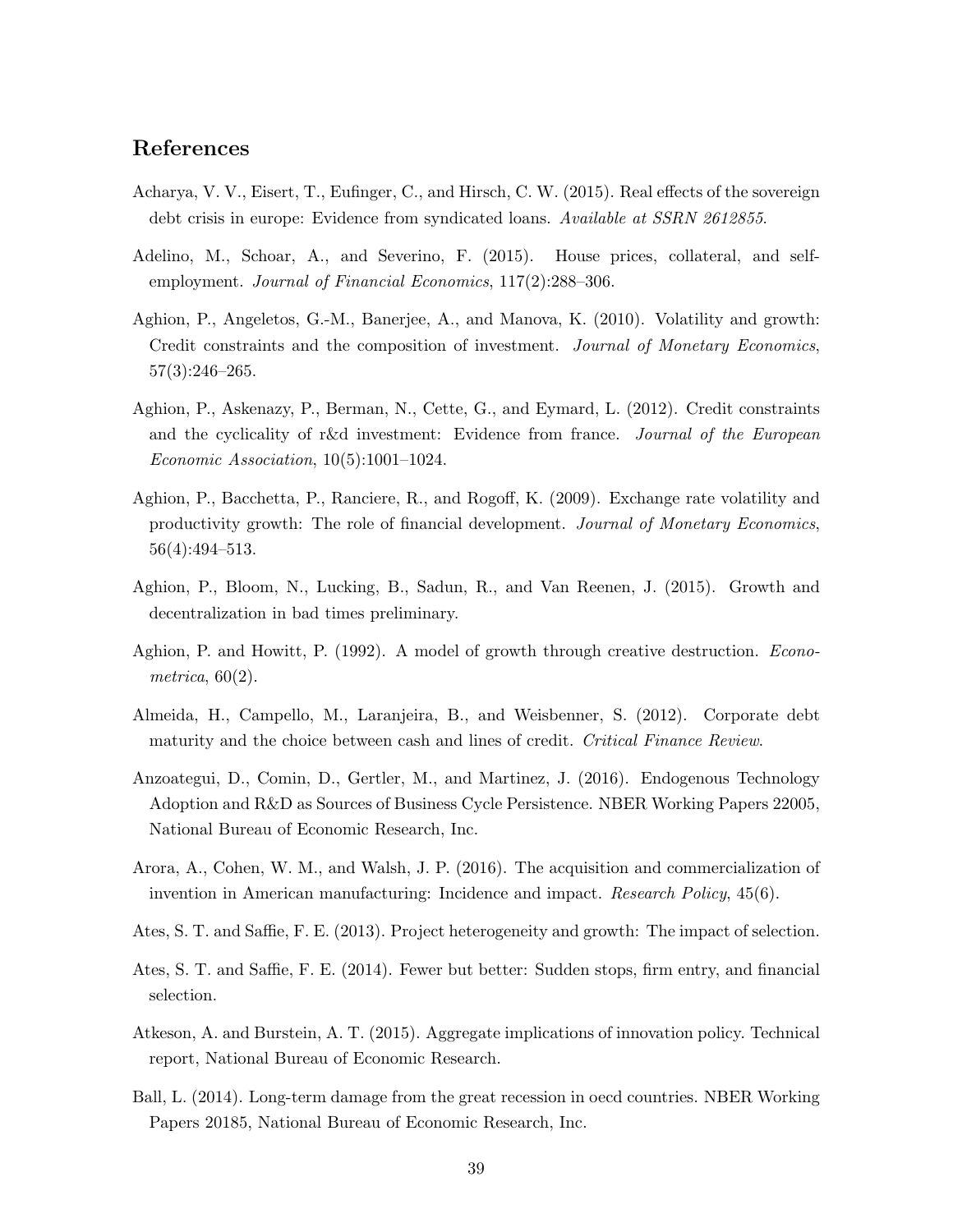## References

Acharya, V. V., Eisert, T., Eufinger, C., and Hirsch, C. W. (2015). Real effects of the sovereign debt crisis in europe: Evidence from syndicated loans. *Available at SSRN 2612855*.

Adelino, M., Schoar, A., and Severino, F. (2015). House prices, collateral, and self-employment. *Journal of Financial Economics*, 117(2):288–306.

Aghion, P., Angeletos, G.-M., Banerjee, A., and Manova, K. (2010). Volatility and growth: Credit constraints and the composition of investment. *Journal of Monetary Economics*, 57(3):246–265.

Aghion, P., Askenazy, P., Berman, N., Cette, G., and Eymard, L. (2012). Credit constraints and the cyclicality of r&d investment: Evidence from france. *Journal of the European Economic Association*, 10(5):1001–1024.

Aghion, P., Bacchetta, P., Ranciere, R., and Rogoff, K. (2009). Exchange rate volatility and productivity growth: The role of financial development. *Journal of Monetary Economics*, 56(4):494–513.

Aghion, P., Bloom, N., Lucking, B., Sadun, R., and Van Reenen, J. (2015). Growth and decentralization in bad times preliminary.

Aghion, P. and Howitt, P. (1992). A model of growth through creative destruction. *Econometrica*, 60(2).

Almeida, H., Campello, M., Laranjeira, B., and Weisbenner, S. (2012). Corporate debt maturity and the choice between cash and lines of credit. *Critical Finance Review*.

Anzoategui, D., Comin, D., Gertler, M., and Martinez, J. (2016). Endogenous Technology Adoption and R&D as Sources of Business Cycle Persistence. NBER Working Papers 22005, National Bureau of Economic Research, Inc.

Arora, A., Cohen, W. M., and Walsh, J. P. (2016). The acquisition and commercialization of invention in American manufacturing: Incidence and impact. *Research Policy*, 45(6).

Ates, S. T. and Saffie, F. E. (2013). Project heterogeneity and growth: The impact of selection.

Ates, S. T. and Saffie, F. E. (2014). Fewer but better: Sudden stops, firm entry, and financial selection.

Atkeson, A. and Burstein, A. T. (2015). Aggregate implications of innovation policy. Technical report, National Bureau of Economic Research.

Ball, L. (2014). Long-term damage from the great recession in oecd countries. NBER Working Papers 20185, National Bureau of Economic Research, Inc.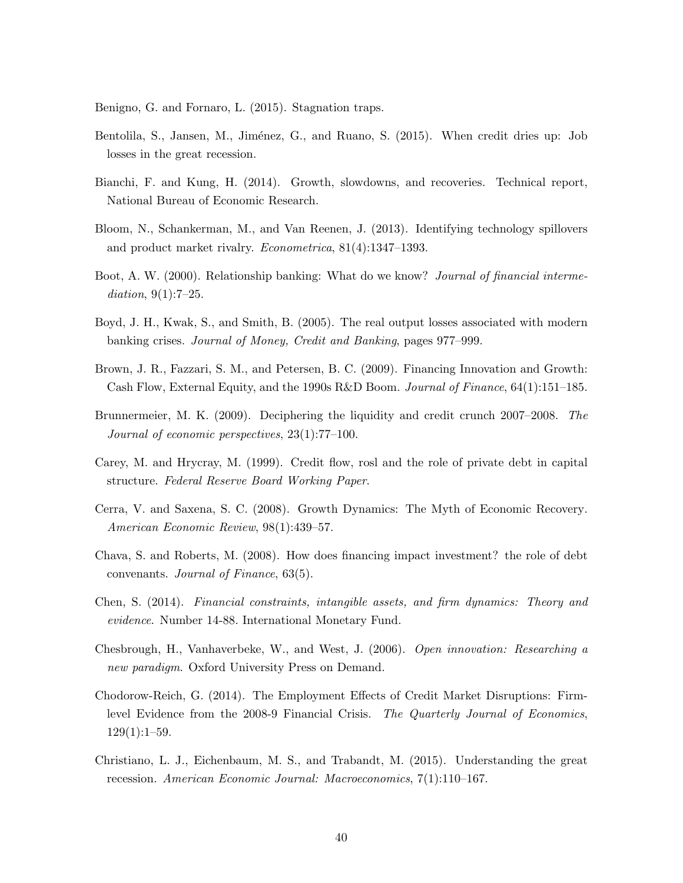Benigno, G. and Fornaro, L. (2015). Stagnation traps.

Bentolila, S., Jansen, M., Jiménez, G., and Ruano, S. (2015). When credit dries up: Job losses in the great recession.

Bianchi, F. and Kung, H. (2014). Growth, slowdowns, and recoveries. Technical report, National Bureau of Economic Research.

Bloom, N., Schankerman, M., and Van Reenen, J. (2013). Identifying technology spillovers and product market rivalry. *Econometrica*, 81(4):1347–1393.

Boot, A. W. (2000). Relationship banking: What do we know? *Journal of financial intermediation*, 9(1):7–25.

Boyd, J. H., Kwak, S., and Smith, B. (2005). The real output losses associated with modern banking crises. *Journal of Money, Credit and Banking*, pages 977–999.

Brown, J. R., Fazzari, S. M., and Petersen, B. C. (2009). Financing Innovation and Growth: Cash Flow, External Equity, and the 1990s R&D Boom. *Journal of Finance*, 64(1):151–185.

Brunnermeier, M. K. (2009). Deciphering the liquidity and credit crunch 2007–2008. *The Journal of economic perspectives*, 23(1):77–100.

Carey, M. and Hrycray, M. (1999). Credit flow, rosl and the role of private debt in capital structure. *Federal Reserve Board Working Paper*.

Cerra, V. and Saxena, S. C. (2008). Growth Dynamics: The Myth of Economic Recovery. *American Economic Review*, 98(1):439–57.

Chava, S. and Roberts, M. (2008). How does financing impact investment? the role of debt convenants. *Journal of Finance*, 63(5).

Chen, S. (2014). *Financial constraints, intangible assets, and firm dynamics: Theory and evidence*. Number 14-88. International Monetary Fund.

Chesbrough, H., Vanhaverbeke, W., and West, J. (2006). *Open innovation: Researching a new paradigm*. Oxford University Press on Demand.

Chodorow-Reich, G. (2014). The Employment Effects of Credit Market Disruptions: Firm-level Evidence from the 2008-9 Financial Crisis. *The Quarterly Journal of Economics*, 129(1):1–59.

Christiano, L. J., Eichenbaum, M. S., and Trabandt, M. (2015). Understanding the great recession. *American Economic Journal: Macroeconomics*, 7(1):110–167.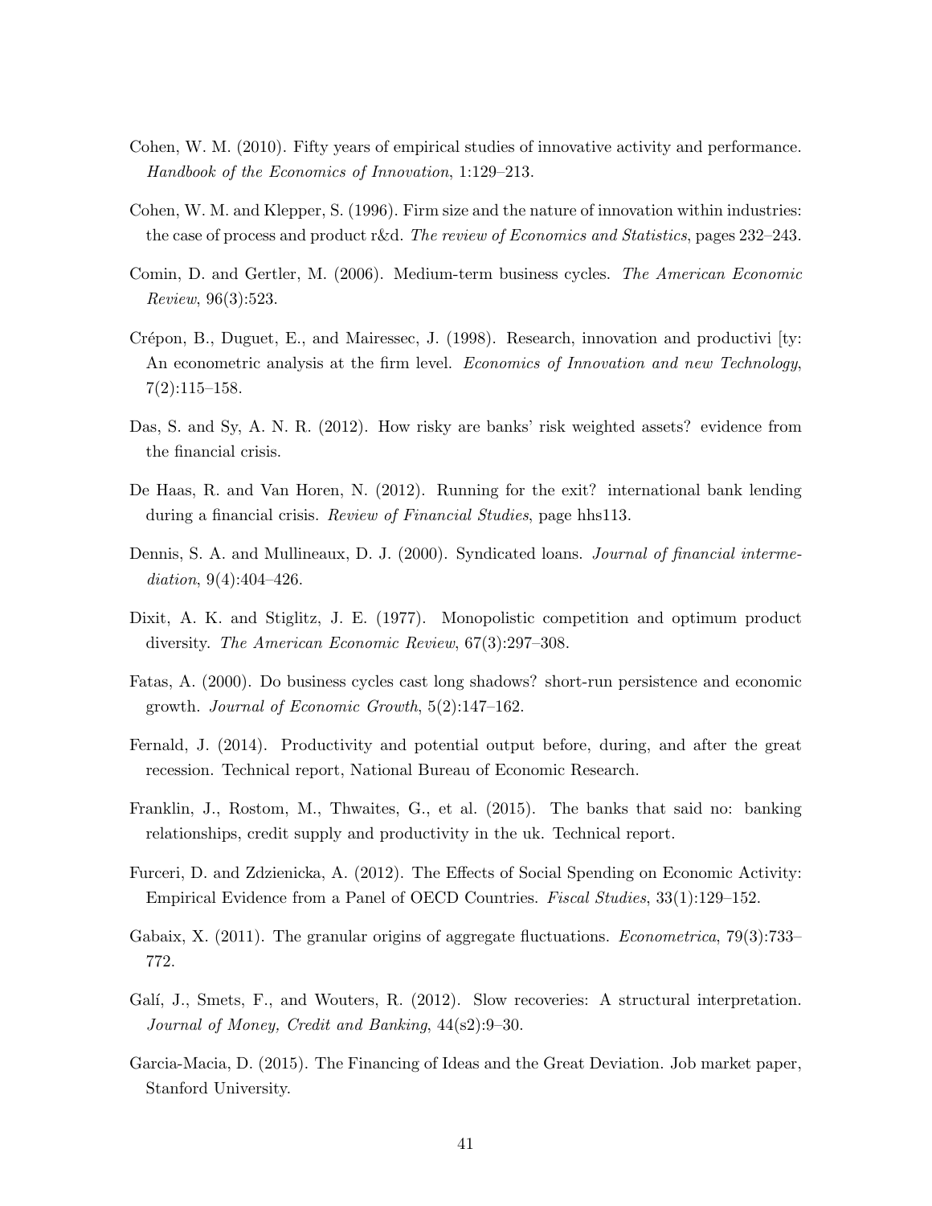Cohen, W. M. (2010). Fifty years of empirical studies of innovative activity and performance. *Handbook of the Economics of Innovation*, 1:129–213.

Cohen, W. M. and Klepper, S. (1996). Firm size and the nature of innovation within industries: the case of process and product r&d. *The review of Economics and Statistics*, pages 232–243.

Comin, D. and Gertler, M. (2006). Medium-term business cycles. *The American Economic Review*, 96(3):523.

Crépon, B., Duguet, E., and Mairessec, J. (1998). Research, innovation and productivi [ty: An econometric analysis at the firm level. *Economics of Innovation and new Technology*, 7(2):115–158.

Das, S. and Sy, A. N. R. (2012). How risky are banks' risk weighted assets? evidence from the financial crisis.

De Haas, R. and Van Horen, N. (2012). Running for the exit? international bank lending during a financial crisis. *Review of Financial Studies*, page hhs113.

Dennis, S. A. and Mullineaux, D. J. (2000). Syndicated loans. *Journal of financial intermediation*, 9(4):404–426.

Dixit, A. K. and Stiglitz, J. E. (1977). Monopolistic competition and optimum product diversity. *The American Economic Review*, 67(3):297–308.

Fatas, A. (2000). Do business cycles cast long shadows? short-run persistence and economic growth. *Journal of Economic Growth*, 5(2):147–162.

Fernald, J. (2014). Productivity and potential output before, during, and after the great recession. Technical report, National Bureau of Economic Research.

Franklin, J., Rostom, M., Thwaites, G., et al. (2015). The banks that said no: banking relationships, credit supply and productivity in the uk. Technical report.

Furceri, D. and Zdzienicka, A. (2012). The Effects of Social Spending on Economic Activity: Empirical Evidence from a Panel of OECD Countries. *Fiscal Studies*, 33(1):129–152.

Gabaix, X. (2011). The granular origins of aggregate fluctuations. *Econometrica*, 79(3):733–772.

Galí, J., Smets, F., and Wouters, R. (2012). Slow recoveries: A structural interpretation. *Journal of Money, Credit and Banking*, 44(s2):9–30.

Garcia-Macia, D. (2015). The Financing of Ideas and the Great Deviation. Job market paper, Stanford University.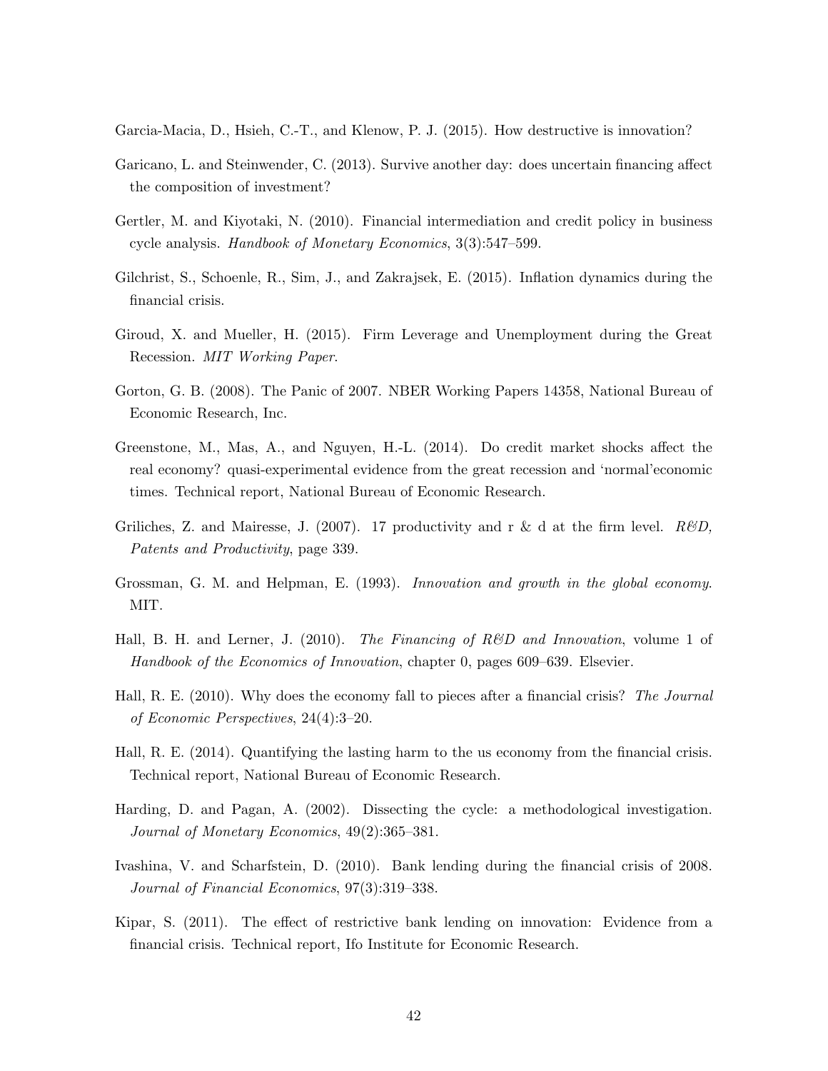Garcia-Macia, D., Hsieh, C.-T., and Klenow, P. J. (2015). How destructive is innovation?

Garicano, L. and Steinwender, C. (2013). Survive another day: does uncertain financing affect the composition of investment?

Gertler, M. and Kiyotaki, N. (2010). Financial intermediation and credit policy in business cycle analysis. *Handbook of Monetary Economics*, 3(3):547–599.

Gilchrist, S., Schoenle, R., Sim, J., and Zakrajsek, E. (2015). Inflation dynamics during the financial crisis.

Giroud, X. and Mueller, H. (2015). Firm Leverage and Unemployment during the Great Recession. *MIT Working Paper*.

Gorton, G. B. (2008). The Panic of 2007. NBER Working Papers 14358, National Bureau of Economic Research, Inc.

Greenstone, M., Mas, A., and Nguyen, H.-L. (2014). Do credit market shocks affect the real economy? quasi-experimental evidence from the great recession and 'normal'economic times. Technical report, National Bureau of Economic Research.

Griliches, Z. and Mairesse, J. (2007). 17 productivity and r & d at the firm level. *R&D, Patents and Productivity*, page 339.

Grossman, G. M. and Helpman, E. (1993). *Innovation and growth in the global economy*. MIT.

Hall, B. H. and Lerner, J. (2010). *The Financing of R&D and Innovation*, volume 1 of *Handbook of the Economics of Innovation*, chapter 0, pages 609–639. Elsevier.

Hall, R. E. (2010). Why does the economy fall to pieces after a financial crisis? *The Journal of Economic Perspectives*, 24(4):3–20.

Hall, R. E. (2014). Quantifying the lasting harm to the us economy from the financial crisis. Technical report, National Bureau of Economic Research.

Harding, D. and Pagan, A. (2002). Dissecting the cycle: a methodological investigation. *Journal of Monetary Economics*, 49(2):365–381.

Ivashina, V. and Scharfstein, D. (2010). Bank lending during the financial crisis of 2008. *Journal of Financial Economics*, 97(3):319–338.

Kipar, S. (2011). The effect of restrictive bank lending on innovation: Evidence from a financial crisis. Technical report, Ifo Institute for Economic Research.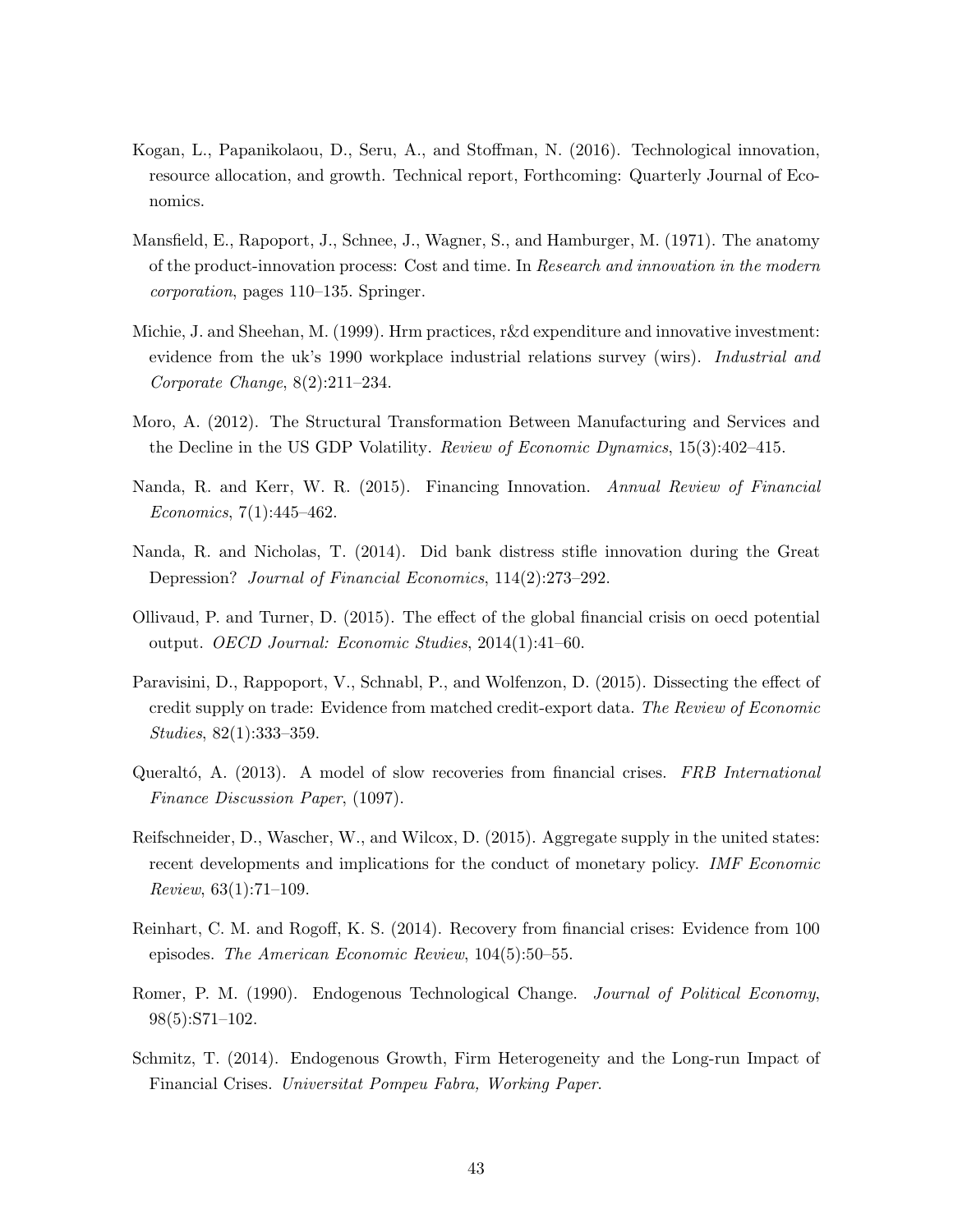Kogan, L., Papanikolaou, D., Seru, A., and Stoffman, N. (2016). Technological innovation, resource allocation, and growth. Technical report, Forthcoming: Quarterly Journal of Economics.

Mansfield, E., Rapoport, J., Schnee, J., Wagner, S., and Hamburger, M. (1971). The anatomy of the product-innovation process: Cost and time. In *Research and innovation in the modern corporation*, pages 110–135. Springer.

Michie, J. and Sheehan, M. (1999). Hrm practices, r&d expenditure and innovative investment: evidence from the uk's 1990 workplace industrial relations survey (wirs). *Industrial and Corporate Change*, 8(2):211–234.

Moro, A. (2012). The Structural Transformation Between Manufacturing and Services and the Decline in the US GDP Volatility. *Review of Economic Dynamics*, 15(3):402–415.

Nanda, R. and Kerr, W. R. (2015). Financing Innovation. *Annual Review of Financial Economics*, 7(1):445–462.

Nanda, R. and Nicholas, T. (2014). Did bank distress stifle innovation during the Great Depression? *Journal of Financial Economics*, 114(2):273–292.

Ollivaud, P. and Turner, D. (2015). The effect of the global financial crisis on oecd potential output. *OECD Journal: Economic Studies*, 2014(1):41–60.

Paravisini, D., Rappoport, V., Schnabl, P., and Wolfenzon, D. (2015). Dissecting the effect of credit supply on trade: Evidence from matched credit-export data. *The Review of Economic Studies*, 82(1):333–359.

Queraltó, A. (2013). A model of slow recoveries from financial crises. *FRB International Finance Discussion Paper*, (1097).

Reifschneider, D., Wascher, W., and Wilcox, D. (2015). Aggregate supply in the united states: recent developments and implications for the conduct of monetary policy. *IMF Economic Review*, 63(1):71–109.

Reinhart, C. M. and Rogoff, K. S. (2014). Recovery from financial crises: Evidence from 100 episodes. *The American Economic Review*, 104(5):50–55.

Romer, P. M. (1990). Endogenous Technological Change. *Journal of Political Economy*, 98(5):S71–102.

Schmitz, T. (2014). Endogenous Growth, Firm Heterogeneity and the Long-run Impact of Financial Crises. *Universitat Pompeu Fabra, Working Paper*.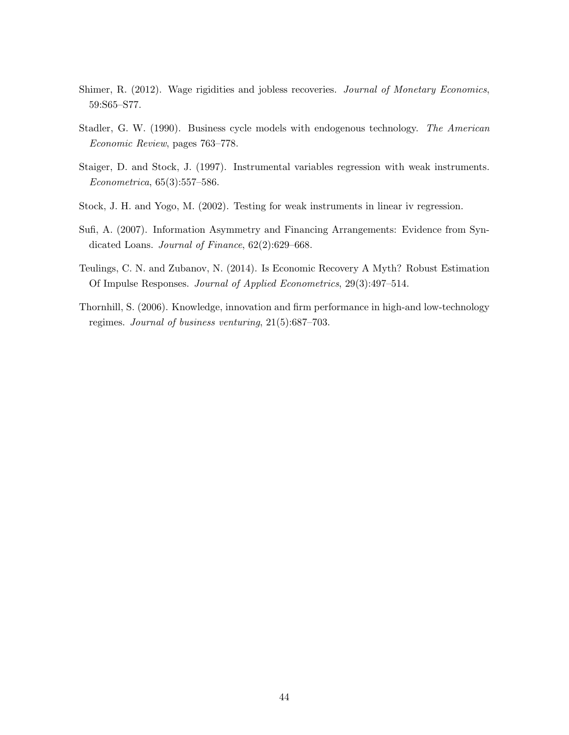Shimer, R. (2012). Wage rigidities and jobless recoveries. *Journal of Monetary Economics*, 59:S65–S77.

Stadler, G. W. (1990). Business cycle models with endogenous technology. *The American Economic Review*, pages 763–778.

Staiger, D. and Stock, J. (1997). Instrumental variables regression with weak instruments. *Econometrica*, 65(3):557–586.

Stock, J. H. and Yogo, M. (2002). Testing for weak instruments in linear iv regression.

Sufi, A. (2007). Information Asymmetry and Financing Arrangements: Evidence from Syndicated Loans. *Journal of Finance*, 62(2):629–668.

Teulings, C. N. and Zubanov, N. (2014). Is Economic Recovery A Myth? Robust Estimation Of Impulse Responses. *Journal of Applied Econometrics*, 29(3):497–514.

Thornhill, S. (2006). Knowledge, innovation and firm performance in high-and low-technology regimes. *Journal of business venturing*, 21(5):687–703.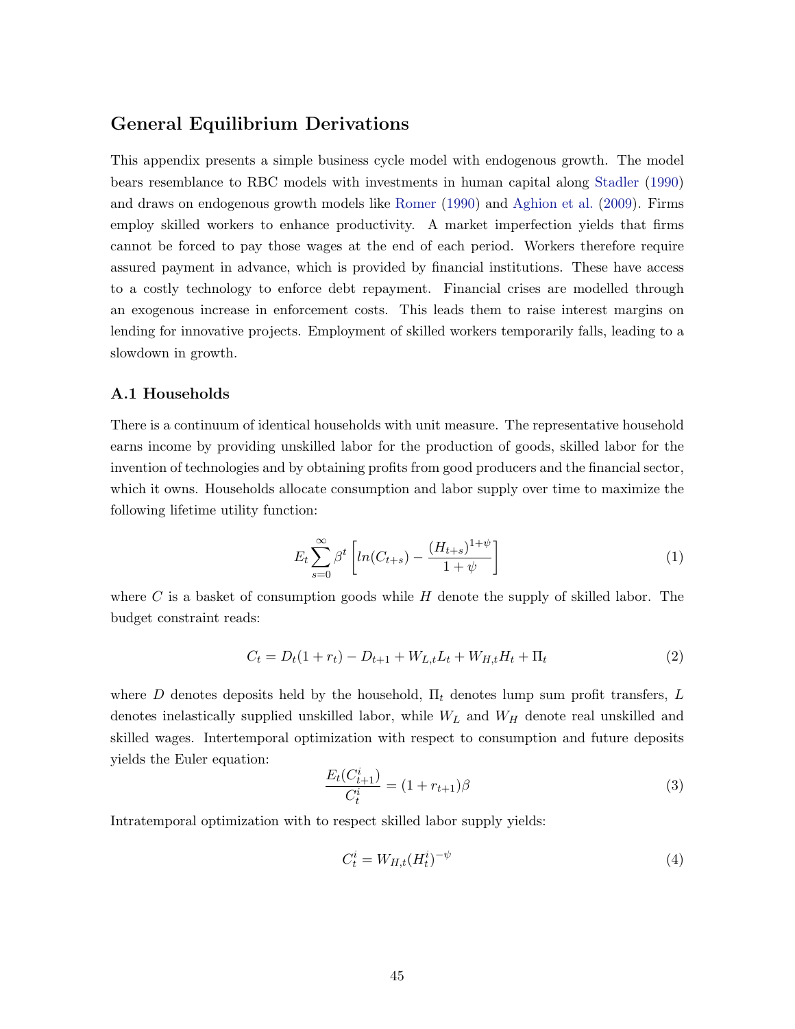## General Equilibrium Derivations

This appendix presents a simple business cycle model with endogenous growth. The model bears resemblance to RBC models with investments in human capital along Stadler (1990) and draws on endogenous growth models like Romer (1990) and Aghion et al. (2009). Firms employ skilled workers to enhance productivity. A market imperfection yields that firms cannot be forced to pay those wages at the end of each period. Workers therefore require assured payment in advance, which is provided by financial institutions. These have access to a costly technology to enforce debt repayment. Financial crises are modelled through an exogenous increase in enforcement costs. This leads them to raise interest margins on lending for innovative projects. Employment of skilled workers temporarily falls, leading to a slowdown in growth.

### A.1 Households

There is a continuum of identical households with unit measure. The representative household earns income by providing unskilled labor for the production of goods, skilled labor for the invention of technologies and by obtaining profits from good producers and the financial sector, which it owns. Households allocate consumption and labor supply over time to maximize the following lifetime utility function:

$$E_t \sum_{s=0}^{\infty} \beta^t \left[ ln(C_{t+s}) - \frac{(H_{t+s})^{1+\psi}}{1+\psi} \right] \tag{1}$$

where $C$ is a basket of consumption goods while $H$ denote the supply of skilled labor. The budget constraint reads:

$$C_t = D_t(1+r_t) - D_{t+1} + W_{L,t}L_t + W_{H,t}H_t + \Pi_t \tag{2}$$

where $D$ denotes deposits held by the household, $\Pi_t$ denotes lump sum profit transfers, $L$ denotes inelastically supplied unskilled labor, while $W_L$ and $W_H$ denote real unskilled and skilled wages. Intertemporal optimization with respect to consumption and future deposits yields the Euler equation:

$$\frac{E_t(C_{t+1}^i)}{C_t^i} = (1+r_{t+1})\beta \tag{3}$$

Intratemporal optimization with to respect skilled labor supply yields:

$$C_t^i = W_{H,t}(H_t^i)^{-\psi} \tag{4}$$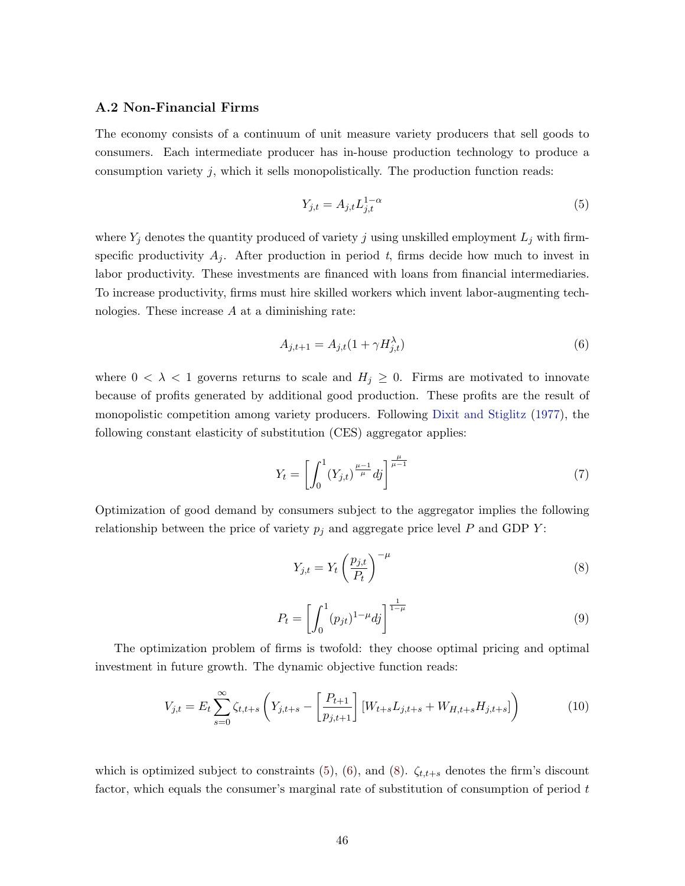### A.2 Non-Financial Firms

The economy consists of a continuum of unit measure variety producers that sell goods to consumers. Each intermediate producer has in-house production technology to produce a consumption variety $j$, which it sells monopolistically. The production function reads:

$$Y_{j,t} = A_{j,t} L_{j,t}^{1-\alpha} \tag{5}$$

where $Y_j$ denotes the quantity produced of variety $j$ using unskilled employment $L_j$ with firm-specific productivity $A_j$. After production in period $t$, firms decide how much to invest in labor productivity. These investments are financed with loans from financial intermediaries. To increase productivity, firms must hire skilled workers which invent labor-augmenting technologies. These increase $A$ at a diminishing rate:

$$A_{j,t+1} = A_{j,t}(1 + \gamma H_{j,t}^{\lambda}) \tag{6}$$

where $0 < \lambda < 1$ governs returns to scale and $H_j \geq 0$. Firms are motivated to innovate because of profits generated by additional good production. These profits are the result of monopolistic competition among variety producers. Following Dixit and Stiglitz (1977), the following constant elasticity of substitution (CES) aggregator applies:

$$Y_t = \left[ \int_0^1 (Y_{j,t})^{\frac{\mu-1}{\mu}} dj \right]^{\frac{\mu}{\mu-1}} \tag{7}$$

Optimization of good demand by consumers subject to the aggregator implies the following relationship between the price of variety $p_j$ and aggregate price level $P$ and GDP $Y$:

$$Y_{j,t} = Y_t \left( \frac{p_{j,t}}{P_t} \right)^{-\mu} \tag{8}$$

$$P_t = \left[ \int_0^1 (p_{jt})^{1-\mu} dj \right]^{\frac{1}{1-\mu}} \tag{9}$$

The optimization problem of firms is twofold: they choose optimal pricing and optimal investment in future growth. The dynamic objective function reads:

$$V_{j,t} = E_t \sum_{s=0}^{\infty} \zeta_{t,t+s} \left( Y_{j,t+s} - \left[ \frac{P_{t+1}}{p_{j,t+1}} \right] \left[ W_{t+s} L_{j,t+s} + W_{H,t+s} H_{j,t+s} \right] \right) \tag{10}$$

which is optimized subject to constraints (5), (6), and (8). $\zeta_{t,t+s}$ denotes the firm's discount factor, which equals the consumer's marginal rate of substitution of consumption of period $t$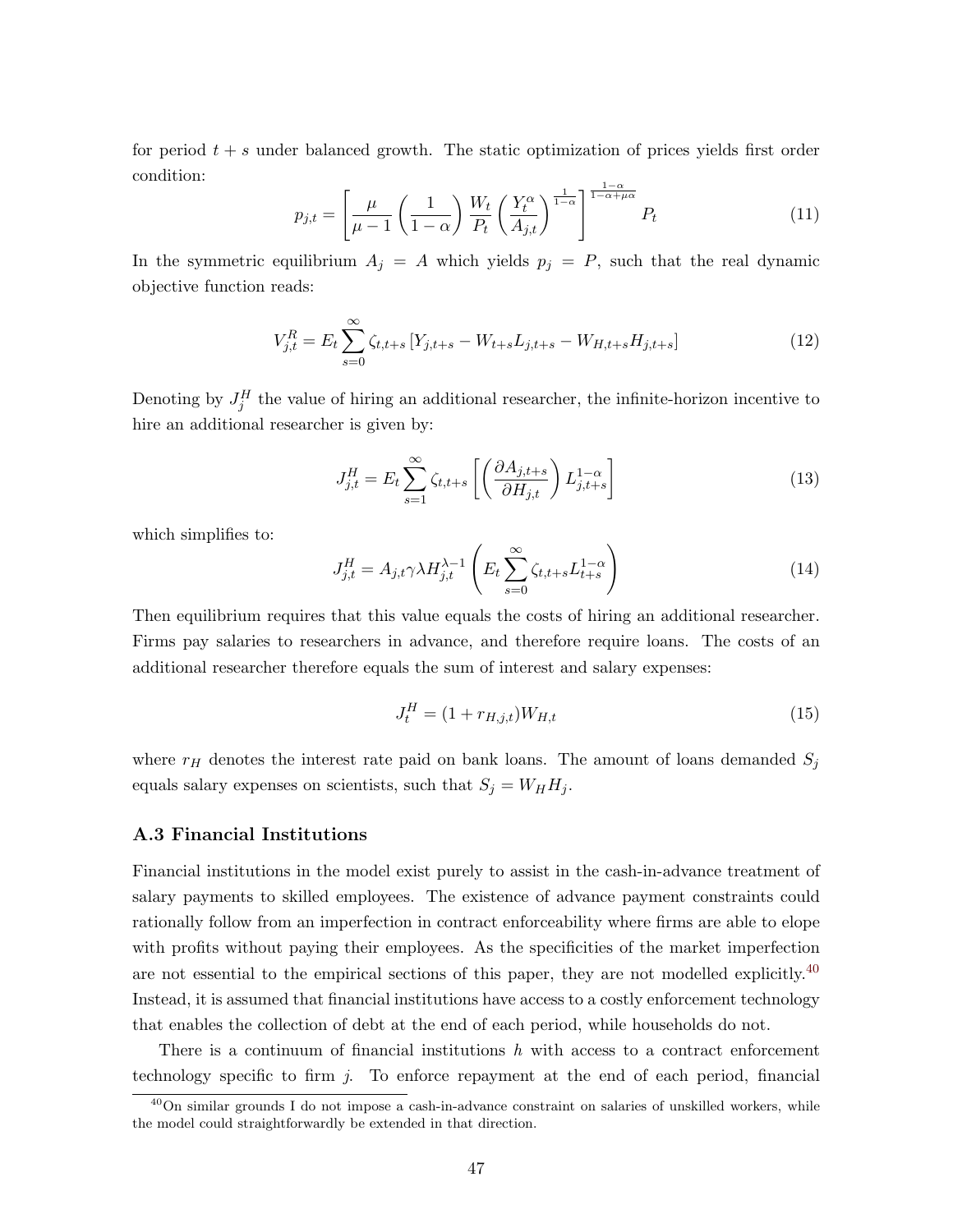for period $t+s$ under balanced growth. The static optimization of prices yields first order condition:

$$p_{j,t} = \left[ \frac{\mu}{\mu - 1} \left( \frac{1}{1-\alpha} \right) \frac{W_t}{P_t} \left( \frac{Y_t^{\alpha}}{A_{j,t}} \right)^{\frac{1}{1-\alpha}} \right]^{\frac{1-\alpha}{1-\alpha+\mu\alpha}} P_t \tag{11}$$

In the symmetric equilibrium $A_j = A$ which yields $p_j = P$, such that the real dynamic objective function reads:

$$V_{j,t}^R = E_t \sum_{s=0}^{\infty} \zeta_{t,t+s} \left[ Y_{j,t+s} - W_{t+s} L_{j,t+s} - W_{H,t+s} H_{j,t+s} \right] \tag{12}$$

Denoting by $J_j^H$ the value of hiring an additional researcher, the infinite-horizon incentive to hire an additional researcher is given by:

$$J_{j,t}^H = E_t \sum_{s=1}^{\infty} \zeta_{t,t+s} \left[ \left( \frac{\partial A_{j,t+s}}{\partial H_{j,t}} \right) L_{j,t+s}^{1-\alpha} \right] \tag{13}$$

which simplifies to:

$$J_{j,t}^H = A_{j,t} \gamma \lambda H_{j,t}^{\lambda - 1} \left( E_t \sum_{s=0}^{\infty} \zeta_{t,t+s} L_{t+s}^{1-\alpha} \right) \tag{14}$$

Then equilibrium requires that this value equals the costs of hiring an additional researcher. Firms pay salaries to researchers in advance, and therefore require loans. The costs of an additional researcher therefore equals the sum of interest and salary expenses:

$$J_t^H = (1 + r_{H,j,t}) W_{H,t} \tag{15}$$

where $r_H$ denotes the interest rate paid on bank loans. The amount of loans demanded $S_j$ equals salary expenses on scientists, such that $S_j = W_H H_j$.

### A.3 Financial Institutions

Financial institutions in the model exist purely to assist in the cash-in-advance treatment of salary payments to skilled employees. The existence of advance payment constraints could rationally follow from an imperfection in contract enforceability where firms are able to elope with profits without paying their employees. As the specificities of the market imperfection are not essential to the empirical sections of this paper, they are not modelled explicitly.[40] Instead, it is assumed that financial institutions have access to a costly enforcement technology that enables the collection of debt at the end of each period, while households do not.

There is a continuum of financial institutions $h$ with access to a contract enforcement technology specific to firm $j$. To enforce repayment at the end of each period, financial

[40] On similar grounds I do not impose a cash-in-advance constraint on salaries of unskilled workers, while the model could straightforwardly be extended in that direction.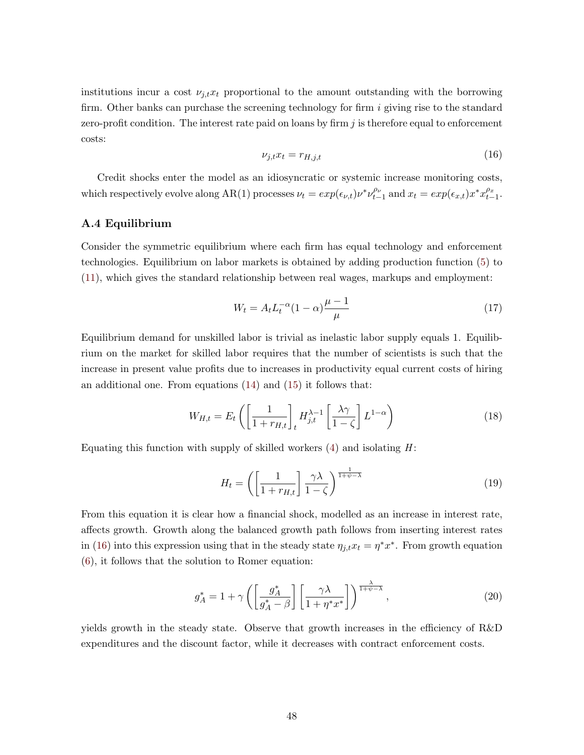institutions incur a cost $\nu_{j,t}x_t$ proportional to the amount outstanding with the borrowing firm. Other banks can purchase the screening technology for firm $i$ giving rise to the standard zero-profit condition. The interest rate paid on loans by firm $j$ is therefore equal to enforcement costs:

$$\nu_{j,t}x_t = r_{H,j,t} \tag{16}$$

Credit shocks enter the model as an idiosyncratic or systemic increase monitoring costs, which respectively evolve along AR(1) processes $\nu_t = exp(\epsilon_{\nu,t})\nu^* \nu_{t-1}^{\rho_\nu}$ and $x_t = exp(\epsilon_{x,t})x^* x_{t-1}^{\rho_x}$.

### A.4 Equilibrium

Consider the symmetric equilibrium where each firm has equal technology and enforcement technologies. Equilibrium on labor markets is obtained by adding production function (5) to (11), which gives the standard relationship between real wages, markups and employment:

$$W_t = A_t L_t^{-\alpha}(1-\alpha)\frac{\mu - 1}{\mu} \tag{17}$$

Equilibrium demand for unskilled labor is trivial as inelastic labor supply equals 1. Equilibrium on the market for skilled labor requires that the number of scientists is such that the increase in present value profits due to increases in productivity equal current costs of hiring an additional one. From equations (14) and (15) it follows that:

$$W_{H,t} = E_t\left(\left[\frac{1}{1+r_{H,t}}\right]_t H_{j,t}^{\lambda-1}\left[\frac{\lambda\gamma}{1-\zeta}\right]L^{1-\alpha}\right) \tag{18}$$

Equating this function with supply of skilled workers (4) and isolating $H$:

$$H_t = \left(\left[\frac{1}{1+r_{H,t}}\right]\frac{\gamma\lambda}{1-\zeta}\right)^{\frac{1}{1+\psi-\lambda}} \tag{19}$$

From this equation it is clear how a financial shock, modelled as an increase in interest rate, affects growth. Growth along the balanced growth path follows from inserting interest rates in (16) into this expression using that in the steady state $\eta_{j,t}x_t = \eta^* x^*$. From growth equation (6), it follows that the solution to Romer equation:

$$g_A^* = 1 + \gamma\left(\left[\frac{g_A^*}{g_A^* - \beta}\right]\left[\frac{\gamma\lambda}{1+\eta^* x^*}\right]\right)^{\frac{\lambda}{1+\psi-\lambda}}, \tag{20}$$

yields growth in the steady state. Observe that growth increases in the efficiency of R&D expenditures and the discount factor, while it decreases with contract enforcement costs.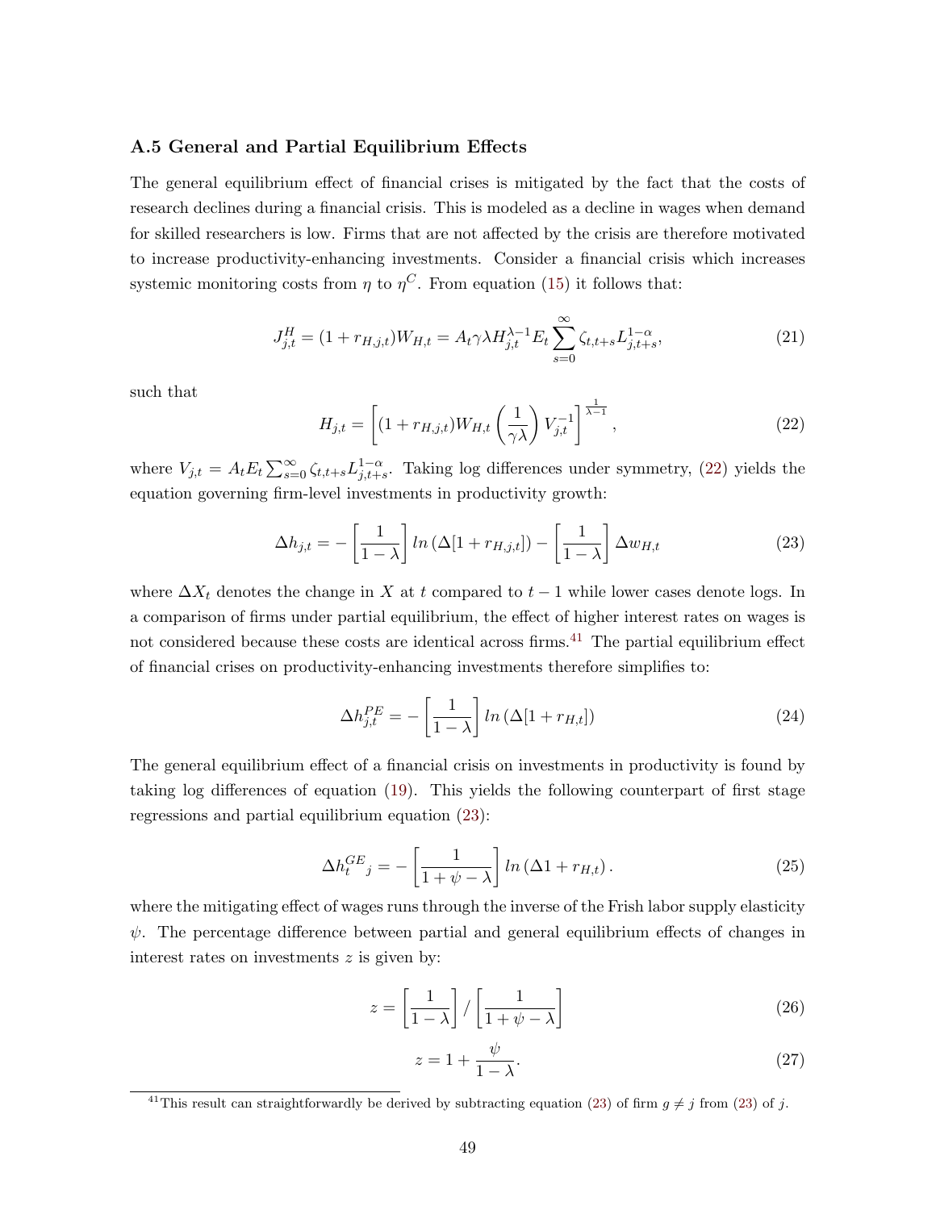### A.5 General and Partial Equilibrium Effects

The general equilibrium effect of financial crises is mitigated by the fact that the costs of research declines during a financial crisis. This is modeled as a decline in wages when demand for skilled researchers is low. Firms that are not affected by the crisis are therefore motivated to increase productivity-enhancing investments. Consider a financial crisis which increases systemic monitoring costs from $\eta$ to $\eta^C$. From equation (15) it follows that:

$$J^H_{j,t} = (1 + r_{H,j,t})W_{H,t} = A_t \gamma \lambda H^{\lambda-1}_{j,t} E_t \sum_{s=0}^{\infty} \zeta_{t,t+s} L^{1-\alpha}_{j,t+s}, \tag{21}$$

such that

$$H_{j,t} = \left[ (1 + r_{H,j,t})W_{H,t} \left( \frac{1}{\gamma \lambda} \right) V^{-1}_{j,t} \right]^{\frac{1}{\lambda - 1}}, \tag{22}$$

where $V_{j,t} = A_t E_t \sum_{s=0}^{\infty} \zeta_{t,t+s} L^{1-\alpha}_{j,t+s}$. Taking log differences under symmetry, (22) yields the equation governing firm-level investments in productivity growth:

$$\Delta h_{j,t} = -\left[ \frac{1}{1-\lambda} \right] ln\left( \Delta[1 + r_{H,j,t}] \right) - \left[ \frac{1}{1-\lambda} \right] \Delta w_{H,t} \tag{23}$$

where $\Delta X_t$ denotes the change in $X$ at $t$ compared to $t-1$ while lower cases denote logs. In a comparison of firms under partial equilibrium, the effect of higher interest rates on wages is not considered because these costs are identical across firms.[41] The partial equilibrium effect of financial crises on productivity-enhancing investments therefore simplifies to:

$$\Delta h^{PE}_{j,t} = -\left[ \frac{1}{1-\lambda} \right] ln\left( \Delta[1 + r_{H,t}] \right) \tag{24}$$

The general equilibrium effect of a financial crisis on investments in productivity is found by taking log differences of equation (19). This yields the following counterpart of first stage regressions and partial equilibrium equation (23):

$$\Delta h^{GE}_{t\ j} = -\left[ \frac{1}{1+\psi-\lambda} \right] ln\left( \Delta 1 + r_{H,t} \right). \tag{25}$$

where the mitigating effect of wages runs through the inverse of the Frish labor supply elasticity $\psi$. The percentage difference between partial and general equilibrium effects of changes in interest rates on investments $z$ is given by:

$$z = \left[ \frac{1}{1-\lambda} \right] / \left[ \frac{1}{1+\psi-\lambda} \right] \tag{26}$$

$$z = 1 + \frac{\psi}{1-\lambda}. \tag{27}$$

[41] This result can straightforwardly be derived by subtracting equation (23) of firm $g \neq j$ from (23) of $j$.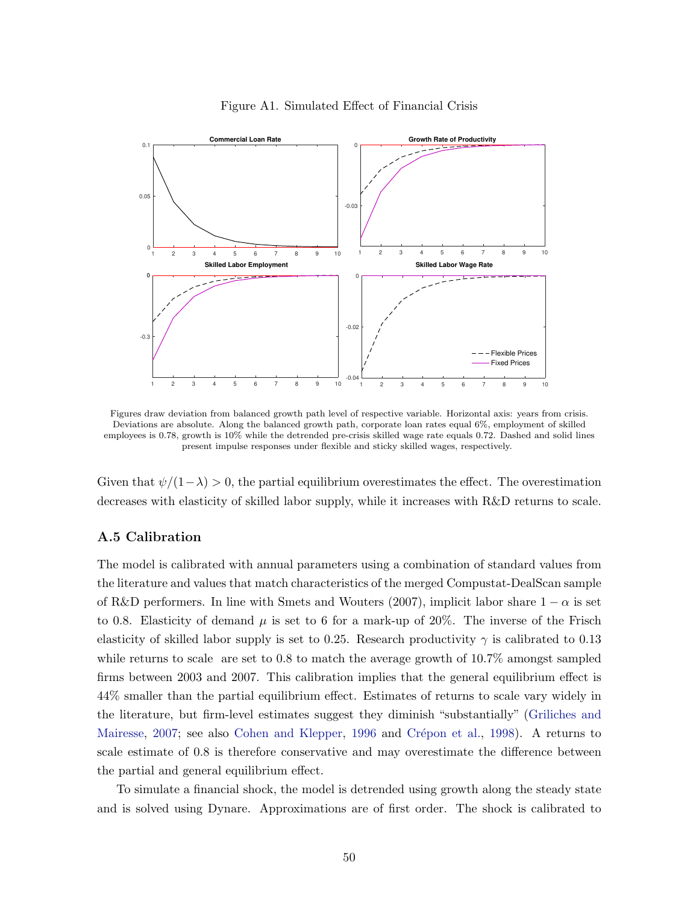Figure A1. Simulated Effect of Financial Crisis

Commercial Loan Rate

0.1

0.05

0

1 2 3 4 5 6 7 8 9 10

Growth Rate of Productivity

0

-0.03

1 2 3 4 5 6 7 8 9 10

Skilled Labor Employment

0

-0.3

1 2 3 4 5 6 7 8 9 10

Skilled Labor Wage Rate

0

-0.02

-0.04

1 2 3 4 5 6 7 8 9 10

Flexible Prices

Fixed Prices

Figures draw deviation from balanced growth path level of respective variable. Horizontal axis: years from crisis. Deviations are absolute. Along the balanced growth path, corporate loan rates equal 6%, employment of skilled employees is 0.78, growth is 10% while the detrended pre-crisis skilled wage rate equals 0.72. Dashed and solid lines present impulse responses under flexible and sticky skilled wages, respectively.

Given that $\psi/(1-\lambda) > 0$, the partial equilibrium overestimates the effect. The overestimation decreases with elasticity of skilled labor supply, while it increases with R&D returns to scale.

### A.5 Calibration

The model is calibrated with annual parameters using a combination of standard values from the literature and values that match characteristics of the merged Compustat-DealScan sample of R&D performers. In line with Smets and Wouters (2007), implicit labor share $1-\alpha$ is set to 0.8. Elasticity of demand $\mu$ is set to 6 for a mark-up of 20%. The inverse of the Frisch elasticity of skilled labor supply is set to 0.25. Research productivity $\gamma$ is calibrated to 0.13 while returns to scale are set to 0.8 to match the average growth of 10.7% amongst sampled firms between 2003 and 2007. This calibration implies that the general equilibrium effect is 44% smaller than the partial equilibrium effect. Estimates of returns to scale vary widely in the literature, but firm-level estimates suggest they diminish "substantially" (Griliches and Mairesse, 2007; see also Cohen and Klepper, 1996 and Crépon et al., 1998). A returns to scale estimate of 0.8 is therefore conservative and may overestimate the difference between the partial and general equilibrium effect.

To simulate a financial shock, the model is detrended using growth along the steady state and is solved using Dynare. Approximations are of first order. The shock is calibrated to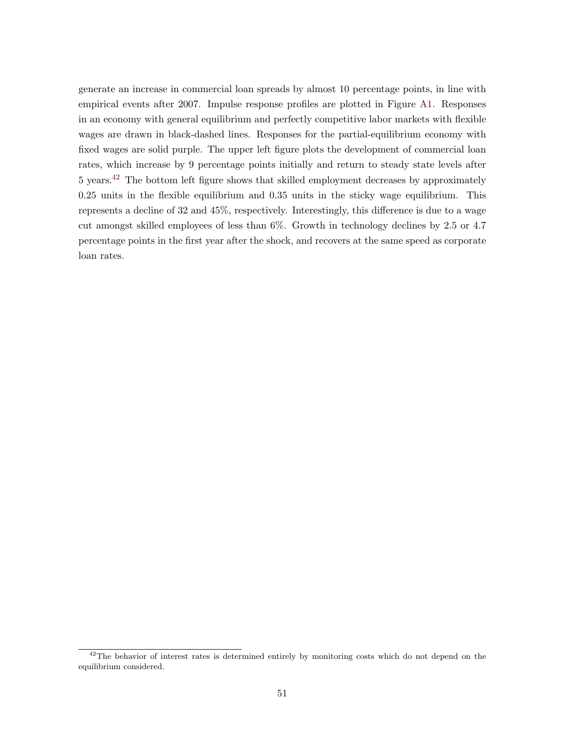generate an increase in commercial loan spreads by almost 10 percentage points, in line with empirical events after 2007. Impulse response profiles are plotted in Figure A1. Responses in an economy with general equilibrium and perfectly competitive labor markets with flexible wages are drawn in black-dashed lines. Responses for the partial-equilibrium economy with fixed wages are solid purple. The upper left figure plots the development of commercial loan rates, which increase by 9 percentage points initially and return to steady state levels after 5 years.[42] The bottom left figure shows that skilled employment decreases by approximately 0.25 units in the flexible equilibrium and 0.35 units in the sticky wage equilibrium. This represents a decline of 32 and 45%, respectively. Interestingly, this difference is due to a wage cut amongst skilled employees of less than 6%. Growth in technology declines by 2.5 or 4.7 percentage points in the first year after the shock, and recovers at the same speed as corporate loan rates.

[42] The behavior of interest rates is determined entirely by monitoring costs which do not depend on the equilibrium considered.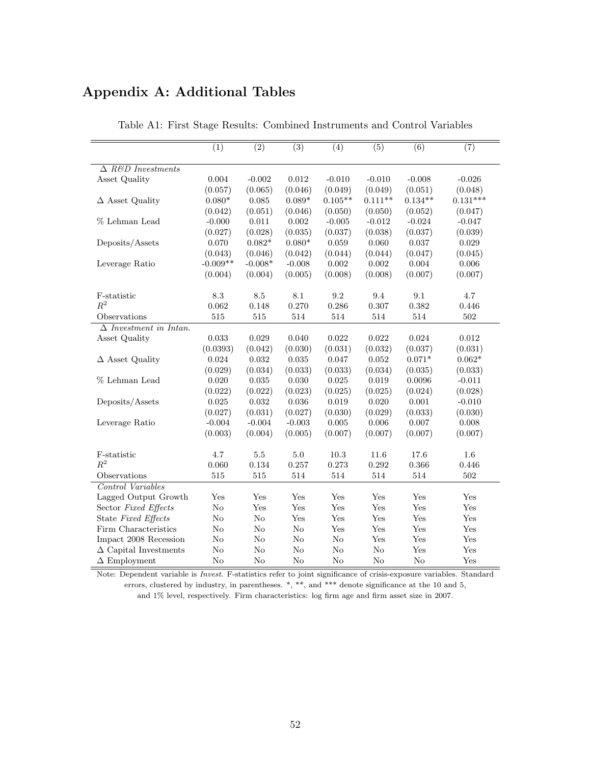# Appendix A: Additional Tables

Table A1: First Stage Results: Combined Instruments and Control Variables

| | (1) | (2) | (3) | (4) | (5) | (6) | (7) |
|---|---|---|---|---|---|---|---|
| *Δ R&D Investments* | | | | | | | |
| Asset Quality | 0.004 | -0.002 | 0.012 | -0.010 | -0.010 | -0.008 | -0.026 |
| | (0.057) | (0.065) | (0.046) | (0.049) | (0.049) | (0.051) | (0.048) |
| Δ Asset Quality | 0.080* | 0.085 | 0.089* | 0.105** | 0.111** | 0.134** | 0.131*** |
| | (0.042) | (0.051) | (0.046) | (0.050) | (0.050) | (0.052) | (0.047) |
| % Lehman Lead | -0.000 | 0.011 | 0.002 | -0.005 | -0.012 | -0.024 | -0.047 |
| | (0.027) | (0.028) | (0.035) | (0.037) | (0.038) | (0.037) | (0.039) |
| Deposits/Assets | 0.070 | 0.082* | 0.080* | 0.059 | 0.060 | 0.037 | 0.029 |
| | (0.043) | (0.046) | (0.042) | (0.044) | (0.044) | (0.047) | (0.045) |
| Leverage Ratio | -0.009** | -0.008* | -0.008 | 0.002 | 0.002 | 0.004 | 0.006 |
| | (0.004) | (0.004) | (0.005) | (0.008) | (0.008) | (0.007) | (0.007) |
| F-statistic | 8.3 | 8.5 | 8.1 | 9.2 | 9.4 | 9.1 | 4.7 |
| $R^2$ | 0.062 | 0.148 | 0.270 | 0.286 | 0.307 | 0.382 | 0.446 |
| Observations | 515 | 515 | 514 | 514 | 514 | 514 | 502 |
| *Δ Investment in Intan.* | | | | | | | |
| Asset Quality | 0.033 | 0.029 | 0.040 | 0.022 | 0.022 | 0.024 | 0.012 |
| | (0.0393) | (0.042) | (0.030) | (0.031) | (0.032) | (0.037) | (0.031) |
| Δ Asset Quality | 0.024 | 0.032 | 0.035 | 0.047 | 0.052 | 0.071* | 0.062* |
| | (0.029) | (0.034) | (0.033) | (0.033) | (0.034) | (0.035) | (0.033) |
| % Lehman Lead | 0.020 | 0.035 | 0.030 | 0.025 | 0.019 | 0.0096 | -0.011 |
| | (0.022) | (0.022) | (0.023) | (0.025) | (0.025) | (0.024) | (0.028) |
| Deposits/Assets | 0.025 | 0.032 | 0.036 | 0.019 | 0.020 | 0.001 | -0.010 |
| | (0.027) | (0.031) | (0.027) | (0.030) | (0.029) | (0.033) | (0.030) |
| Leverage Ratio | -0.004 | -0.004 | -0.003 | 0.005 | 0.006 | 0.007 | 0.008 |
| | (0.003) | (0.004) | (0.005) | (0.007) | (0.007) | (0.007) | (0.007) |
| F-statistic | 4.7 | 5.5 | 5.0 | 10.3 | 11.6 | 17.6 | 1.6 |
| $R^2$ | 0.060 | 0.134 | 0.257 | 0.273 | 0.292 | 0.366 | 0.446 |
| Observations | 515 | 515 | 514 | 514 | 514 | 514 | 502 |
| *Control Variables* | | | | | | | |
| Lagged Output Growth | Yes | Yes | Yes | Yes | Yes | Yes | Yes |
| Sector *Fixed Effects* | No | Yes | Yes | Yes | Yes | Yes | Yes |
| State *Fixed Effects* | No | No | Yes | Yes | Yes | Yes | Yes |
| Firm Characteristics | No | No | No | Yes | Yes | Yes | Yes |
| Impact 2008 Recession | No | No | No | No | Yes | Yes | Yes |
| Δ Capital Investments | No | No | No | No | No | Yes | Yes |
| Δ Employment | No | No | No | No | No | No | Yes |

Note: Dependent variable is *Invest*. F-statistics refer to joint significance of crisis-exposure variables. Standard errors, clustered by industry, in parentheses. *, **, and *** denote significance at the 10 and 5, and 1% level, respectively. Firm characteristics: log firm age and firm asset size in 2007.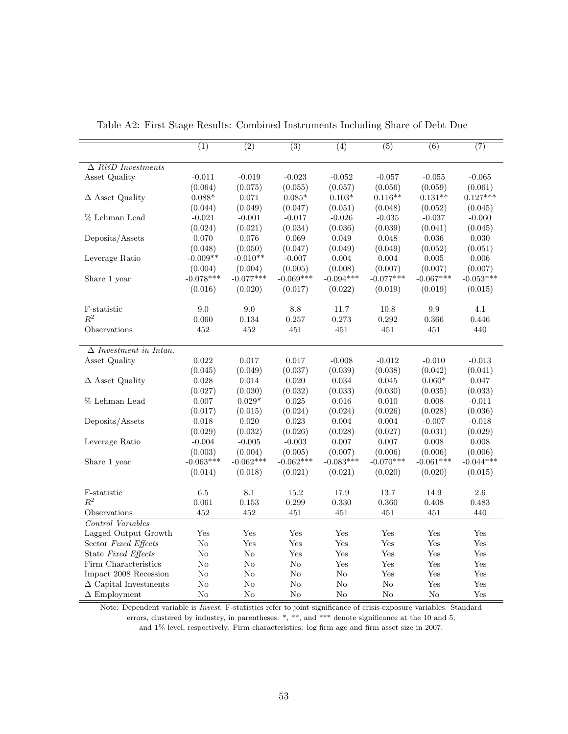Table A2: First Stage Results: Combined Instruments Including Share of Debt Due

| | (1) | (2) | (3) | (4) | (5) | (6) | (7) |
|---|---|---|---|---|---|---|---|
| *Δ R&D Investments* | | | | | | | |
| Asset Quality | -0.011 | -0.019 | -0.023 | -0.052 | -0.057 | -0.055 | -0.065 |
| | (0.064) | (0.075) | (0.055) | (0.057) | (0.056) | (0.059) | (0.061) |
| Δ Asset Quality | 0.088* | 0.071 | 0.085* | 0.103* | 0.116** | 0.131** | 0.127*** |
| | (0.044) | (0.049) | (0.047) | (0.051) | (0.048) | (0.052) | (0.045) |
| % Lehman Lead | -0.021 | -0.001 | -0.017 | -0.026 | -0.035 | -0.037 | -0.060 |
| | (0.024) | (0.021) | (0.034) | (0.036) | (0.039) | (0.041) | (0.045) |
| Deposits/Assets | 0.070 | 0.076 | 0.069 | 0.049 | 0.048 | 0.036 | 0.030 |
| | (0.048) | (0.050) | (0.047) | (0.049) | (0.049) | (0.052) | (0.051) |
| Leverage Ratio | -0.009** | -0.010** | -0.007 | 0.004 | 0.004 | 0.005 | 0.006 |
| | (0.004) | (0.004) | (0.005) | (0.008) | (0.007) | (0.007) | (0.007) |
| Share 1 year | -0.078*** | -0.077*** | -0.069*** | -0.094*** | -0.077*** | -0.067*** | -0.053*** |
| | (0.016) | (0.020) | (0.017) | (0.022) | (0.019) | (0.019) | (0.015) |
| F-statistic | 9.0 | 9.0 | 8.8 | 11.7 | 10.8 | 9.9 | 4.1 |
| $R^2$ | 0.060 | 0.134 | 0.257 | 0.273 | 0.292 | 0.366 | 0.446 |
| Observations | 452 | 452 | 451 | 451 | 451 | 451 | 440 |
| *Δ Investment in Intan.* | | | | | | | |
| Asset Quality | 0.022 | 0.017 | 0.017 | -0.008 | -0.012 | -0.010 | -0.013 |
| | (0.045) | (0.049) | (0.037) | (0.039) | (0.038) | (0.042) | (0.041) |
| Δ Asset Quality | 0.028 | 0.014 | 0.020 | 0.034 | 0.045 | 0.060* | 0.047 |
| | (0.027) | (0.030) | (0.032) | (0.033) | (0.030) | (0.035) | (0.033) |
| % Lehman Lead | 0.007 | 0.029* | 0.025 | 0.016 | 0.010 | 0.008 | -0.011 |
| | (0.017) | (0.015) | (0.024) | (0.024) | (0.026) | (0.028) | (0.036) |
| Deposits/Assets | 0.018 | 0.020 | 0.023 | 0.004 | 0.004 | -0.007 | -0.018 |
| | (0.029) | (0.032) | (0.026) | (0.028) | (0.027) | (0.031) | (0.029) |
| Leverage Ratio | -0.004 | -0.005 | -0.003 | 0.007 | 0.007 | 0.008 | 0.008 |
| | (0.003) | (0.004) | (0.005) | (0.007) | (0.006) | (0.006) | (0.006) |
| Share 1 year | -0.063*** | -0.062*** | -0.062*** | -0.083*** | -0.070*** | -0.061*** | -0.044*** |
| | (0.014) | (0.018) | (0.021) | (0.021) | (0.020) | (0.020) | (0.015) |
| F-statistic | 6.5 | 8.1 | 15.2 | 17.9 | 13.7 | 14.9 | 2.6 |
| $R^2$ | 0.061 | 0.153 | 0.299 | 0.330 | 0.360 | 0.408 | 0.483 |
| Observations | 452 | 452 | 451 | 451 | 451 | 451 | 440 |
| *Control Variables* | | | | | | | |
| Lagged Output Growth | Yes | Yes | Yes | Yes | Yes | Yes | Yes |
| Sector *Fixed Effects* | No | Yes | Yes | Yes | Yes | Yes | Yes |
| State *Fixed Effects* | No | No | Yes | Yes | Yes | Yes | Yes |
| Firm Characteristics | No | No | No | Yes | Yes | Yes | Yes |
| Impact 2008 Recession | No | No | No | No | Yes | Yes | Yes |
| Δ Capital Investments | No | No | No | No | No | Yes | Yes |
| Δ Employment | No | No | No | No | No | No | Yes |

Note: Dependent variable is *Invest.* F-statistics refer to joint significance of crisis-exposure variables. Standard errors, clustered by industry, in parentheses. *, **, and *** denote significance at the 10 and 5, and 1% level, respectively. Firm characteristics: log firm age and firm asset size in 2007.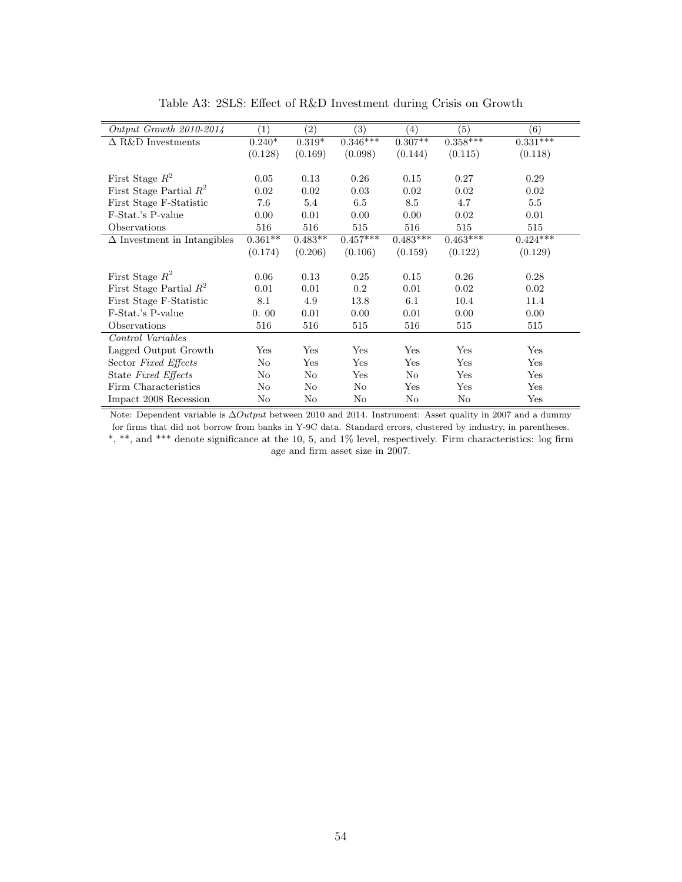Table A3: 2SLS: Effect of R&D Investment during Crisis on Growth

| *Output Growth 2010-2014* | (1) | (2) | (3) | (4) | (5) | (6) |
|---|---|---|---|---|---|---|
| Δ R&D Investments | 0.240* | 0.319* | 0.346*** | 0.307** | 0.358*** | 0.331*** |
| | (0.128) | (0.169) | (0.098) | (0.144) | (0.115) | (0.118) |
| First Stage $R^2$ | 0.05 | 0.13 | 0.26 | 0.15 | 0.27 | 0.29 |
| First Stage Partial $R^2$ | 0.02 | 0.02 | 0.03 | 0.02 | 0.02 | 0.02 |
| First Stage F-Statistic | 7.6 | 5.4 | 6.5 | 8.5 | 4.7 | 5.5 |
| F-Stat.'s P-value | 0.00 | 0.01 | 0.00 | 0.00 | 0.02 | 0.01 |
| Observations | 516 | 516 | 515 | 516 | 515 | 515 |
| Δ Investment in Intangibles | 0.361** | 0.483** | 0.457*** | 0.483*** | 0.463*** | 0.424*** |
| | (0.174) | (0.206) | (0.106) | (0.159) | (0.122) | (0.129) |
| First Stage $R^2$ | 0.06 | 0.13 | 0.25 | 0.15 | 0.26 | 0.28 |
| First Stage Partial $R^2$ | 0.01 | 0.01 | 0.2 | 0.01 | 0.02 | 0.02 |
| First Stage F-Statistic | 8.1 | 4.9 | 13.8 | 6.1 | 10.4 | 11.4 |
| F-Stat.'s P-value | 0. 00 | 0.01 | 0.00 | 0.01 | 0.00 | 0.00 |
| Observations | 516 | 516 | 515 | 516 | 515 | 515 |
| *Control Variables* | | | | | | |
| Lagged Output Growth | Yes | Yes | Yes | Yes | Yes | Yes |
| Sector *Fixed Effects* | No | Yes | Yes | Yes | Yes | Yes |
| State *Fixed Effects* | No | No | Yes | No | Yes | Yes |
| Firm Characteristics | No | No | No | Yes | Yes | Yes |
| Impact 2008 Recession | No | No | No | No | No | Yes |

Note: Dependent variable is $\Delta Output$ between 2010 and 2014. Instrument: Asset quality in 2007 and a dummy for firms that did not borrow from banks in Y-9C data. Standard errors, clustered by industry, in parentheses. *, **, and *** denote significance at the 10, 5, and 1% level, respectively. Firm characteristics: log firm age and firm asset size in 2007.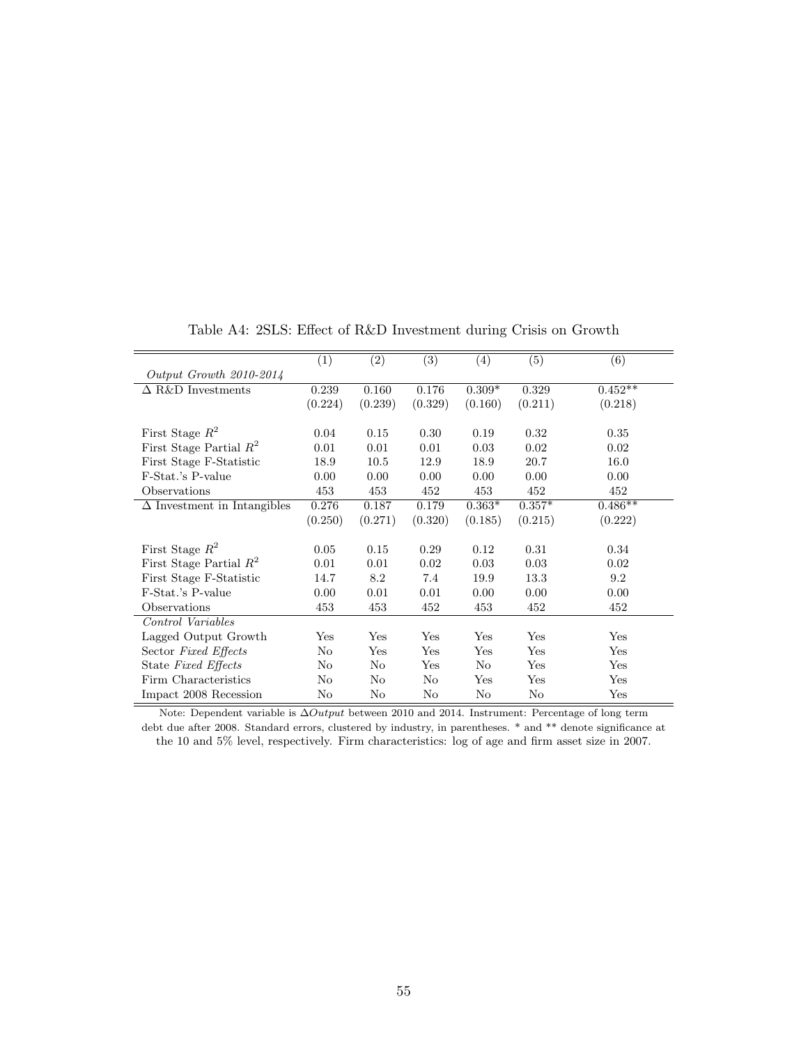Table A4: 2SLS: Effect of R&D Investment during Crisis on Growth

| | (1) | (2) | (3) | (4) | (5) | (6) |
|---|---|---|---|---|---|---|
| *Output Growth 2010-2014* | | | | | | |
| $\Delta$ R&D Investments | 0.239 | 0.160 | 0.176 | 0.309* | 0.329 | 0.452** |
| | (0.224) | (0.239) | (0.329) | (0.160) | (0.211) | (0.218) |
| First Stage $R^2$ | 0.04 | 0.15 | 0.30 | 0.19 | 0.32 | 0.35 |
| First Stage Partial $R^2$ | 0.01 | 0.01 | 0.01 | 0.03 | 0.02 | 0.02 |
| First Stage F-Statistic | 18.9 | 10.5 | 12.9 | 18.9 | 20.7 | 16.0 |
| F-Stat.'s P-value | 0.00 | 0.00 | 0.00 | 0.00 | 0.00 | 0.00 |
| Observations | 453 | 453 | 452 | 453 | 452 | 452 |
| $\Delta$ Investment in Intangibles | 0.276 | 0.187 | 0.179 | 0.363* | 0.357* | 0.486** |
| | (0.250) | (0.271) | (0.320) | (0.185) | (0.215) | (0.222) |
| First Stage $R^2$ | 0.05 | 0.15 | 0.29 | 0.12 | 0.31 | 0.34 |
| First Stage Partial $R^2$ | 0.01 | 0.01 | 0.02 | 0.03 | 0.03 | 0.02 |
| First Stage F-Statistic | 14.7 | 8.2 | 7.4 | 19.9 | 13.3 | 9.2 |
| F-Stat.'s P-value | 0.00 | 0.01 | 0.01 | 0.00 | 0.00 | 0.00 |
| Observations | 453 | 453 | 452 | 453 | 452 | 452 |
| *Control Variables* | | | | | | |
| Lagged Output Growth | Yes | Yes | Yes | Yes | Yes | Yes |
| Sector *Fixed Effects* | No | Yes | Yes | Yes | Yes | Yes |
| State *Fixed Effects* | No | No | Yes | No | Yes | Yes |
| Firm Characteristics | No | No | No | Yes | Yes | Yes |
| Impact 2008 Recession | No | No | No | No | No | Yes |

Note: Dependent variable is $\Delta Output$ between 2010 and 2014. Instrument: Percentage of long term debt due after 2008. Standard errors, clustered by industry, in parentheses. * and ** denote significance at the 10 and 5% level, respectively. Firm characteristics: log of age and firm asset size in 2007.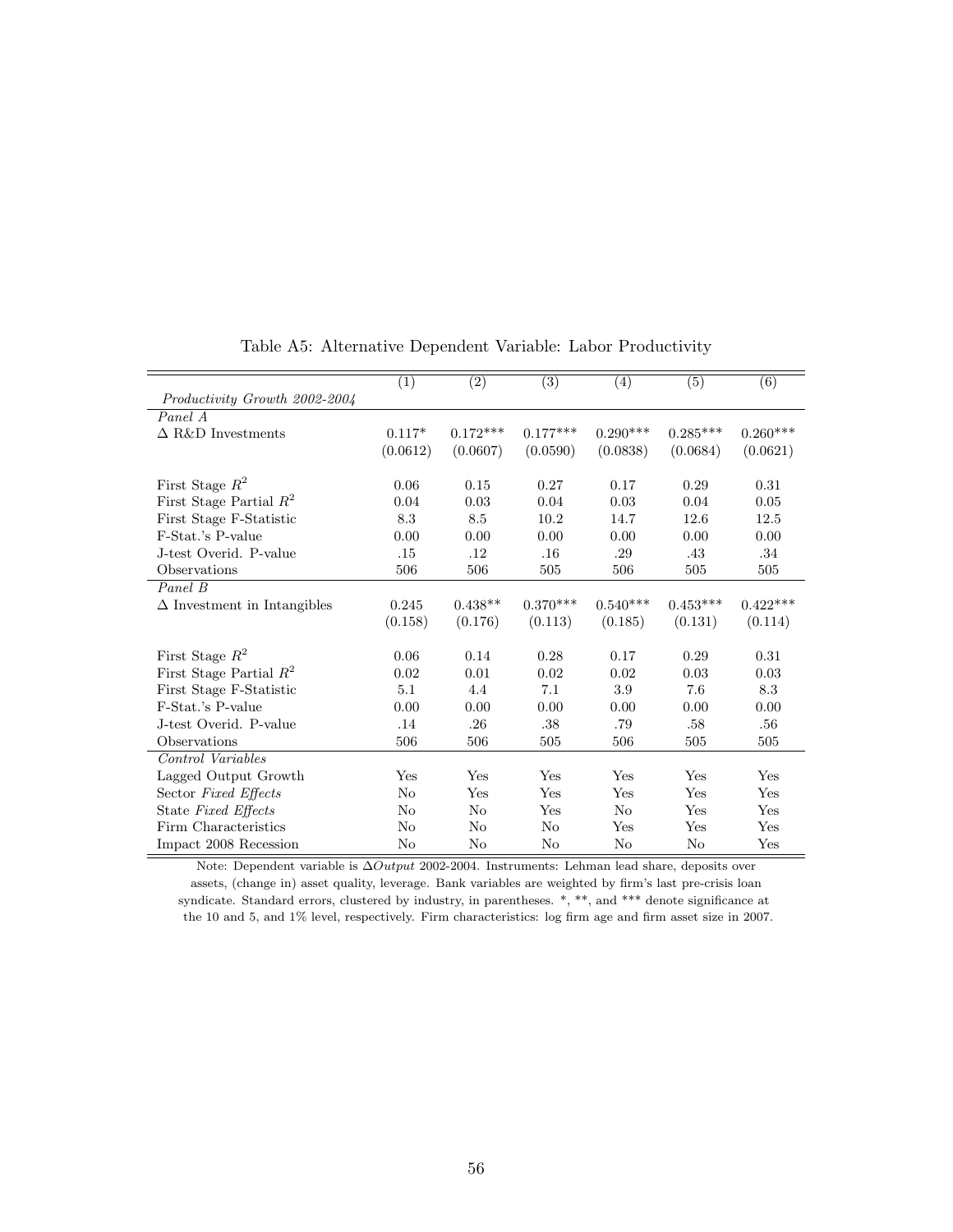Table A5: Alternative Dependent Variable: Labor Productivity

| | (1) | (2) | (3) | (4) | (5) | (6) |
|---|---|---|---|---|---|---|
| *Productivity Growth 2002-2004* | | | | | | |
| *Panel A* | | | | | | |
| Δ R&D Investments | 0.117* | 0.172*** | 0.177*** | 0.290*** | 0.285*** | 0.260*** |
| | (0.0612) | (0.0607) | (0.0590) | (0.0838) | (0.0684) | (0.0621) |
| First Stage $R^2$ | 0.06 | 0.15 | 0.27 | 0.17 | 0.29 | 0.31 |
| First Stage Partial $R^2$ | 0.04 | 0.03 | 0.04 | 0.03 | 0.04 | 0.05 |
| First Stage F-Statistic | 8.3 | 8.5 | 10.2 | 14.7 | 12.6 | 12.5 |
| F-Stat.'s P-value | 0.00 | 0.00 | 0.00 | 0.00 | 0.00 | 0.00 |
| J-test Overid. P-value | .15 | .12 | .16 | .29 | .43 | .34 |
| Observations | 506 | 506 | 505 | 506 | 505 | 505 |
| *Panel B* | | | | | | |
| Δ Investment in Intangibles | 0.245 | 0.438** | 0.370*** | 0.540*** | 0.453*** | 0.422*** |
| | (0.158) | (0.176) | (0.113) | (0.185) | (0.131) | (0.114) |
| First Stage $R^2$ | 0.06 | 0.14 | 0.28 | 0.17 | 0.29 | 0.31 |
| First Stage Partial $R^2$ | 0.02 | 0.01 | 0.02 | 0.02 | 0.03 | 0.03 |
| First Stage F-Statistic | 5.1 | 4.4 | 7.1 | 3.9 | 7.6 | 8.3 |
| F-Stat.'s P-value | 0.00 | 0.00 | 0.00 | 0.00 | 0.00 | 0.00 |
| J-test Overid. P-value | .14 | .26 | .38 | .79 | .58 | .56 |
| Observations | 506 | 506 | 505 | 506 | 505 | 505 |
| *Control Variables* | | | | | | |
| Lagged Output Growth | Yes | Yes | Yes | Yes | Yes | Yes |
| Sector *Fixed Effects* | No | Yes | Yes | Yes | Yes | Yes |
| State *Fixed Effects* | No | No | Yes | No | Yes | Yes |
| Firm Characteristics | No | No | No | Yes | Yes | Yes |
| Impact 2008 Recession | No | No | No | No | No | Yes |

Note: Dependent variable is $\Delta Output$ 2002-2004. Instruments: Lehman lead share, deposits over assets, (change in) asset quality, leverage. Bank variables are weighted by firm's last pre-crisis loan syndicate. Standard errors, clustered by industry, in parentheses. *, **, and *** denote significance at the 10 and 5, and 1% level, respectively. Firm characteristics: log firm age and firm asset size in 2007.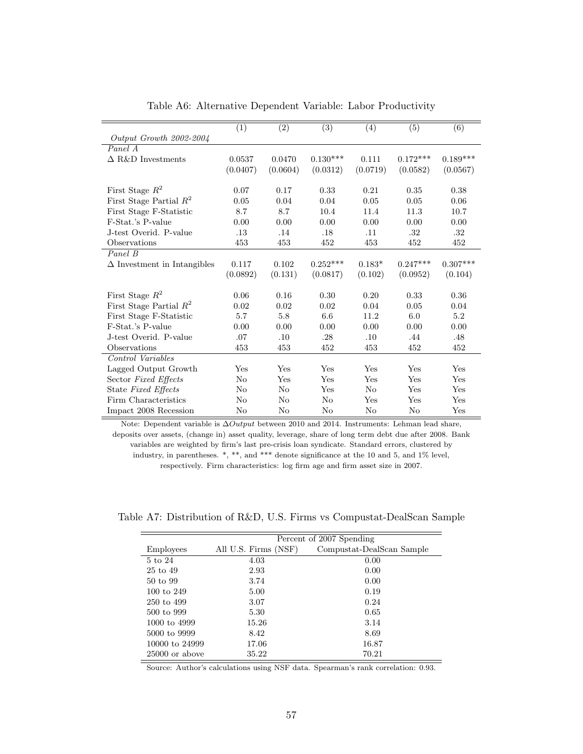Table A6: Alternative Dependent Variable: Labor Productivity

| | (1) | (2) | (3) | (4) | (5) | (6) |
|---|---|---|---|---|---|---|
| *Output Growth 2002-2004* | | | | | | |
| *Panel A* | | | | | | |
| Δ R&D Investments | 0.0537 | 0.0470 | 0.130*** | 0.111 | 0.172*** | 0.189*** |
| | (0.0407) | (0.0604) | (0.0312) | (0.0719) | (0.0582) | (0.0567) |
| First Stage $R^2$ | 0.07 | 0.17 | 0.33 | 0.21 | 0.35 | 0.38 |
| First Stage Partial $R^2$ | 0.05 | 0.04 | 0.04 | 0.05 | 0.05 | 0.06 |
| First Stage F-Statistic | 8.7 | 8.7 | 10.4 | 11.4 | 11.3 | 10.7 |
| F-Stat.'s P-value | 0.00 | 0.00 | 0.00 | 0.00 | 0.00 | 0.00 |
| J-test Overid. P-value | .13 | .14 | .18 | .11 | .32 | .32 |
| Observations | 453 | 453 | 452 | 453 | 452 | 452 |
| *Panel B* | | | | | | |
| Δ Investment in Intangibles | 0.117 | 0.102 | 0.252*** | 0.183* | 0.247*** | 0.307*** |
| | (0.0892) | (0.131) | (0.0817) | (0.102) | (0.0952) | (0.104) |
| First Stage $R^2$ | 0.06 | 0.16 | 0.30 | 0.20 | 0.33 | 0.36 |
| First Stage Partial $R^2$ | 0.02 | 0.02 | 0.02 | 0.04 | 0.05 | 0.04 |
| First Stage F-Statistic | 5.7 | 5.8 | 6.6 | 11.2 | 6.0 | 5.2 |
| F-Stat.'s P-value | 0.00 | 0.00 | 0.00 | 0.00 | 0.00 | 0.00 |
| J-test Overid. P-value | .07 | .10 | .28 | .10 | .44 | .48 |
| Observations | 453 | 453 | 452 | 453 | 452 | 452 |
| *Control Variables* | | | | | | |
| Lagged Output Growth | Yes | Yes | Yes | Yes | Yes | Yes |
| Sector *Fixed Effects* | No | Yes | Yes | Yes | Yes | Yes |
| State *Fixed Effects* | No | No | Yes | No | Yes | Yes |
| Firm Characteristics | No | No | No | Yes | Yes | Yes |
| Impact 2008 Recession | No | No | No | No | No | Yes |

Note: Dependent variable is $\Delta Output$ between 2010 and 2014. Instruments: Lehman lead share, deposits over assets, (change in) asset quality, leverage, share of long term debt due after 2008. Bank variables are weighted by firm's last pre-crisis loan syndicate. Standard errors, clustered by industry, in parentheses. *, **, and *** denote significance at the 10 and 5, and 1% level, respectively. Firm characteristics: log firm age and firm asset size in 2007.

Table A7: Distribution of R&D, U.S. Firms vs Compustat-DealScan Sample

| | Percent of 2007 Spending | |
|---|---|---|
| Employees | All U.S. Firms (NSF) | Compustat-DealScan Sample |
| 5 to 24 | 4.03 | 0.00 |
| 25 to 49 | 2.93 | 0.00 |
| 50 to 99 | 3.74 | 0.00 |
| 100 to 249 | 5.00 | 0.19 |
| 250 to 499 | 3.07 | 0.24 |
| 500 to 999 | 5.30 | 0.65 |
| 1000 to 4999 | 15.26 | 3.14 |
| 5000 to 9999 | 8.42 | 8.69 |
| 10000 to 24999 | 17.06 | 16.87 |
| 25000 or above | 35.22 | 70.21 |

Source: Author's calculations using NSF data. Spearman's rank correlation: 0.93.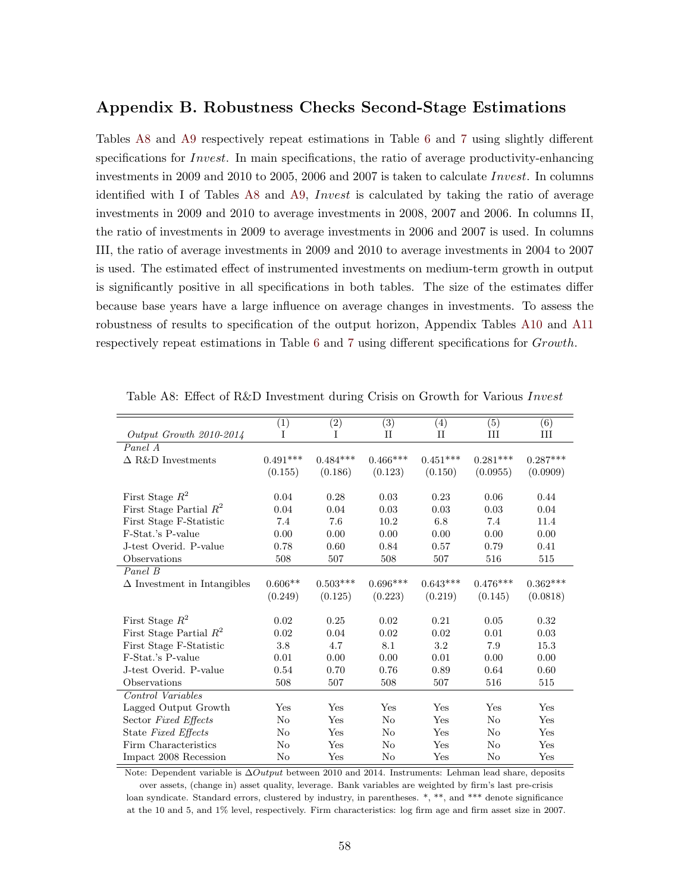## Appendix B. Robustness Checks Second-Stage Estimations

Tables A8 and A9 respectively repeat estimations in Table 6 and 7 using slightly different specifications for *Invest*. In main specifications, the ratio of average productivity-enhancing investments in 2009 and 2010 to 2005, 2006 and 2007 is taken to calculate *Invest*. In columns identified with I of Tables A8 and A9, *Invest* is calculated by taking the ratio of average investments in 2009 and 2010 to average investments in 2008, 2007 and 2006. In columns II, the ratio of investments in 2009 to average investments in 2006 and 2007 is used. In columns III, the ratio of average investments in 2009 and 2010 to average investments in 2004 to 2007 is used. The estimated effect of instrumented investments on medium-term growth in output is significantly positive in all specifications in both tables. The size of the estimates differ because base years have a large influence on average changes in investments. To assess the robustness of results to specification of the output horizon, Appendix Tables A10 and A11 respectively repeat estimations in Table 6 and 7 using different specifications for *Growth*.

Table A8: Effect of R&D Investment during Crisis on Growth for Various *Invest*

| | (1) | (2) | (3) | (4) | (5) | (6) |
|---|---|---|---|---|---|---|
| *Output Growth 2010-2014* | I | I | II | II | III | III |
| *Panel A* | | | | | | |
| Δ R&D Investments | 0.491*** | 0.484*** | 0.466*** | 0.451*** | 0.281*** | 0.287*** |
| | (0.155) | (0.186) | (0.123) | (0.150) | (0.0955) | (0.0909) |
| First Stage $R^2$ | 0.04 | 0.28 | 0.03 | 0.23 | 0.06 | 0.44 |
| First Stage Partial $R^2$ | 0.04 | 0.04 | 0.03 | 0.03 | 0.03 | 0.04 |
| First Stage F-Statistic | 7.4 | 7.6 | 10.2 | 6.8 | 7.4 | 11.4 |
| F-Stat.'s P-value | 0.00 | 0.00 | 0.00 | 0.00 | 0.00 | 0.00 |
| J-test Overid. P-value | 0.78 | 0.60 | 0.84 | 0.57 | 0.79 | 0.41 |
| Observations | 508 | 507 | 508 | 507 | 516 | 515 |
| *Panel B* | | | | | | |
| Δ Investment in Intangibles | 0.606** | 0.503*** | 0.696*** | 0.643*** | 0.476*** | 0.362*** |
| | (0.249) | (0.125) | (0.223) | (0.219) | (0.145) | (0.0818) |
| First Stage $R^2$ | 0.02 | 0.25 | 0.02 | 0.21 | 0.05 | 0.32 |
| First Stage Partial $R^2$ | 0.02 | 0.04 | 0.02 | 0.02 | 0.01 | 0.03 |
| First Stage F-Statistic | 3.8 | 4.7 | 8.1 | 3.2 | 7.9 | 15.3 |
| F-Stat.'s P-value | 0.01 | 0.00 | 0.00 | 0.01 | 0.00 | 0.00 |
| J-test Overid. P-value | 0.54 | 0.70 | 0.76 | 0.89 | 0.64 | 0.60 |
| Observations | 508 | 507 | 508 | 507 | 516 | 515 |
| *Control Variables* | | | | | | |
| Lagged Output Growth | Yes | Yes | Yes | Yes | Yes | Yes |
| Sector *Fixed Effects* | No | Yes | No | Yes | No | Yes |
| State *Fixed Effects* | No | Yes | No | Yes | No | Yes |
| Firm Characteristics | No | Yes | No | Yes | No | Yes |
| Impact 2008 Recession | No | Yes | No | Yes | No | Yes |

Note: Dependent variable is $\Delta Output$ between 2010 and 2014. Instruments: Lehman lead share, deposits over assets, (change in) asset quality, leverage. Bank variables are weighted by firm's last pre-crisis loan syndicate. Standard errors, clustered by industry, in parentheses. *, **, and *** denote significance at the 10 and 5, and 1% level, respectively. Firm characteristics: log firm age and firm asset size in 2007.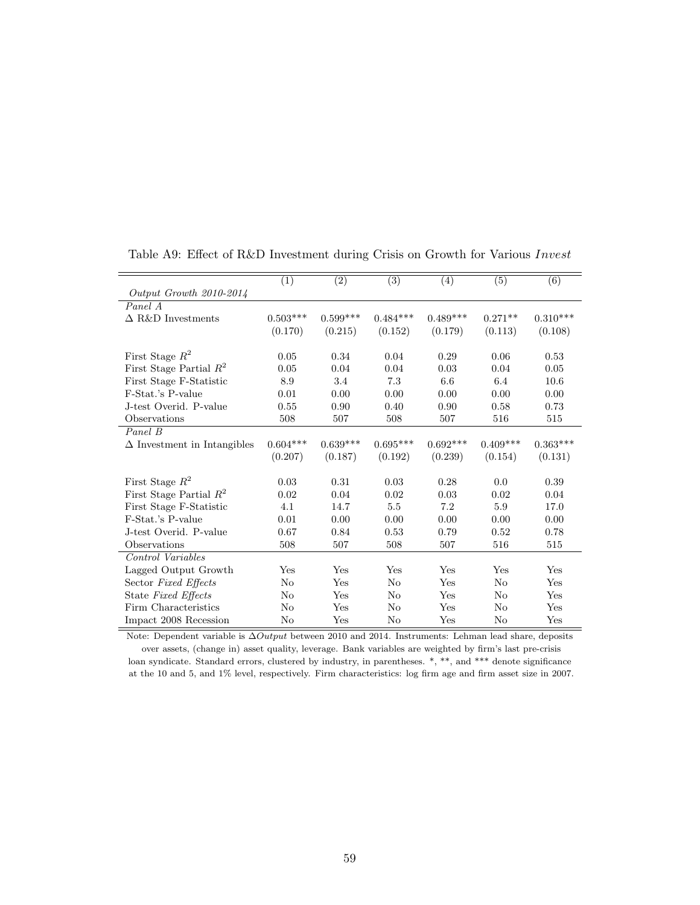Table A9: Effect of R&D Investment during Crisis on Growth for Various $Invest$

| | (1) | (2) | (3) | (4) | (5) | (6) |
|---|---|---|---|---|---|---|
| *Output Growth 2010-2014* | | | | | | |
| *Panel A* | | | | | | |
| $\Delta$ R&D Investments | 0.503*** | 0.599*** | 0.484*** | 0.489*** | 0.271** | 0.310*** |
| | (0.170) | (0.215) | (0.152) | (0.179) | (0.113) | (0.108) |
| First Stage $R^2$ | 0.05 | 0.34 | 0.04 | 0.29 | 0.06 | 0.53 |
| First Stage Partial $R^2$ | 0.05 | 0.04 | 0.04 | 0.03 | 0.04 | 0.05 |
| First Stage F-Statistic | 8.9 | 3.4 | 7.3 | 6.6 | 6.4 | 10.6 |
| F-Stat.'s P-value | 0.01 | 0.00 | 0.00 | 0.00 | 0.00 | 0.00 |
| J-test Overid. P-value | 0.55 | 0.90 | 0.40 | 0.90 | 0.58 | 0.73 |
| Observations | 508 | 507 | 508 | 507 | 516 | 515 |
| *Panel B* | | | | | | |
| $\Delta$ Investment in Intangibles | 0.604*** | 0.639*** | 0.695*** | 0.692*** | 0.409*** | 0.363*** |
| | (0.207) | (0.187) | (0.192) | (0.239) | (0.154) | (0.131) |
| First Stage $R^2$ | 0.03 | 0.31 | 0.03 | 0.28 | 0.0 | 0.39 |
| First Stage Partial $R^2$ | 0.02 | 0.04 | 0.02 | 0.03 | 0.02 | 0.04 |
| First Stage F-Statistic | 4.1 | 14.7 | 5.5 | 7.2 | 5.9 | 17.0 |
| F-Stat.'s P-value | 0.01 | 0.00 | 0.00 | 0.00 | 0.00 | 0.00 |
| J-test Overid. P-value | 0.67 | 0.84 | 0.53 | 0.79 | 0.52 | 0.78 |
| Observations | 508 | 507 | 508 | 507 | 516 | 515 |
| *Control Variables* | | | | | | |
| Lagged Output Growth | Yes | Yes | Yes | Yes | Yes | Yes |
| Sector *Fixed Effects* | No | Yes | No | Yes | No | Yes |
| State *Fixed Effects* | No | Yes | No | Yes | No | Yes |
| Firm Characteristics | No | Yes | No | Yes | No | Yes |
| Impact 2008 Recession | No | Yes | No | Yes | No | Yes |

Note: Dependent variable is $\Delta Output$ between 2010 and 2014. Instruments: Lehman lead share, deposits over assets, (change in) asset quality, leverage. Bank variables are weighted by firm's last pre-crisis loan syndicate. Standard errors, clustered by industry, in parentheses. *, **, and *** denote significance at the 10 and 5, and 1% level, respectively. Firm characteristics: log firm age and firm asset size in 2007.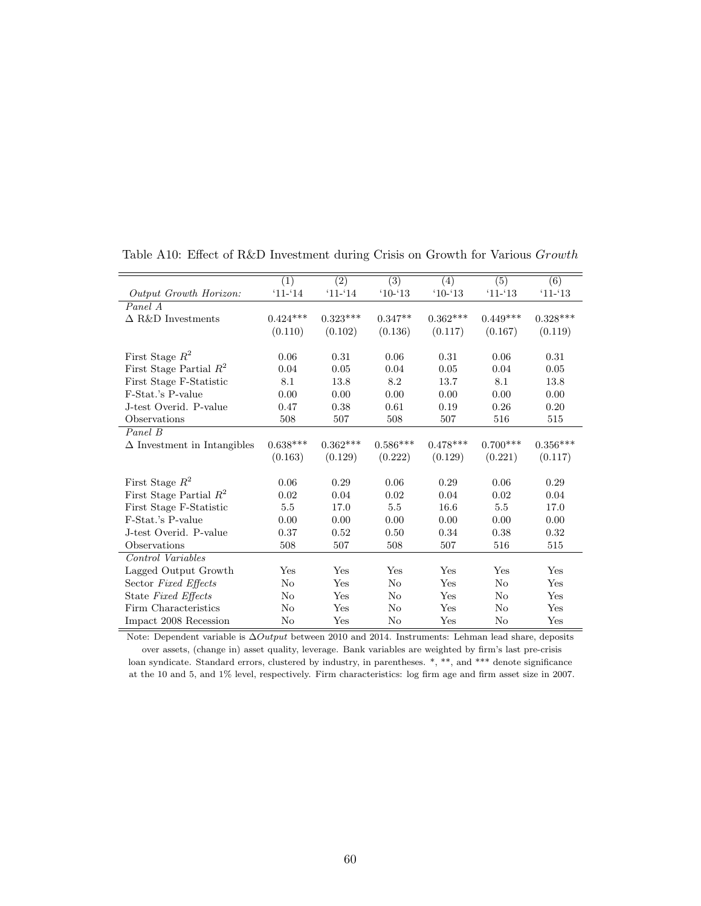Table A10: Effect of R&D Investment during Crisis on Growth for Various *Growth*

| | (1) | (2) | (3) | (4) | (5) | (6) |
|---|---|---|---|---|---|---|
| *Output Growth Horizon:* | '11-'14 | '11-'14 | '10-'13 | '10-'13 | '11-'13 | '11-'13 |
| *Panel A* | | | | | | |
| $\Delta$ R&D Investments | 0.424*** | 0.323*** | 0.347** | 0.362*** | 0.449*** | 0.328*** |
| | (0.110) | (0.102) | (0.136) | (0.117) | (0.167) | (0.119) |
| First Stage $R^2$ | 0.06 | 0.31 | 0.06 | 0.31 | 0.06 | 0.31 |
| First Stage Partial $R^2$ | 0.04 | 0.05 | 0.04 | 0.05 | 0.04 | 0.05 |
| First Stage F-Statistic | 8.1 | 13.8 | 8.2 | 13.7 | 8.1 | 13.8 |
| F-Stat.'s P-value | 0.00 | 0.00 | 0.00 | 0.00 | 0.00 | 0.00 |
| J-test Overid. P-value | 0.47 | 0.38 | 0.61 | 0.19 | 0.26 | 0.20 |
| Observations | 508 | 507 | 508 | 507 | 516 | 515 |
| *Panel B* | | | | | | |
| $\Delta$ Investment in Intangibles | 0.638*** | 0.362*** | 0.586*** | 0.478*** | 0.700*** | 0.356*** |
| | (0.163) | (0.129) | (0.222) | (0.129) | (0.221) | (0.117) |
| First Stage $R^2$ | 0.06 | 0.29 | 0.06 | 0.29 | 0.06 | 0.29 |
| First Stage Partial $R^2$ | 0.02 | 0.04 | 0.02 | 0.04 | 0.02 | 0.04 |
| First Stage F-Statistic | 5.5 | 17.0 | 5.5 | 16.6 | 5.5 | 17.0 |
| F-Stat.'s P-value | 0.00 | 0.00 | 0.00 | 0.00 | 0.00 | 0.00 |
| J-test Overid. P-value | 0.37 | 0.52 | 0.50 | 0.34 | 0.38 | 0.32 |
| Observations | 508 | 507 | 508 | 507 | 516 | 515 |
| *Control Variables* | | | | | | |
| Lagged Output Growth | Yes | Yes | Yes | Yes | Yes | Yes |
| Sector *Fixed Effects* | No | Yes | No | Yes | No | Yes |
| State *Fixed Effects* | No | Yes | No | Yes | No | Yes |
| Firm Characteristics | No | Yes | No | Yes | No | Yes |
| Impact 2008 Recession | No | Yes | No | Yes | No | Yes |

Note: Dependent variable is $\Delta Output$ between 2010 and 2014. Instruments: Lehman lead share, deposits over assets, (change in) asset quality, leverage. Bank variables are weighted by firm's last pre-crisis loan syndicate. Standard errors, clustered by industry, in parentheses. *, **, and *** denote significance at the 10 and 5, and 1% level, respectively. Firm characteristics: log firm age and firm asset size in 2007.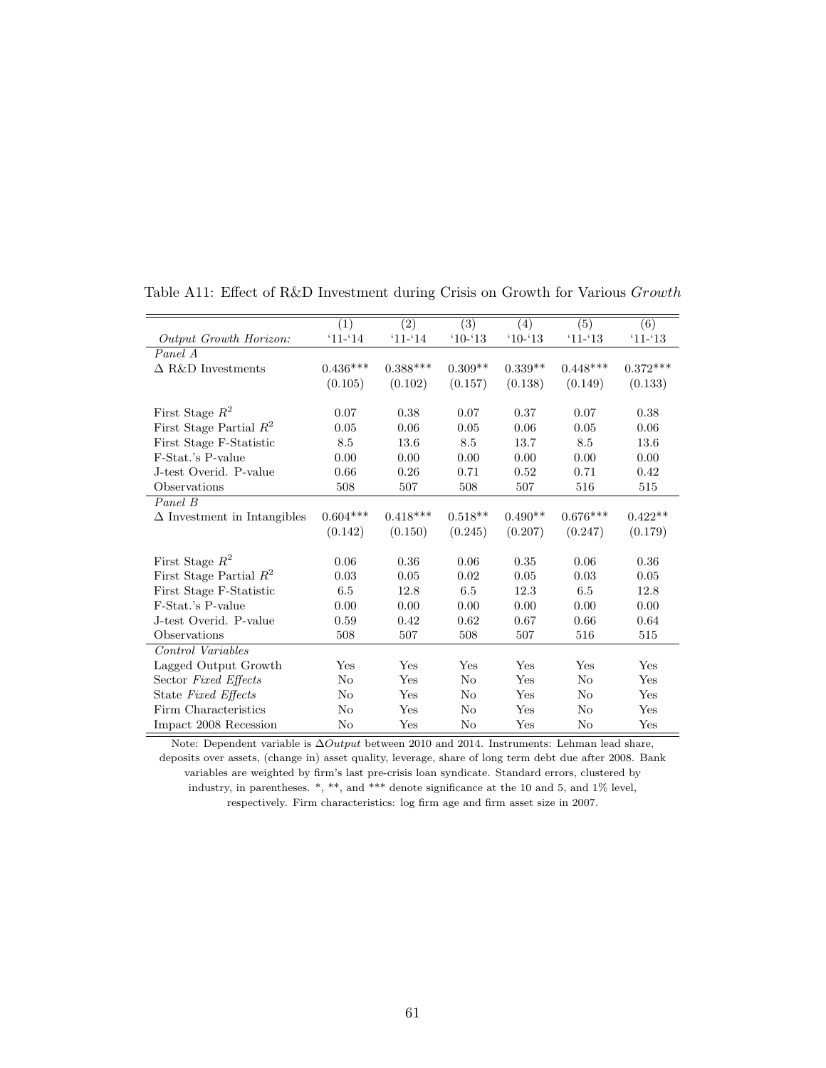Table A11: Effect of R&D Investment during Crisis on Growth for Various *Growth*

| | (1) | (2) | (3) | (4) | (5) | (6) |
|---|---|---|---|---|---|---|
| *Output Growth Horizon:* | '11-'14 | '11-'14 | '10-'13 | '10-'13 | '11-'13 | '11-'13 |
| *Panel A* | | | | | | |
| $\Delta$ R&D Investments | 0.436*** | 0.388*** | 0.309** | 0.339** | 0.448*** | 0.372*** |
| | (0.105) | (0.102) | (0.157) | (0.138) | (0.149) | (0.133) |
| First Stage $R^2$ | 0.07 | 0.38 | 0.07 | 0.37 | 0.07 | 0.38 |
| First Stage Partial $R^2$ | 0.05 | 0.06 | 0.05 | 0.06 | 0.05 | 0.06 |
| First Stage F-Statistic | 8.5 | 13.6 | 8.5 | 13.7 | 8.5 | 13.6 |
| F-Stat.'s P-value | 0.00 | 0.00 | 0.00 | 0.00 | 0.00 | 0.00 |
| J-test Overid. P-value | 0.66 | 0.26 | 0.71 | 0.52 | 0.71 | 0.42 |
| Observations | 508 | 507 | 508 | 507 | 516 | 515 |
| *Panel B* | | | | | | |
| $\Delta$ Investment in Intangibles | 0.604*** | 0.418*** | 0.518** | 0.490** | 0.676*** | 0.422** |
| | (0.142) | (0.150) | (0.245) | (0.207) | (0.247) | (0.179) |
| First Stage $R^2$ | 0.06 | 0.36 | 0.06 | 0.35 | 0.06 | 0.36 |
| First Stage Partial $R^2$ | 0.03 | 0.05 | 0.02 | 0.05 | 0.03 | 0.05 |
| First Stage F-Statistic | 6.5 | 12.8 | 6.5 | 12.3 | 6.5 | 12.8 |
| F-Stat.'s P-value | 0.00 | 0.00 | 0.00 | 0.00 | 0.00 | 0.00 |
| J-test Overid. P-value | 0.59 | 0.42 | 0.62 | 0.67 | 0.66 | 0.64 |
| Observations | 508 | 507 | 508 | 507 | 516 | 515 |
| *Control Variables* | | | | | | |
| Lagged Output Growth | Yes | Yes | Yes | Yes | Yes | Yes |
| Sector *Fixed Effects* | No | Yes | No | Yes | No | Yes |
| State *Fixed Effects* | No | Yes | No | Yes | No | Yes |
| Firm Characteristics | No | Yes | No | Yes | No | Yes |
| Impact 2008 Recession | No | Yes | No | Yes | No | Yes |

Note: Dependent variable is $\Delta Output$ between 2010 and 2014. Instruments: Lehman lead share, deposits over assets, (change in) asset quality, leverage, share of long term debt due after 2008. Bank variables are weighted by firm's last pre-crisis loan syndicate. Standard errors, clustered by industry, in parentheses. *, **, and *** denote significance at the 10 and 5, and 1% level, respectively. Firm characteristics: log firm age and firm asset size in 2007.